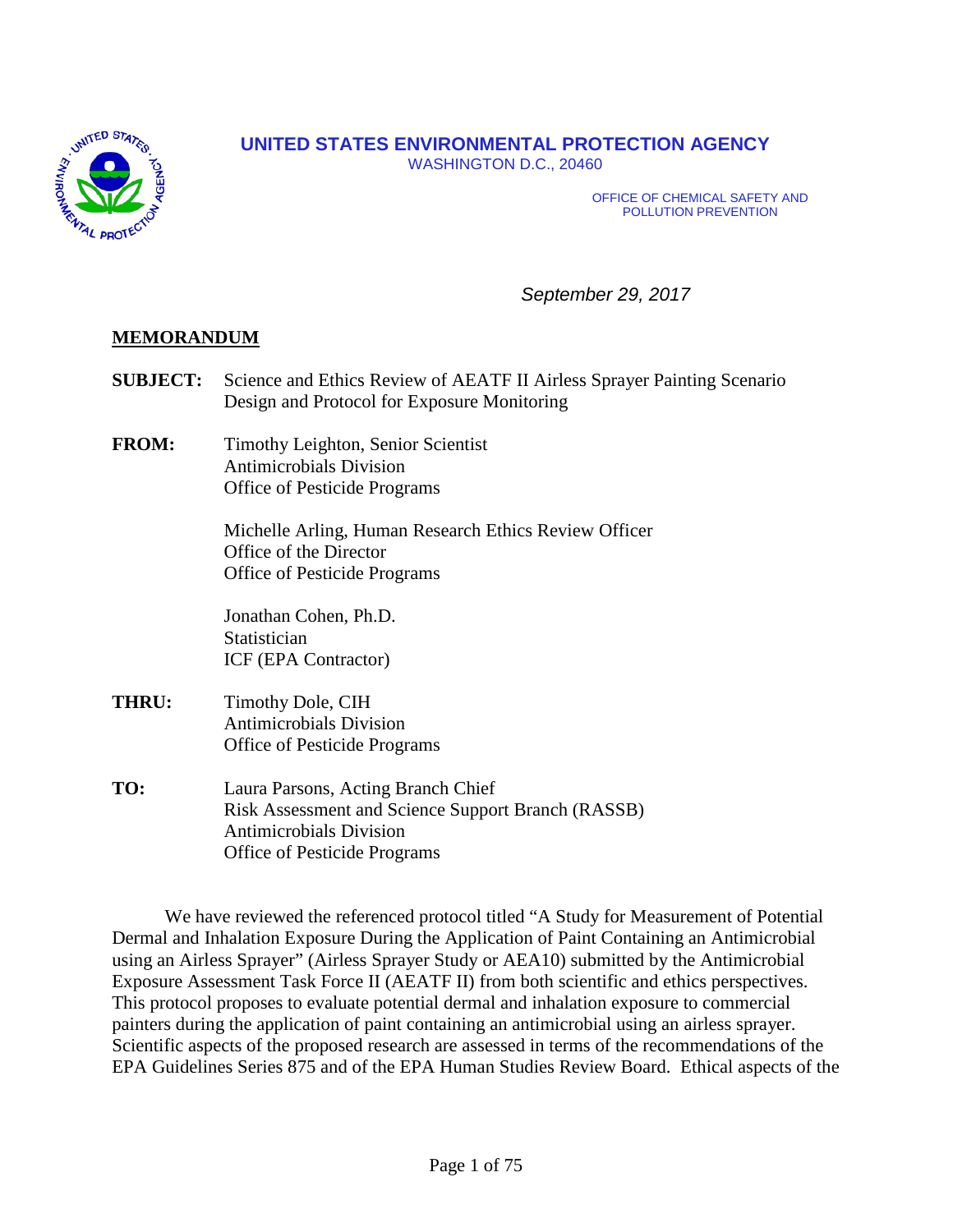**UNITED STATES ENVIRONMENTAL PROTECTION AGENCY**
WASHINGTON D.C., 20460

OFFICE OF CHEMICAL SAFETY AND
POLLUTION PREVENTION

*September 29, 2017*

**MEMORANDUM**

**SUBJECT:** Science and Ethics Review of AEATF II Airless Sprayer Painting Scenario Design and Protocol for Exposure Monitoring

**FROM:** Timothy Leighton, Senior Scientist
Antimicrobials Division
Office of Pesticide Programs

Michelle Arling, Human Research Ethics Review Officer
Office of the Director
Office of Pesticide Programs

Jonathan Cohen, Ph.D.
Statistician
ICF (EPA Contractor)

**THRU:** Timothy Dole, CIH
Antimicrobials Division
Office of Pesticide Programs

**TO:** Laura Parsons, Acting Branch Chief
Risk Assessment and Science Support Branch (RASSB)
Antimicrobials Division
Office of Pesticide Programs

We have reviewed the referenced protocol titled "A Study for Measurement of Potential Dermal and Inhalation Exposure During the Application of Paint Containing an Antimicrobial using an Airless Sprayer" (Airless Sprayer Study or AEA10) submitted by the Antimicrobial Exposure Assessment Task Force II (AEATF II) from both scientific and ethics perspectives. This protocol proposes to evaluate potential dermal and inhalation exposure to commercial painters during the application of paint containing an antimicrobial using an airless sprayer. Scientific aspects of the proposed research are assessed in terms of the recommendations of the EPA Guidelines Series 875 and of the EPA Human Studies Review Board. Ethical aspects of the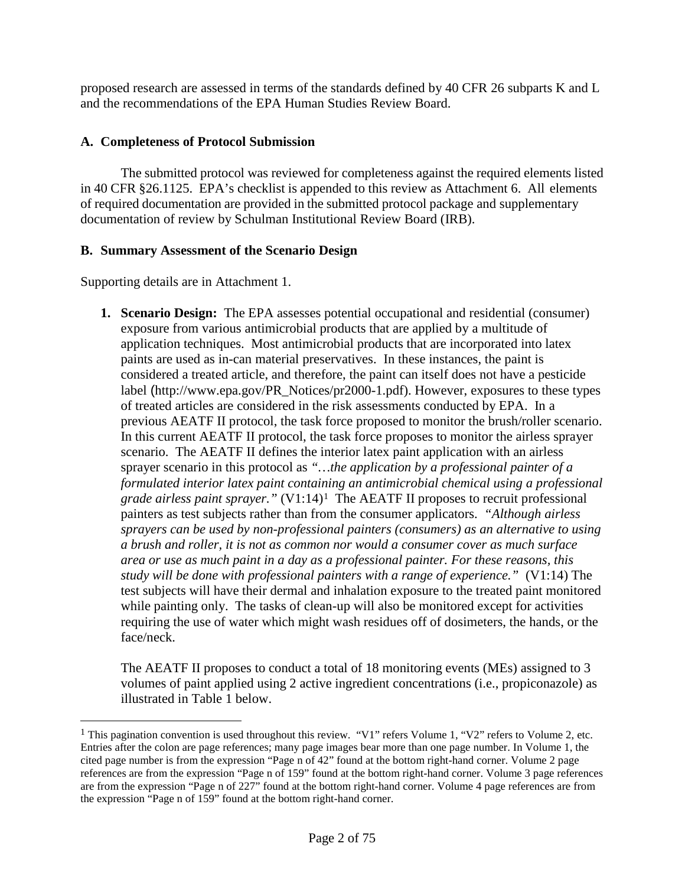proposed research are assessed in terms of the standards defined by 40 CFR 26 subparts K and L and the recommendations of the EPA Human Studies Review Board.

## A. Completeness of Protocol Submission

The submitted protocol was reviewed for completeness against the required elements listed in 40 CFR §26.1125. EPA's checklist is appended to this review as Attachment 6. All elements of required documentation are provided in the submitted protocol package and supplementary documentation of review by Schulman Institutional Review Board (IRB).

## B. Summary Assessment of the Scenario Design

Supporting details are in Attachment 1.

1. **Scenario Design:** The EPA assesses potential occupational and residential (consumer) exposure from various antimicrobial products that are applied by a multitude of application techniques. Most antimicrobial products that are incorporated into latex paints are used as in-can material preservatives. In these instances, the paint is considered a treated article, and therefore, the paint can itself does not have a pesticide label (http://www.epa.gov/PR_Notices/pr2000-1.pdf). However, exposures to these types of treated articles are considered in the risk assessments conducted by EPA. In a previous AEATF II protocol, the task force proposed to monitor the brush/roller scenario. In this current AEATF II protocol, the task force proposes to monitor the airless sprayer scenario. The AEATF II defines the interior latex paint application with an airless sprayer scenario in this protocol as *"…the application by a professional painter of a formulated interior latex paint containing an antimicrobial chemical using a professional grade airless paint sprayer."* (V1:14)[1] The AEATF II proposes to recruit professional painters as test subjects rather than from the consumer applicators. *"Although airless sprayers can be used by non-professional painters (consumers) as an alternative to using a brush and roller, it is not as common nor would a consumer cover as much surface area or use as much paint in a day as a professional painter. For these reasons, this study will be done with professional painters with a range of experience."* (V1:14) The test subjects will have their dermal and inhalation exposure to the treated paint monitored while painting only. The tasks of clean-up will also be monitored except for activities requiring the use of water which might wash residues off of dosimeters, the hands, or the face/neck.

   The AEATF II proposes to conduct a total of 18 monitoring events (MEs) assigned to 3 volumes of paint applied using 2 active ingredient concentrations (i.e., propiconazole) as illustrated in Table 1 below.

---

[1] This pagination convention is used throughout this review. "V1" refers Volume 1, "V2" refers to Volume 2, etc. Entries after the colon are page references; many page images bear more than one page number. In Volume 1, the cited page number is from the expression "Page n of 42" found at the bottom right-hand corner. Volume 2 page references are from the expression "Page n of 159" found at the bottom right-hand corner. Volume 3 page references are from the expression "Page n of 227" found at the bottom right-hand corner. Volume 4 page references are from the expression "Page n of 159" found at the bottom right-hand corner.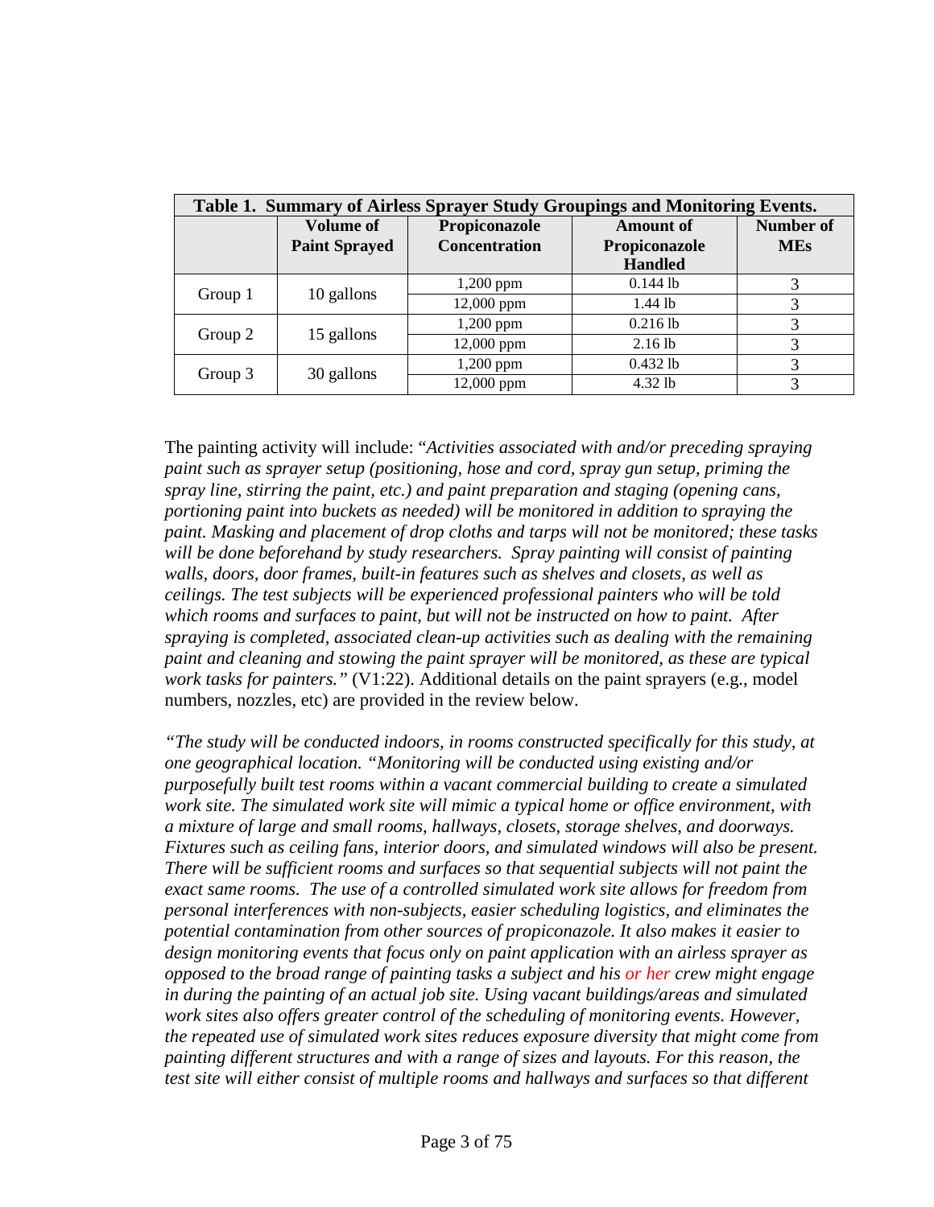| Table 1. Summary of Airless Sprayer Study Groupings and Monitoring Events. | | | | |
|---|---|---|---|---|
| | **Volume of Paint Sprayed** | **Propiconazole Concentration** | **Amount of Propiconazole Handled** | **Number of MEs** |
| Group 1 | 10 gallons | 1,200 ppm | 0.144 lb | 3 |
| | | 12,000 ppm | 1.44 lb | 3 |
| Group 2 | 15 gallons | 1,200 ppm | 0.216 lb | 3 |
| | | 12,000 ppm | 2.16 lb | 3 |
| Group 3 | 30 gallons | 1,200 ppm | 0.432 lb | 3 |
| | | 12,000 ppm | 4.32 lb | 3 |

The painting activity will include: "*Activities associated with and/or preceding spraying paint such as sprayer setup (positioning, hose and cord, spray gun setup, priming the spray line, stirring the paint, etc.) and paint preparation and staging (opening cans, portioning paint into buckets as needed) will be monitored in addition to spraying the paint. Masking and placement of drop cloths and tarps will not be monitored; these tasks will be done beforehand by study researchers. Spray painting will consist of painting walls, doors, door frames, built-in features such as shelves and closets, as well as ceilings. The test subjects will be experienced professional painters who will be told which rooms and surfaces to paint, but will not be instructed on how to paint. After spraying is completed, associated clean-up activities such as dealing with the remaining paint and cleaning and stowing the paint sprayer will be monitored, as these are typical work tasks for painters.*" (V1:22). Additional details on the paint sprayers (e.g., model numbers, nozzles, etc) are provided in the review below.

*"The study will be conducted indoors, in rooms constructed specifically for this study, at one geographical location. "Monitoring will be conducted using existing and/or purposefully built test rooms within a vacant commercial building to create a simulated work site. The simulated work site will mimic a typical home or office environment, with a mixture of large and small rooms, hallways, closets, storage shelves, and doorways. Fixtures such as ceiling fans, interior doors, and simulated windows will also be present. There will be sufficient rooms and surfaces so that sequential subjects will not paint the exact same rooms. The use of a controlled simulated work site allows for freedom from personal interferences with non-subjects, easier scheduling logistics, and eliminates the potential contamination from other sources of propiconazole. It also makes it easier to design monitoring events that focus only on paint application with an airless sprayer as opposed to the broad range of painting tasks a subject and his or her crew might engage in during the painting of an actual job site. Using vacant buildings/areas and simulated work sites also offers greater control of the scheduling of monitoring events. However, the repeated use of simulated work sites reduces exposure diversity that might come from painting different structures and with a range of sizes and layouts. For this reason, the test site will either consist of multiple rooms and hallways and surfaces so that different*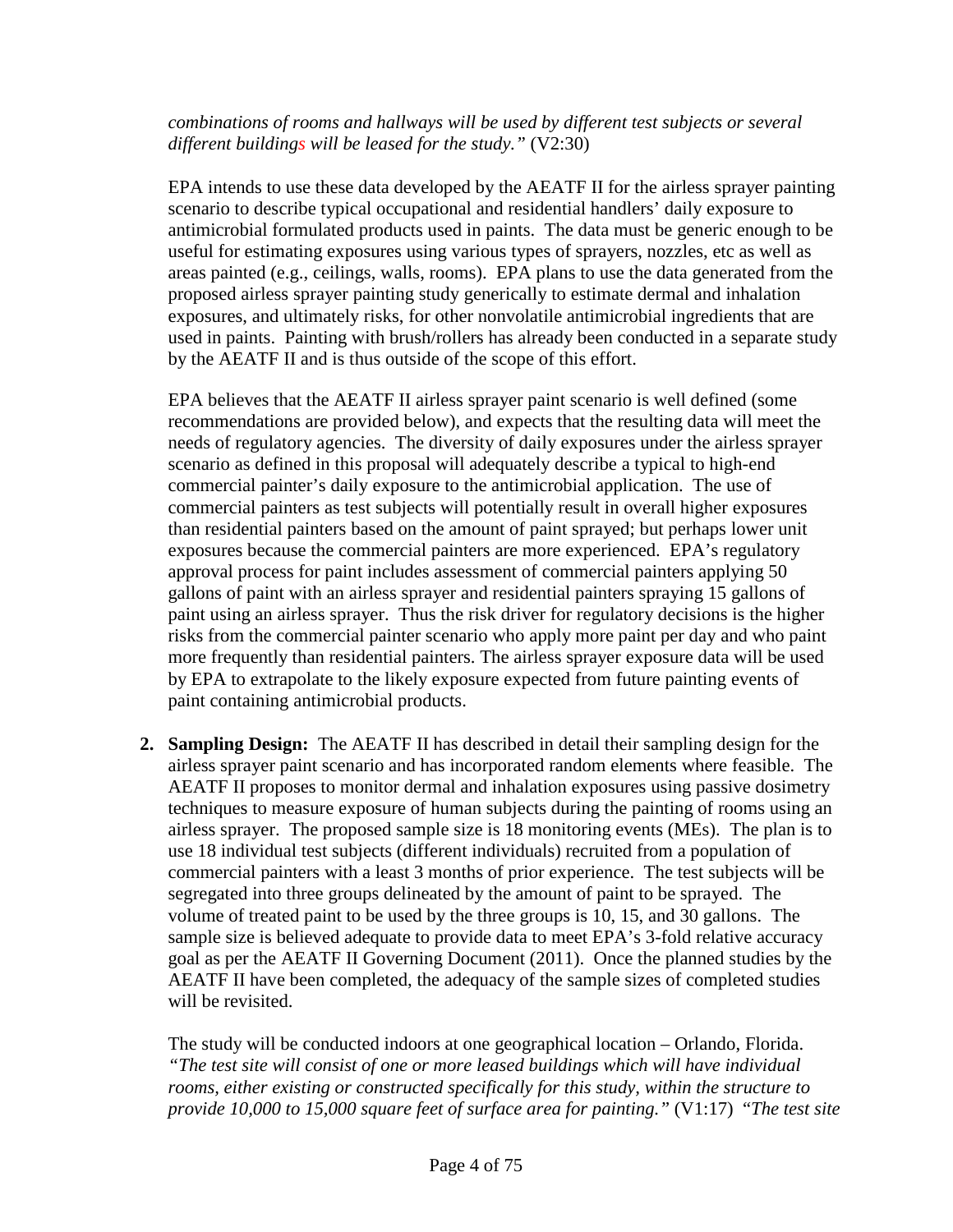*combinations of rooms and hallways will be used by different test subjects or several different buildings will be leased for the study."* (V2:30)

EPA intends to use these data developed by the AEATF II for the airless sprayer painting scenario to describe typical occupational and residential handlers' daily exposure to antimicrobial formulated products used in paints. The data must be generic enough to be useful for estimating exposures using various types of sprayers, nozzles, etc as well as areas painted (e.g., ceilings, walls, rooms). EPA plans to use the data generated from the proposed airless sprayer painting study generically to estimate dermal and inhalation exposures, and ultimately risks, for other nonvolatile antimicrobial ingredients that are used in paints. Painting with brush/rollers has already been conducted in a separate study by the AEATF II and is thus outside of the scope of this effort.

EPA believes that the AEATF II airless sprayer paint scenario is well defined (some recommendations are provided below), and expects that the resulting data will meet the needs of regulatory agencies. The diversity of daily exposures under the airless sprayer scenario as defined in this proposal will adequately describe a typical to high-end commercial painter's daily exposure to the antimicrobial application. The use of commercial painters as test subjects will potentially result in overall higher exposures than residential painters based on the amount of paint sprayed; but perhaps lower unit exposures because the commercial painters are more experienced. EPA's regulatory approval process for paint includes assessment of commercial painters applying 50 gallons of paint with an airless sprayer and residential painters spraying 15 gallons of paint using an airless sprayer. Thus the risk driver for regulatory decisions is the higher risks from the commercial painter scenario who apply more paint per day and who paint more frequently than residential painters. The airless sprayer exposure data will be used by EPA to extrapolate to the likely exposure expected from future painting events of paint containing antimicrobial products.

2. **Sampling Design:** The AEATF II has described in detail their sampling design for the airless sprayer paint scenario and has incorporated random elements where feasible. The AEATF II proposes to monitor dermal and inhalation exposures using passive dosimetry techniques to measure exposure of human subjects during the painting of rooms using an airless sprayer. The proposed sample size is 18 monitoring events (MEs). The plan is to use 18 individual test subjects (different individuals) recruited from a population of commercial painters with a least 3 months of prior experience. The test subjects will be segregated into three groups delineated by the amount of paint to be sprayed. The volume of treated paint to be used by the three groups is 10, 15, and 30 gallons. The sample size is believed adequate to provide data to meet EPA's 3-fold relative accuracy goal as per the AEATF II Governing Document (2011). Once the planned studies by the AEATF II have been completed, the adequacy of the sample sizes of completed studies will be revisited.

   The study will be conducted indoors at one geographical location – Orlando, Florida. *"The test site will consist of one or more leased buildings which will have individual rooms, either existing or constructed specifically for this study, within the structure to provide 10,000 to 15,000 square feet of surface area for painting."* (V1:17) *"The test site*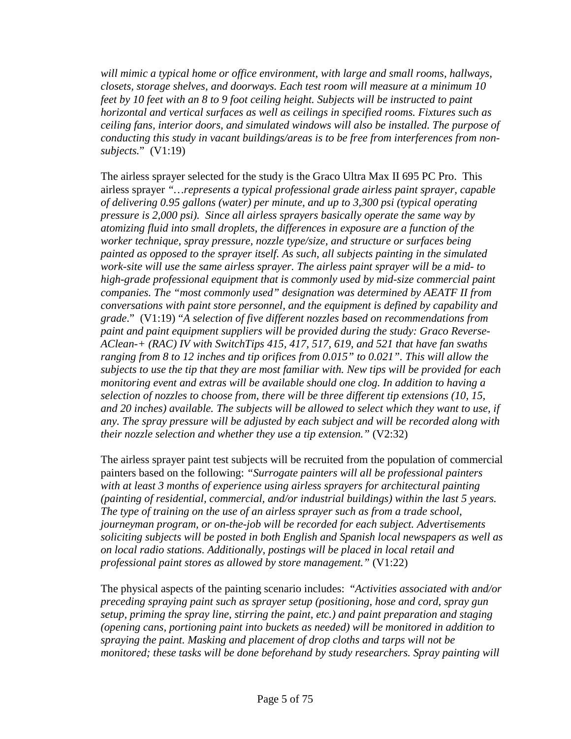*will mimic a typical home or office environment, with large and small rooms, hallways, closets, storage shelves, and doorways. Each test room will measure at a minimum 10 feet by 10 feet with an 8 to 9 foot ceiling height. Subjects will be instructed to paint horizontal and vertical surfaces as well as ceilings in specified rooms. Fixtures such as ceiling fans, interior doors, and simulated windows will also be installed. The purpose of conducting this study in vacant buildings/areas is to be free from interferences from non-subjects.*" (V1:19)

The airless sprayer selected for the study is the Graco Ultra Max II 695 PC Pro. This airless sprayer *"…represents a typical professional grade airless paint sprayer, capable of delivering 0.95 gallons (water) per minute, and up to 3,300 psi (typical operating pressure is 2,000 psi). Since all airless sprayers basically operate the same way by atomizing fluid into small droplets, the differences in exposure are a function of the worker technique, spray pressure, nozzle type/size, and structure or surfaces being painted as opposed to the sprayer itself. As such, all subjects painting in the simulated work-site will use the same airless sprayer. The airless paint sprayer will be a mid- to high-grade professional equipment that is commonly used by mid-size commercial paint companies. The "most commonly used" designation was determined by AEATF II from conversations with paint store personnel, and the equipment is defined by capability and grade*." (V1:19) "*A selection of five different nozzles based on recommendations from paint and paint equipment suppliers will be provided during the study: Graco Reverse-AClean-+ (RAC) IV with SwitchTips 415, 417, 517, 619, and 521 that have fan swaths ranging from 8 to 12 inches and tip orifices from 0.015" to 0.021". This will allow the subjects to use the tip that they are most familiar with. New tips will be provided for each monitoring event and extras will be available should one clog. In addition to having a selection of nozzles to choose from, there will be three different tip extensions (10, 15, and 20 inches) available. The subjects will be allowed to select which they want to use, if any. The spray pressure will be adjusted by each subject and will be recorded along with their nozzle selection and whether they use a tip extension."* (V2:32)

The airless sprayer paint test subjects will be recruited from the population of commercial painters based on the following: *"Surrogate painters will all be professional painters with at least 3 months of experience using airless sprayers for architectural painting (painting of residential, commercial, and/or industrial buildings) within the last 5 years. The type of training on the use of an airless sprayer such as from a trade school, journeyman program, or on-the-job will be recorded for each subject. Advertisements soliciting subjects will be posted in both English and Spanish local newspapers as well as on local radio stations. Additionally, postings will be placed in local retail and professional paint stores as allowed by store management."* (V1:22)

The physical aspects of the painting scenario includes: *"Activities associated with and/or preceding spraying paint such as sprayer setup (positioning, hose and cord, spray gun setup, priming the spray line, stirring the paint, etc.) and paint preparation and staging (opening cans, portioning paint into buckets as needed) will be monitored in addition to spraying the paint. Masking and placement of drop cloths and tarps will not be monitored; these tasks will be done beforehand by study researchers. Spray painting will*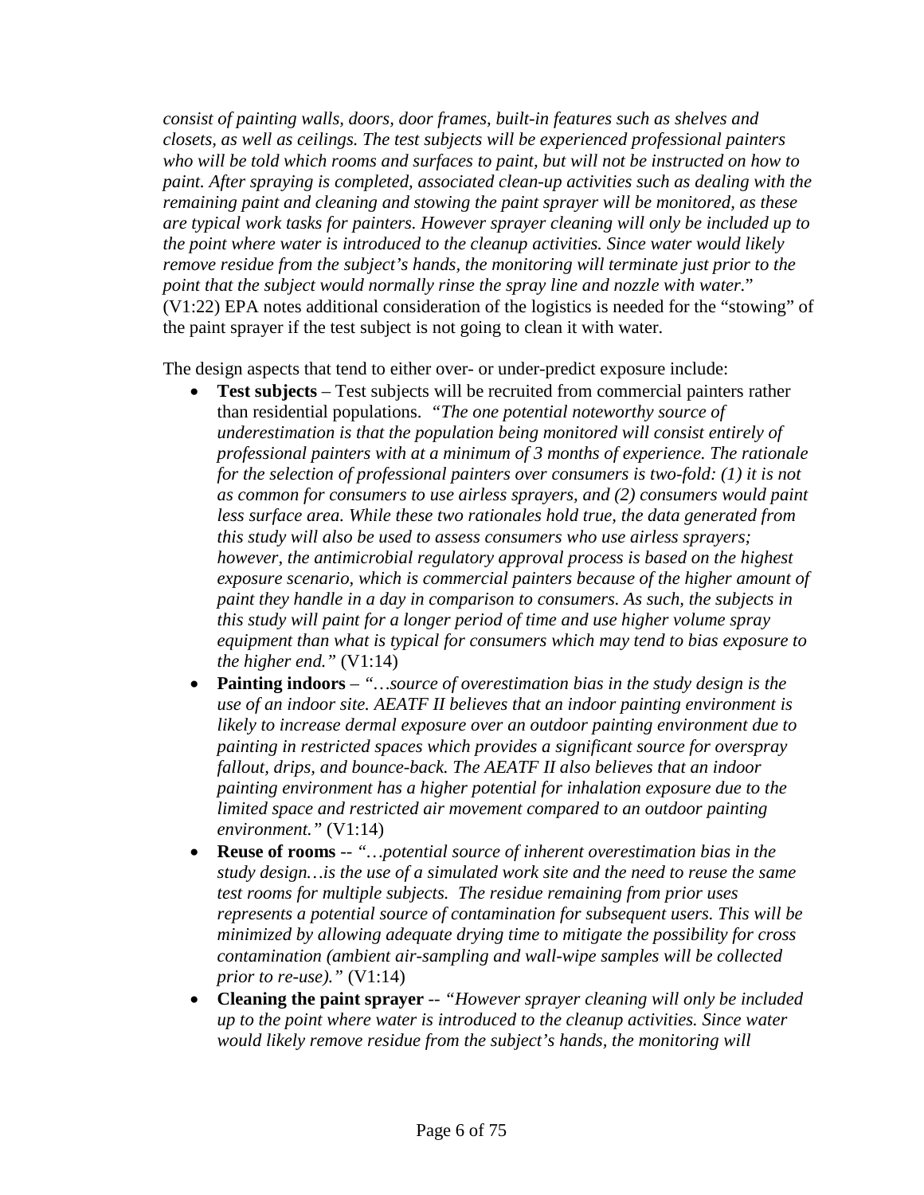*consist of painting walls, doors, door frames, built-in features such as shelves and closets, as well as ceilings. The test subjects will be experienced professional painters who will be told which rooms and surfaces to paint, but will not be instructed on how to paint. After spraying is completed, associated clean-up activities such as dealing with the remaining paint and cleaning and stowing the paint sprayer will be monitored, as these are typical work tasks for painters. However sprayer cleaning will only be included up to the point where water is introduced to the cleanup activities. Since water would likely remove residue from the subject's hands, the monitoring will terminate just prior to the point that the subject would normally rinse the spray line and nozzle with water.*" (V1:22) EPA notes additional consideration of the logistics is needed for the "stowing" of the paint sprayer if the test subject is not going to clean it with water.

The design aspects that tend to either over- or under-predict exposure include:

- **Test subjects** – Test subjects will be recruited from commercial painters rather than residential populations. *"The one potential noteworthy source of underestimation is that the population being monitored will consist entirely of professional painters with at a minimum of 3 months of experience. The rationale for the selection of professional painters over consumers is two-fold: (1) it is not as common for consumers to use airless sprayers, and (2) consumers would paint less surface area. While these two rationales hold true, the data generated from this study will also be used to assess consumers who use airless sprayers; however, the antimicrobial regulatory approval process is based on the highest exposure scenario, which is commercial painters because of the higher amount of paint they handle in a day in comparison to consumers. As such, the subjects in this study will paint for a longer period of time and use higher volume spray equipment than what is typical for consumers which may tend to bias exposure to the higher end."* (V1:14)
- **Painting indoors** – *"…source of overestimation bias in the study design is the use of an indoor site. AEATF II believes that an indoor painting environment is likely to increase dermal exposure over an outdoor painting environment due to painting in restricted spaces which provides a significant source for overspray fallout, drips, and bounce-back. The AEATF II also believes that an indoor painting environment has a higher potential for inhalation exposure due to the limited space and restricted air movement compared to an outdoor painting environment."* (V1:14)
- **Reuse of rooms** -- *"…potential source of inherent overestimation bias in the study design…is the use of a simulated work site and the need to reuse the same test rooms for multiple subjects. The residue remaining from prior uses represents a potential source of contamination for subsequent users. This will be minimized by allowing adequate drying time to mitigate the possibility for cross contamination (ambient air-sampling and wall-wipe samples will be collected prior to re-use)."* (V1:14)
- **Cleaning the paint sprayer** -- *"However sprayer cleaning will only be included up to the point where water is introduced to the cleanup activities. Since water would likely remove residue from the subject's hands, the monitoring will*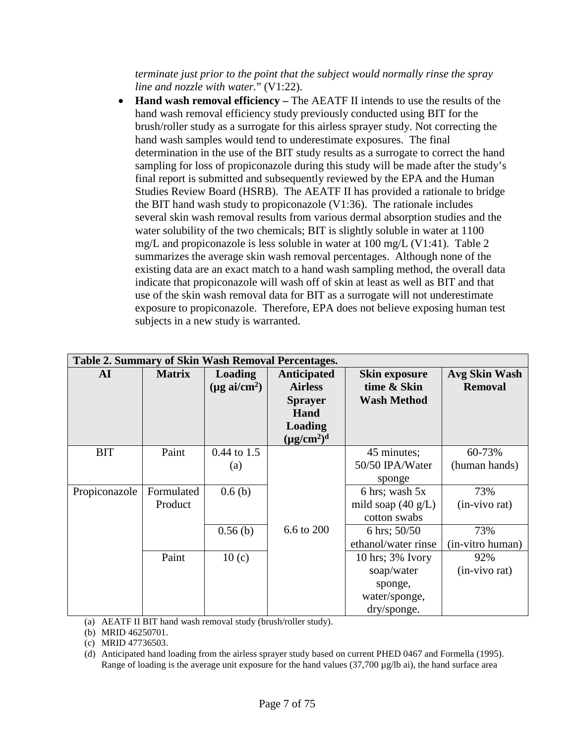*terminate just prior to the point that the subject would normally rinse the spray line and nozzle with water.*" (V1:22).

- **Hand wash removal efficiency –** The AEATF II intends to use the results of the hand wash removal efficiency study previously conducted using BIT for the brush/roller study as a surrogate for this airless sprayer study. Not correcting the hand wash samples would tend to underestimate exposures. The final determination in the use of the BIT study results as a surrogate to correct the hand sampling for loss of propiconazole during this study will be made after the study's final report is submitted and subsequently reviewed by the EPA and the Human Studies Review Board (HSRB). The AEATF II has provided a rationale to bridge the BIT hand wash study to propiconazole (V1:36). The rationale includes several skin wash removal results from various dermal absorption studies and the water solubility of the two chemicals; BIT is slightly soluble in water at 1100 mg/L and propiconazole is less soluble in water at 100 mg/L (V1:41). Table 2 summarizes the average skin wash removal percentages. Although none of the existing data are an exact match to a hand wash sampling method, the overall data indicate that propiconazole will wash off of skin at least as well as BIT and that use of the skin wash removal data for BIT as a surrogate will not underestimate exposure to propiconazole. Therefore, EPA does not believe exposing human test subjects in a new study is warranted.

**Table 2. Summary of Skin Wash Removal Percentages.**

| AI | Matrix | Loading (µg ai/cm$^2$) | Anticipated Airless Sprayer Hand Loading (µg/cm$^2$)[d] | Skin exposure time & Skin Wash Method | Avg Skin Wash Removal |
|---|---|---|---|---|---|
| BIT | Paint | 0.44 to 1.5 (a) | 6.6 to 200 | 45 minutes; 50/50 IPA/Water sponge | 60-73% (human hands) |
| Propiconazole | Formulated Product | 0.6 (b) | | 6 hrs; wash 5x mild soap (40 g/L) cotton swabs | 73% (in-vivo rat) |
| | | 0.56 (b) | | 6 hrs; 50/50 ethanol/water rinse | 73% (in-vitro human) |
| | Paint | 10 (c) | | 10 hrs; 3% Ivory soap/water sponge, water/sponge, dry/sponge. | 92% (in-vivo rat) |

(a) AEATF II BIT hand wash removal study (brush/roller study).
(b) MRID 46250701.
(c) MRID 47736503.
(d) Anticipated hand loading from the airless sprayer study based on current PHED 0467 and Formella (1995). Range of loading is the average unit exposure for the hand values (37,700 µg/lb ai), the hand surface area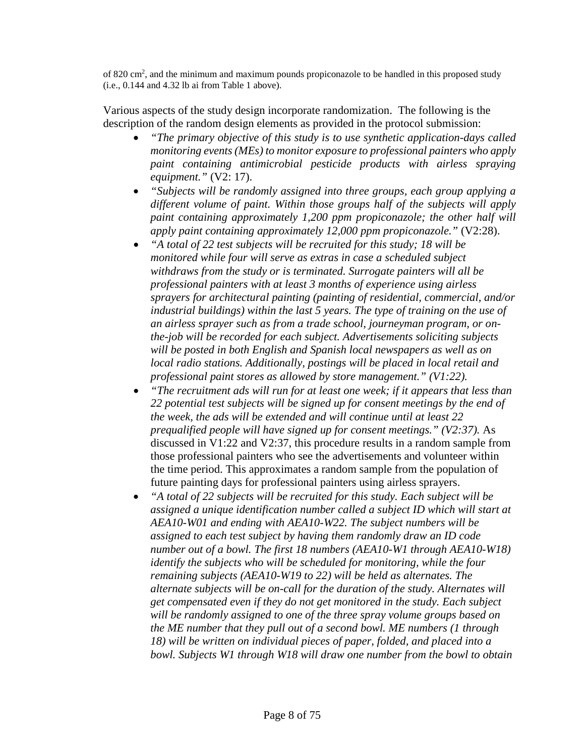of 820 $cm^2$, and the minimum and maximum pounds propiconazole to be handled in this proposed study (i.e., 0.144 and 4.32 lb ai from Table 1 above).

Various aspects of the study design incorporate randomization. The following is the description of the random design elements as provided in the protocol submission:

- *"The primary objective of this study is to use synthetic application-days called monitoring events (MEs) to monitor exposure to professional painters who apply paint containing antimicrobial pesticide products with airless spraying equipment."* (V2: 17).
- *"Subjects will be randomly assigned into three groups, each group applying a different volume of paint. Within those groups half of the subjects will apply paint containing approximately 1,200 ppm propiconazole; the other half will apply paint containing approximately 12,000 ppm propiconazole."* (V2:28).
- *"A total of 22 test subjects will be recruited for this study; 18 will be monitored while four will serve as extras in case a scheduled subject withdraws from the study or is terminated. Surrogate painters will all be professional painters with at least 3 months of experience using airless sprayers for architectural painting (painting of residential, commercial, and/or industrial buildings) within the last 5 years. The type of training on the use of an airless sprayer such as from a trade school, journeyman program, or on-the-job will be recorded for each subject. Advertisements soliciting subjects will be posted in both English and Spanish local newspapers as well as on local radio stations. Additionally, postings will be placed in local retail and professional paint stores as allowed by store management." (V1:22).*
- *"The recruitment ads will run for at least one week; if it appears that less than 22 potential test subjects will be signed up for consent meetings by the end of the week, the ads will be extended and will continue until at least 22 prequalified people will have signed up for consent meetings." (V2:37).* As discussed in V1:22 and V2:37, this procedure results in a random sample from those professional painters who see the advertisements and volunteer within the time period. This approximates a random sample from the population of future painting days for professional painters using airless sprayers.
- *"A total of 22 subjects will be recruited for this study. Each subject will be assigned a unique identification number called a subject ID which will start at AEA10-W01 and ending with AEA10-W22. The subject numbers will be assigned to each test subject by having them randomly draw an ID code number out of a bowl. The first 18 numbers (AEA10-W1 through AEA10-W18) identify the subjects who will be scheduled for monitoring, while the four remaining subjects (AEA10-W19 to 22) will be held as alternates. The alternate subjects will be on-call for the duration of the study. Alternates will get compensated even if they do not get monitored in the study. Each subject will be randomly assigned to one of the three spray volume groups based on the ME number that they pull out of a second bowl. ME numbers (1 through 18) will be written on individual pieces of paper, folded, and placed into a bowl. Subjects W1 through W18 will draw one number from the bowl to obtain*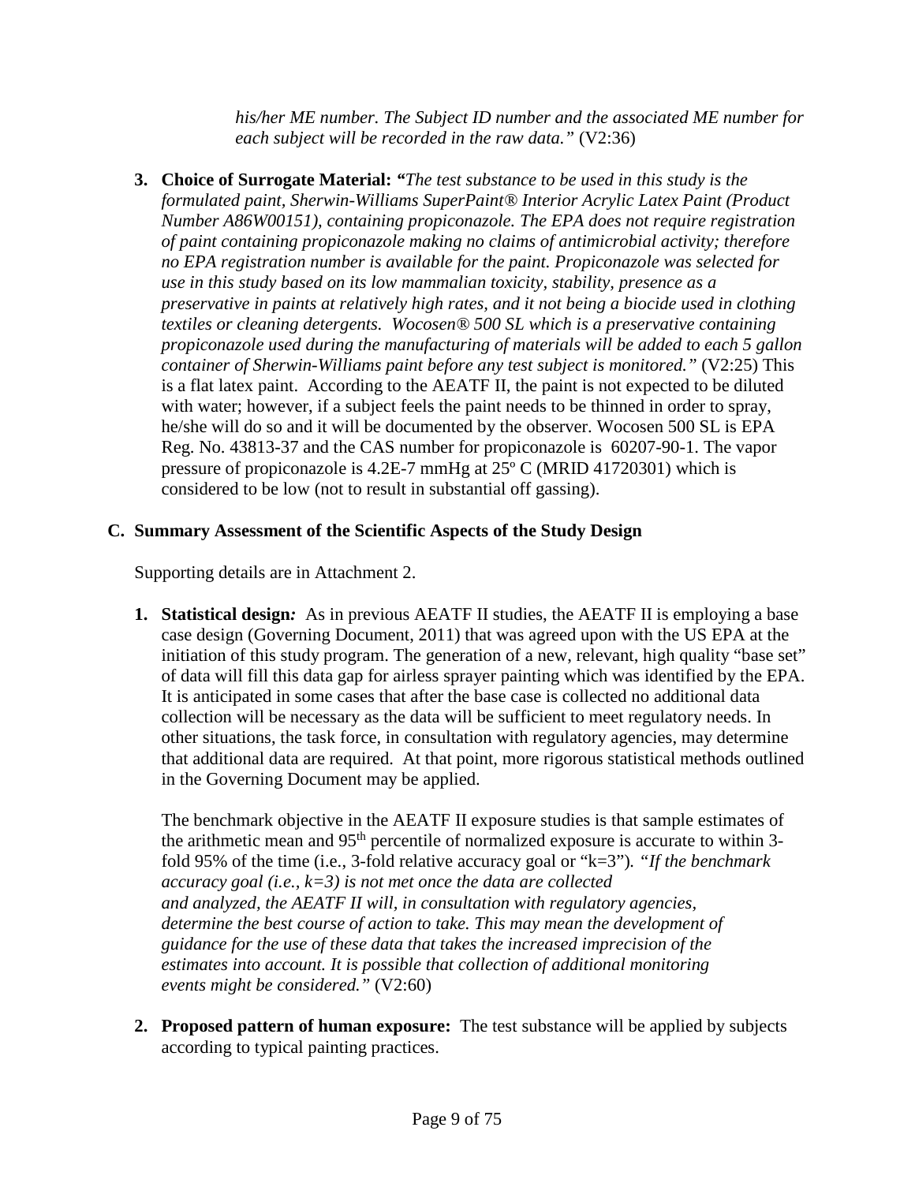*his/her ME number. The Subject ID number and the associated ME number for each subject will be recorded in the raw data."* (V2:36)

3. **Choice of Surrogate Material:** *"The test substance to be used in this study is the formulated paint, Sherwin-Williams SuperPaint® Interior Acrylic Latex Paint (Product Number A86W00151), containing propiconazole. The EPA does not require registration of paint containing propiconazole making no claims of antimicrobial activity; therefore no EPA registration number is available for the paint. Propiconazole was selected for use in this study based on its low mammalian toxicity, stability, presence as a preservative in paints at relatively high rates, and it not being a biocide used in clothing textiles or cleaning detergents. Wocosen® 500 SL which is a preservative containing propiconazole used during the manufacturing of materials will be added to each 5 gallon container of Sherwin-Williams paint before any test subject is monitored."* (V2:25) This is a flat latex paint. According to the AEATF II, the paint is not expected to be diluted with water; however, if a subject feels the paint needs to be thinned in order to spray, he/she will do so and it will be documented by the observer. Wocosen 500 SL is EPA Reg. No. 43813-37 and the CAS number for propiconazole is 60207-90-1. The vapor pressure of propiconazole is 4.2E-7 mmHg at 25º C (MRID 41720301) which is considered to be low (not to result in substantial off gassing).

## C. Summary Assessment of the Scientific Aspects of the Study Design

Supporting details are in Attachment 2.

1. **Statistical design*:*** As in previous AEATF II studies, the AEATF II is employing a base case design (Governing Document, 2011) that was agreed upon with the US EPA at the initiation of this study program. The generation of a new, relevant, high quality "base set" of data will fill this data gap for airless sprayer painting which was identified by the EPA. It is anticipated in some cases that after the base case is collected no additional data collection will be necessary as the data will be sufficient to meet regulatory needs. In other situations, the task force, in consultation with regulatory agencies, may determine that additional data are required. At that point, more rigorous statistical methods outlined in the Governing Document may be applied.

   The benchmark objective in the AEATF II exposure studies is that sample estimates of the arithmetic mean and 95$^{th}$ percentile of normalized exposure is accurate to within 3-fold 95% of the time (i.e., 3-fold relative accuracy goal or "k=3"). *"If the benchmark accuracy goal (i.e., k=3) is not met once the data are collected and analyzed, the AEATF II will, in consultation with regulatory agencies, determine the best course of action to take. This may mean the development of guidance for the use of these data that takes the increased imprecision of the estimates into account. It is possible that collection of additional monitoring events might be considered."* (V2:60)

2. **Proposed pattern of human exposure:** The test substance will be applied by subjects according to typical painting practices.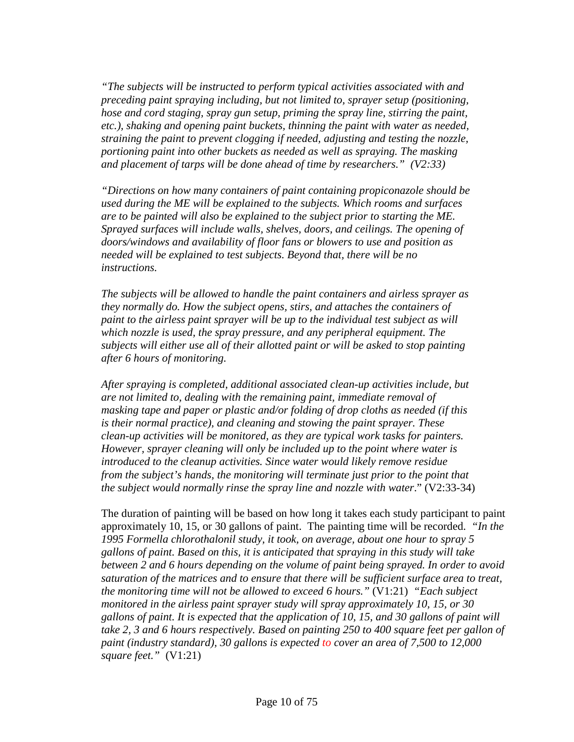*"The subjects will be instructed to perform typical activities associated with and preceding paint spraying including, but not limited to, sprayer setup (positioning, hose and cord staging, spray gun setup, priming the spray line, stirring the paint, etc.), shaking and opening paint buckets, thinning the paint with water as needed, straining the paint to prevent clogging if needed, adjusting and testing the nozzle, portioning paint into other buckets as needed as well as spraying. The masking and placement of tarps will be done ahead of time by researchers." (V2:33)*

*"Directions on how many containers of paint containing propiconazole should be used during the ME will be explained to the subjects. Which rooms and surfaces are to be painted will also be explained to the subject prior to starting the ME. Sprayed surfaces will include walls, shelves, doors, and ceilings. The opening of doors/windows and availability of floor fans or blowers to use and position as needed will be explained to test subjects. Beyond that, there will be no instructions.*

*The subjects will be allowed to handle the paint containers and airless sprayer as they normally do. How the subject opens, stirs, and attaches the containers of paint to the airless paint sprayer will be up to the individual test subject as will which nozzle is used, the spray pressure, and any peripheral equipment. The subjects will either use all of their allotted paint or will be asked to stop painting after 6 hours of monitoring.*

*After spraying is completed, additional associated clean-up activities include, but are not limited to, dealing with the remaining paint, immediate removal of masking tape and paper or plastic and/or folding of drop cloths as needed (if this is their normal practice), and cleaning and stowing the paint sprayer. These clean-up activities will be monitored, as they are typical work tasks for painters. However, sprayer cleaning will only be included up to the point where water is introduced to the cleanup activities. Since water would likely remove residue from the subject's hands, the monitoring will terminate just prior to the point that the subject would normally rinse the spray line and nozzle with water*." (V2:33-34)

The duration of painting will be based on how long it takes each study participant to paint approximately 10, 15, or 30 gallons of paint. The painting time will be recorded. *"In the 1995 Formella chlorothalonil study, it took, on average, about one hour to spray 5 gallons of paint. Based on this, it is anticipated that spraying in this study will take between 2 and 6 hours depending on the volume of paint being sprayed. In order to avoid saturation of the matrices and to ensure that there will be sufficient surface area to treat, the monitoring time will not be allowed to exceed 6 hours."* (V1:21) *"Each subject monitored in the airless paint sprayer study will spray approximately 10, 15, or 30 gallons of paint. It is expected that the application of 10, 15, and 30 gallons of paint will take 2, 3 and 6 hours respectively. Based on painting 250 to 400 square feet per gallon of paint (industry standard), 30 gallons is expected to cover an area of 7,500 to 12,000 square feet."* (V1:21)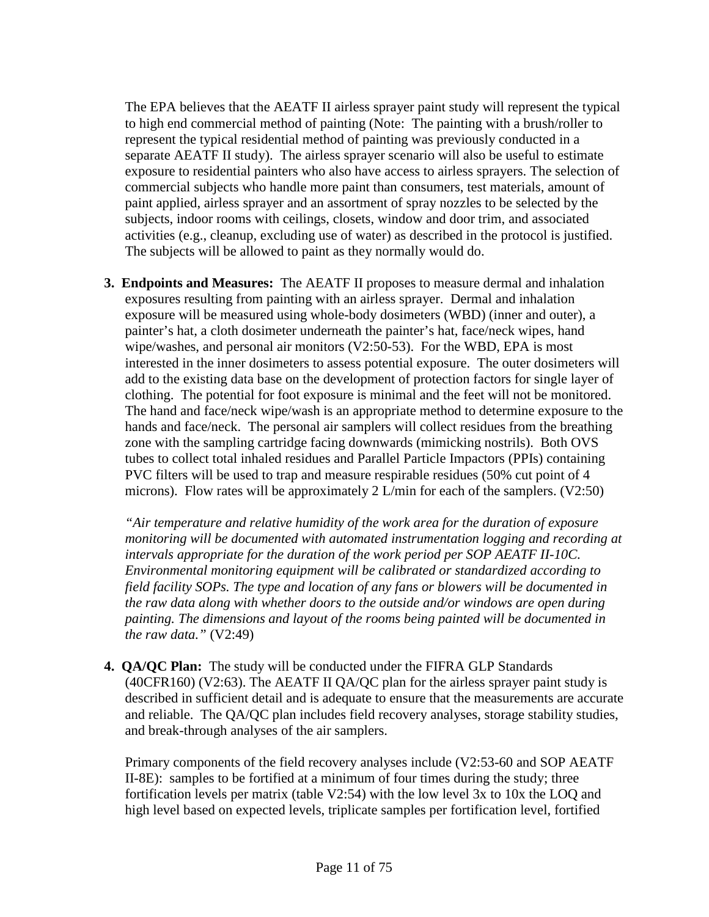The EPA believes that the AEATF II airless sprayer paint study will represent the typical to high end commercial method of painting (Note: The painting with a brush/roller to represent the typical residential method of painting was previously conducted in a separate AEATF II study). The airless sprayer scenario will also be useful to estimate exposure to residential painters who also have access to airless sprayers. The selection of commercial subjects who handle more paint than consumers, test materials, amount of paint applied, airless sprayer and an assortment of spray nozzles to be selected by the subjects, indoor rooms with ceilings, closets, window and door trim, and associated activities (e.g., cleanup, excluding use of water) as described in the protocol is justified. The subjects will be allowed to paint as they normally would do.

3. **Endpoints and Measures:** The AEATF II proposes to measure dermal and inhalation exposures resulting from painting with an airless sprayer. Dermal and inhalation exposure will be measured using whole-body dosimeters (WBD) (inner and outer), a painter's hat, a cloth dosimeter underneath the painter's hat, face/neck wipes, hand wipe/washes, and personal air monitors (V2:50-53). For the WBD, EPA is most interested in the inner dosimeters to assess potential exposure. The outer dosimeters will add to the existing data base on the development of protection factors for single layer of clothing. The potential for foot exposure is minimal and the feet will not be monitored. The hand and face/neck wipe/wash is an appropriate method to determine exposure to the hands and face/neck. The personal air samplers will collect residues from the breathing zone with the sampling cartridge facing downwards (mimicking nostrils). Both OVS tubes to collect total inhaled residues and Parallel Particle Impactors (PPIs) containing PVC filters will be used to trap and measure respirable residues (50% cut point of 4 microns). Flow rates will be approximately 2 L/min for each of the samplers. (V2:50)

   *"Air temperature and relative humidity of the work area for the duration of exposure monitoring will be documented with automated instrumentation logging and recording at intervals appropriate for the duration of the work period per SOP AEATF II-10C. Environmental monitoring equipment will be calibrated or standardized according to field facility SOPs. The type and location of any fans or blowers will be documented in the raw data along with whether doors to the outside and/or windows are open during painting. The dimensions and layout of the rooms being painted will be documented in the raw data."* (V2:49)

4. **QA/QC Plan:** The study will be conducted under the FIFRA GLP Standards (40CFR160) (V2:63). The AEATF II QA/QC plan for the airless sprayer paint study is described in sufficient detail and is adequate to ensure that the measurements are accurate and reliable. The QA/QC plan includes field recovery analyses, storage stability studies, and break-through analyses of the air samplers.

   Primary components of the field recovery analyses include (V2:53-60 and SOP AEATF II-8E): samples to be fortified at a minimum of four times during the study; three fortification levels per matrix (table V2:54) with the low level 3x to 10x the LOQ and high level based on expected levels, triplicate samples per fortification level, fortified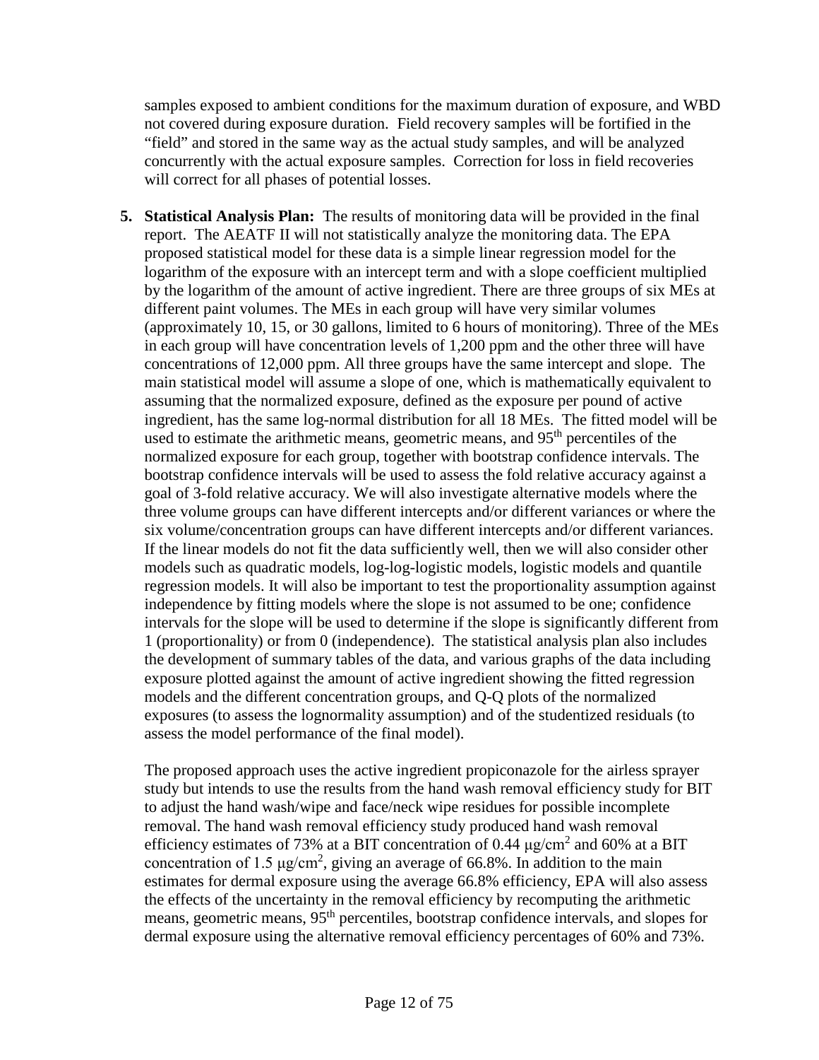samples exposed to ambient conditions for the maximum duration of exposure, and WBD not covered during exposure duration. Field recovery samples will be fortified in the "field" and stored in the same way as the actual study samples, and will be analyzed concurrently with the actual exposure samples. Correction for loss in field recoveries will correct for all phases of potential losses.

5. **Statistical Analysis Plan:** The results of monitoring data will be provided in the final report. The AEATF II will not statistically analyze the monitoring data. The EPA proposed statistical model for these data is a simple linear regression model for the logarithm of the exposure with an intercept term and with a slope coefficient multiplied by the logarithm of the amount of active ingredient. There are three groups of six MEs at different paint volumes. The MEs in each group will have very similar volumes (approximately 10, 15, or 30 gallons, limited to 6 hours of monitoring). Three of the MEs in each group will have concentration levels of 1,200 ppm and the other three will have concentrations of 12,000 ppm. All three groups have the same intercept and slope. The main statistical model will assume a slope of one, which is mathematically equivalent to assuming that the normalized exposure, defined as the exposure per pound of active ingredient, has the same log-normal distribution for all 18 MEs. The fitted model will be used to estimate the arithmetic means, geometric means, and 95$^{th}$ percentiles of the normalized exposure for each group, together with bootstrap confidence intervals. The bootstrap confidence intervals will be used to assess the fold relative accuracy against a goal of 3-fold relative accuracy. We will also investigate alternative models where the three volume groups can have different intercepts and/or different variances or where the six volume/concentration groups can have different intercepts and/or different variances. If the linear models do not fit the data sufficiently well, then we will also consider other models such as quadratic models, log-log-logistic models, logistic models and quantile regression models. It will also be important to test the proportionality assumption against independence by fitting models where the slope is not assumed to be one; confidence intervals for the slope will be used to determine if the slope is significantly different from 1 (proportionality) or from 0 (independence). The statistical analysis plan also includes the development of summary tables of the data, and various graphs of the data including exposure plotted against the amount of active ingredient showing the fitted regression models and the different concentration groups, and Q-Q plots of the normalized exposures (to assess the lognormality assumption) and of the studentized residuals (to assess the model performance of the final model).

   The proposed approach uses the active ingredient propiconazole for the airless sprayer study but intends to use the results from the hand wash removal efficiency study for BIT to adjust the hand wash/wipe and face/neck wipe residues for possible incomplete removal. The hand wash removal efficiency study produced hand wash removal efficiency estimates of 73% at a BIT concentration of 0.44 $\mu g/cm^2$ and 60% at a BIT concentration of 1.5 $\mu g/cm^2$, giving an average of 66.8%. In addition to the main estimates for dermal exposure using the average 66.8% efficiency, EPA will also assess the effects of the uncertainty in the removal efficiency by recomputing the arithmetic means, geometric means, 95$^{th}$ percentiles, bootstrap confidence intervals, and slopes for dermal exposure using the alternative removal efficiency percentages of 60% and 73%.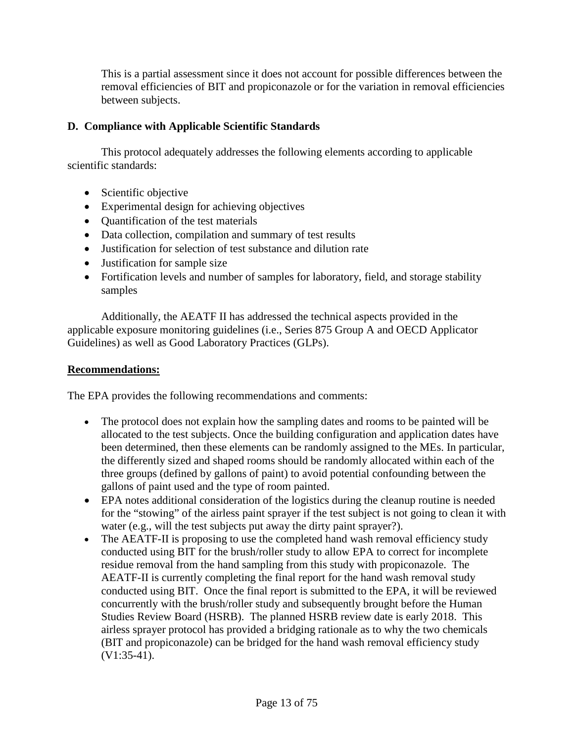This is a partial assessment since it does not account for possible differences between the removal efficiencies of BIT and propiconazole or for the variation in removal efficiencies between subjects.

### D. Compliance with Applicable Scientific Standards

This protocol adequately addresses the following elements according to applicable scientific standards:

- Scientific objective
- Experimental design for achieving objectives
- Quantification of the test materials
- Data collection, compilation and summary of test results
- Justification for selection of test substance and dilution rate
- Justification for sample size
- Fortification levels and number of samples for laboratory, field, and storage stability samples

Additionally, the AEATF II has addressed the technical aspects provided in the applicable exposure monitoring guidelines (i.e., Series 875 Group A and OECD Applicator Guidelines) as well as Good Laboratory Practices (GLPs).

**Recommendations:**

The EPA provides the following recommendations and comments:

- The protocol does not explain how the sampling dates and rooms to be painted will be allocated to the test subjects. Once the building configuration and application dates have been determined, then these elements can be randomly assigned to the MEs. In particular, the differently sized and shaped rooms should be randomly allocated within each of the three groups (defined by gallons of paint) to avoid potential confounding between the gallons of paint used and the type of room painted.
- EPA notes additional consideration of the logistics during the cleanup routine is needed for the "stowing" of the airless paint sprayer if the test subject is not going to clean it with water (e.g., will the test subjects put away the dirty paint sprayer?).
- The AEATF-II is proposing to use the completed hand wash removal efficiency study conducted using BIT for the brush/roller study to allow EPA to correct for incomplete residue removal from the hand sampling from this study with propiconazole. The AEATF-II is currently completing the final report for the hand wash removal study conducted using BIT. Once the final report is submitted to the EPA, it will be reviewed concurrently with the brush/roller study and subsequently brought before the Human Studies Review Board (HSRB). The planned HSRB review date is early 2018. This airless sprayer protocol has provided a bridging rationale as to why the two chemicals (BIT and propiconazole) can be bridged for the hand wash removal efficiency study (V1:35-41).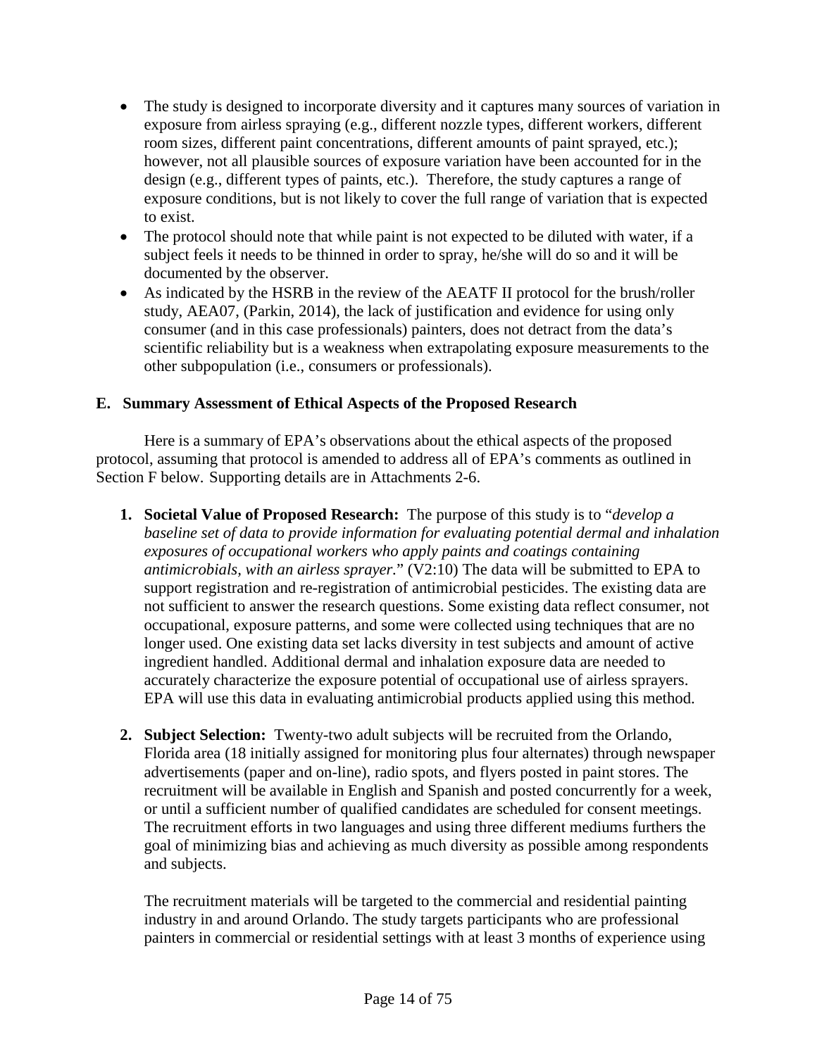- The study is designed to incorporate diversity and it captures many sources of variation in exposure from airless spraying (e.g., different nozzle types, different workers, different room sizes, different paint concentrations, different amounts of paint sprayed, etc.); however, not all plausible sources of exposure variation have been accounted for in the design (e.g., different types of paints, etc.). Therefore, the study captures a range of exposure conditions, but is not likely to cover the full range of variation that is expected to exist.
- The protocol should note that while paint is not expected to be diluted with water, if a subject feels it needs to be thinned in order to spray, he/she will do so and it will be documented by the observer.
- As indicated by the HSRB in the review of the AEATF II protocol for the brush/roller study, AEA07, (Parkin, 2014), the lack of justification and evidence for using only consumer (and in this case professionals) painters, does not detract from the data's scientific reliability but is a weakness when extrapolating exposure measurements to the other subpopulation (i.e., consumers or professionals).

## E. Summary Assessment of Ethical Aspects of the Proposed Research

Here is a summary of EPA's observations about the ethical aspects of the proposed protocol, assuming that protocol is amended to address all of EPA's comments as outlined in Section F below. Supporting details are in Attachments 2-6.

1. **Societal Value of Proposed Research:** The purpose of this study is to "*develop a baseline set of data to provide information for evaluating potential dermal and inhalation exposures of occupational workers who apply paints and coatings containing antimicrobials, with an airless sprayer.*" (V2:10) The data will be submitted to EPA to support registration and re-registration of antimicrobial pesticides. The existing data are not sufficient to answer the research questions. Some existing data reflect consumer, not occupational, exposure patterns, and some were collected using techniques that are no longer used. One existing data set lacks diversity in test subjects and amount of active ingredient handled. Additional dermal and inhalation exposure data are needed to accurately characterize the exposure potential of occupational use of airless sprayers. EPA will use this data in evaluating antimicrobial products applied using this method.

2. **Subject Selection:** Twenty-two adult subjects will be recruited from the Orlando, Florida area (18 initially assigned for monitoring plus four alternates) through newspaper advertisements (paper and on-line), radio spots, and flyers posted in paint stores. The recruitment will be available in English and Spanish and posted concurrently for a week, or until a sufficient number of qualified candidates are scheduled for consent meetings. The recruitment efforts in two languages and using three different mediums furthers the goal of minimizing bias and achieving as much diversity as possible among respondents and subjects.

   The recruitment materials will be targeted to the commercial and residential painting industry in and around Orlando. The study targets participants who are professional painters in commercial or residential settings with at least 3 months of experience using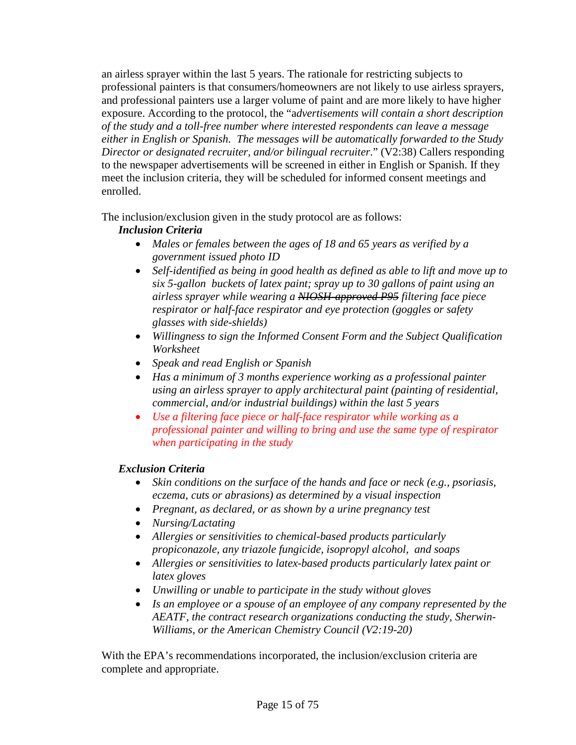an airless sprayer within the last 5 years. The rationale for restricting subjects to professional painters is that consumers/homeowners are not likely to use airless sprayers, and professional painters use a larger volume of paint and are more likely to have higher exposure. According to the protocol, the "a*dvertisements will contain a short description of the study and a toll-free number where interested respondents can leave a message either in English or Spanish. The messages will be automatically forwarded to the Study Director or designated recruiter, and/or bilingual recruiter*." (V2:38) Callers responding to the newspaper advertisements will be screened in either in English or Spanish. If they meet the inclusion criteria, they will be scheduled for informed consent meetings and enrolled.

The inclusion/exclusion given in the study protocol are as follows:

***Inclusion Criteria***

- *Males or females between the ages of 18 and 65 years as verified by a government issued photo ID*
- *Self-identified as being in good health as defined as able to lift and move up to six 5-gallon buckets of latex paint; spray up to 30 gallons of paint using an airless sprayer while wearing a ~~NIOSH-approved P95~~ filtering face piece respirator or half-face respirator and eye protection (goggles or safety glasses with side-shields)*
- *Willingness to sign the Informed Consent Form and the Subject Qualification Worksheet*
- *Speak and read English or Spanish*
- *Has a minimum of 3 months experience working as a professional painter using an airless sprayer to apply architectural paint (painting of residential, commercial, and/or industrial buildings) within the last 5 years*
- *Use a filtering face piece or half-face respirator while working as a professional painter and willing to bring and use the same type of respirator when participating in the study*

***Exclusion Criteria***

- *Skin conditions on the surface of the hands and face or neck (e.g., psoriasis, eczema, cuts or abrasions) as determined by a visual inspection*
- *Pregnant, as declared, or as shown by a urine pregnancy test*
- *Nursing/Lactating*
- *Allergies or sensitivities to chemical-based products particularly propiconazole, any triazole fungicide, isopropyl alcohol, and soaps*
- *Allergies or sensitivities to latex-based products particularly latex paint or latex gloves*
- *Unwilling or unable to participate in the study without gloves*
- *Is an employee or a spouse of an employee of any company represented by the AEATF, the contract research organizations conducting the study, Sherwin-Williams, or the American Chemistry Council (V2:19-20)*

With the EPA's recommendations incorporated, the inclusion/exclusion criteria are complete and appropriate.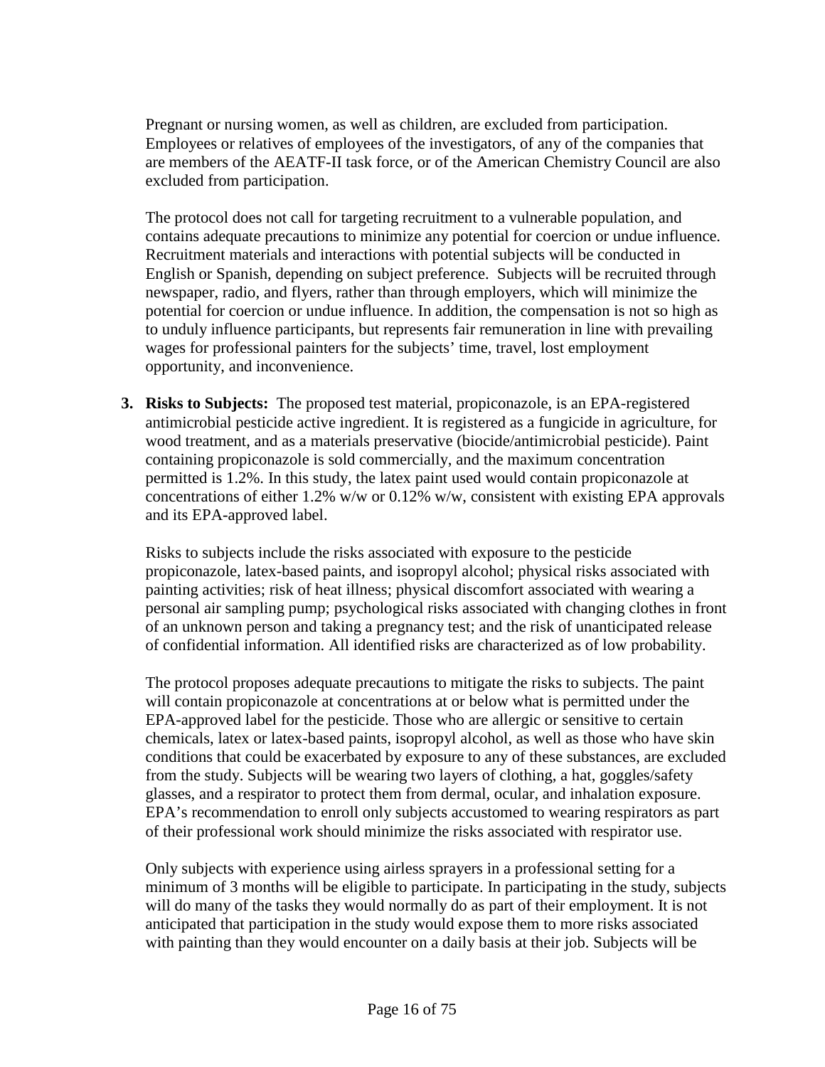Pregnant or nursing women, as well as children, are excluded from participation. Employees or relatives of employees of the investigators, of any of the companies that are members of the AEATF-II task force, or of the American Chemistry Council are also excluded from participation.

The protocol does not call for targeting recruitment to a vulnerable population, and contains adequate precautions to minimize any potential for coercion or undue influence. Recruitment materials and interactions with potential subjects will be conducted in English or Spanish, depending on subject preference. Subjects will be recruited through newspaper, radio, and flyers, rather than through employers, which will minimize the potential for coercion or undue influence. In addition, the compensation is not so high as to unduly influence participants, but represents fair remuneration in line with prevailing wages for professional painters for the subjects' time, travel, lost employment opportunity, and inconvenience.

3. **Risks to Subjects:** The proposed test material, propiconazole, is an EPA-registered antimicrobial pesticide active ingredient. It is registered as a fungicide in agriculture, for wood treatment, and as a materials preservative (biocide/antimicrobial pesticide). Paint containing propiconazole is sold commercially, and the maximum concentration permitted is 1.2%. In this study, the latex paint used would contain propiconazole at concentrations of either 1.2% w/w or 0.12% w/w, consistent with existing EPA approvals and its EPA-approved label.

   Risks to subjects include the risks associated with exposure to the pesticide propiconazole, latex-based paints, and isopropyl alcohol; physical risks associated with painting activities; risk of heat illness; physical discomfort associated with wearing a personal air sampling pump; psychological risks associated with changing clothes in front of an unknown person and taking a pregnancy test; and the risk of unanticipated release of confidential information. All identified risks are characterized as of low probability.

   The protocol proposes adequate precautions to mitigate the risks to subjects. The paint will contain propiconazole at concentrations at or below what is permitted under the EPA-approved label for the pesticide. Those who are allergic or sensitive to certain chemicals, latex or latex-based paints, isopropyl alcohol, as well as those who have skin conditions that could be exacerbated by exposure to any of these substances, are excluded from the study. Subjects will be wearing two layers of clothing, a hat, goggles/safety glasses, and a respirator to protect them from dermal, ocular, and inhalation exposure. EPA's recommendation to enroll only subjects accustomed to wearing respirators as part of their professional work should minimize the risks associated with respirator use.

   Only subjects with experience using airless sprayers in a professional setting for a minimum of 3 months will be eligible to participate. In participating in the study, subjects will do many of the tasks they would normally do as part of their employment. It is not anticipated that participation in the study would expose them to more risks associated with painting than they would encounter on a daily basis at their job. Subjects will be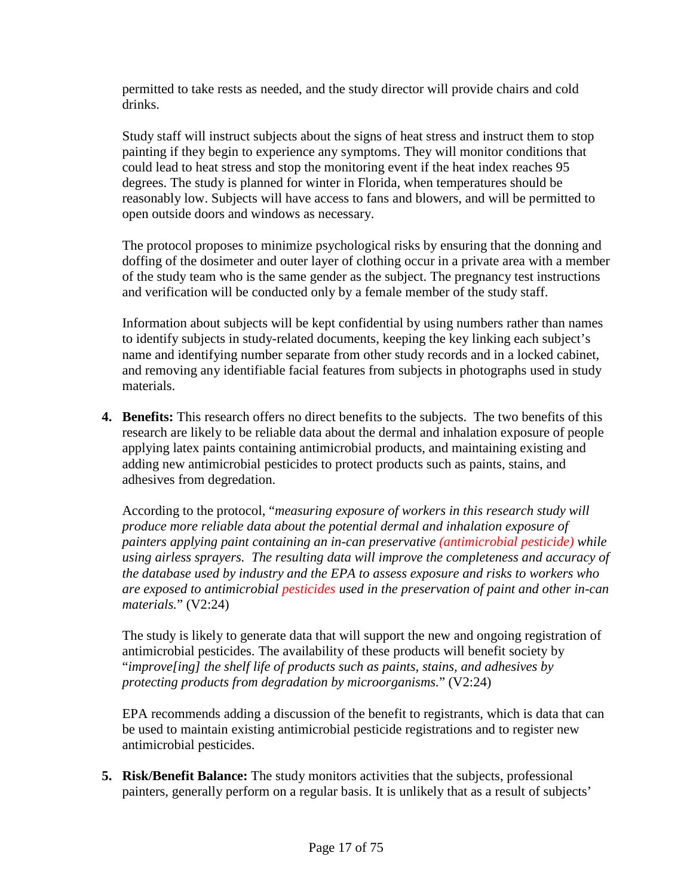permitted to take rests as needed, and the study director will provide chairs and cold drinks.

Study staff will instruct subjects about the signs of heat stress and instruct them to stop painting if they begin to experience any symptoms. They will monitor conditions that could lead to heat stress and stop the monitoring event if the heat index reaches 95 degrees. The study is planned for winter in Florida, when temperatures should be reasonably low. Subjects will have access to fans and blowers, and will be permitted to open outside doors and windows as necessary.

The protocol proposes to minimize psychological risks by ensuring that the donning and doffing of the dosimeter and outer layer of clothing occur in a private area with a member of the study team who is the same gender as the subject. The pregnancy test instructions and verification will be conducted only by a female member of the study staff.

Information about subjects will be kept confidential by using numbers rather than names to identify subjects in study-related documents, keeping the key linking each subject's name and identifying number separate from other study records and in a locked cabinet, and removing any identifiable facial features from subjects in photographs used in study materials.

4. **Benefits:** This research offers no direct benefits to the subjects. The two benefits of this research are likely to be reliable data about the dermal and inhalation exposure of people applying latex paints containing antimicrobial products, and maintaining existing and adding new antimicrobial pesticides to protect products such as paints, stains, and adhesives from degradation.

   According to the protocol, "*measuring exposure of workers in this research study will produce more reliable data about the potential dermal and inhalation exposure of painters applying paint containing an in-can preservative (antimicrobial pesticide) while using airless sprayers. The resulting data will improve the completeness and accuracy of the database used by industry and the EPA to assess exposure and risks to workers who are exposed to antimicrobial pesticides used in the preservation of paint and other in-can materials.*" (V2:24)

   The study is likely to generate data that will support the new and ongoing registration of antimicrobial pesticides. The availability of these products will benefit society by "*improve[ing] the shelf life of products such as paints, stains, and adhesives by protecting products from degradation by microorganisms.*" (V2:24)

   EPA recommends adding a discussion of the benefit to registrants, which is data that can be used to maintain existing antimicrobial pesticide registrations and to register new antimicrobial pesticides.

5. **Risk/Benefit Balance:** The study monitors activities that the subjects, professional painters, generally perform on a regular basis. It is unlikely that as a result of subjects'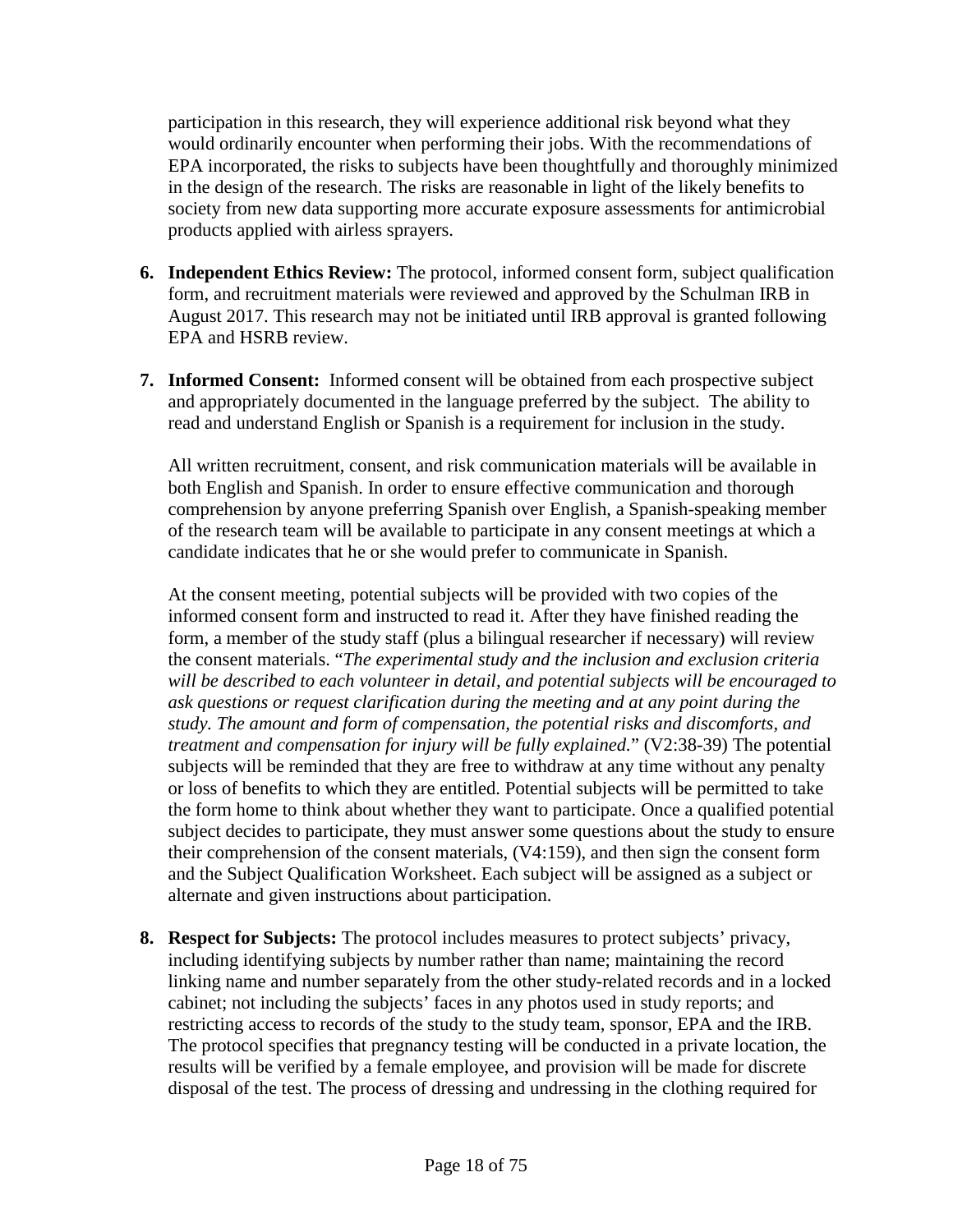participation in this research, they will experience additional risk beyond what they would ordinarily encounter when performing their jobs. With the recommendations of EPA incorporated, the risks to subjects have been thoughtfully and thoroughly minimized in the design of the research. The risks are reasonable in light of the likely benefits to society from new data supporting more accurate exposure assessments for antimicrobial products applied with airless sprayers.

6. **Independent Ethics Review:** The protocol, informed consent form, subject qualification form, and recruitment materials were reviewed and approved by the Schulman IRB in August 2017. This research may not be initiated until IRB approval is granted following EPA and HSRB review.

7. **Informed Consent:** Informed consent will be obtained from each prospective subject and appropriately documented in the language preferred by the subject. The ability to read and understand English or Spanish is a requirement for inclusion in the study.

   All written recruitment, consent, and risk communication materials will be available in both English and Spanish. In order to ensure effective communication and thorough comprehension by anyone preferring Spanish over English, a Spanish-speaking member of the research team will be available to participate in any consent meetings at which a candidate indicates that he or she would prefer to communicate in Spanish.

   At the consent meeting, potential subjects will be provided with two copies of the informed consent form and instructed to read it. After they have finished reading the form, a member of the study staff (plus a bilingual researcher if necessary) will review the consent materials. "*The experimental study and the inclusion and exclusion criteria will be described to each volunteer in detail, and potential subjects will be encouraged to ask questions or request clarification during the meeting and at any point during the study. The amount and form of compensation, the potential risks and discomforts, and treatment and compensation for injury will be fully explained.*" (V2:38-39) The potential subjects will be reminded that they are free to withdraw at any time without any penalty or loss of benefits to which they are entitled. Potential subjects will be permitted to take the form home to think about whether they want to participate. Once a qualified potential subject decides to participate, they must answer some questions about the study to ensure their comprehension of the consent materials, (V4:159), and then sign the consent form and the Subject Qualification Worksheet. Each subject will be assigned as a subject or alternate and given instructions about participation.

8. **Respect for Subjects:** The protocol includes measures to protect subjects' privacy, including identifying subjects by number rather than name; maintaining the record linking name and number separately from the other study-related records and in a locked cabinet; not including the subjects' faces in any photos used in study reports; and restricting access to records of the study to the study team, sponsor, EPA and the IRB. The protocol specifies that pregnancy testing will be conducted in a private location, the results will be verified by a female employee, and provision will be made for discrete disposal of the test. The process of dressing and undressing in the clothing required for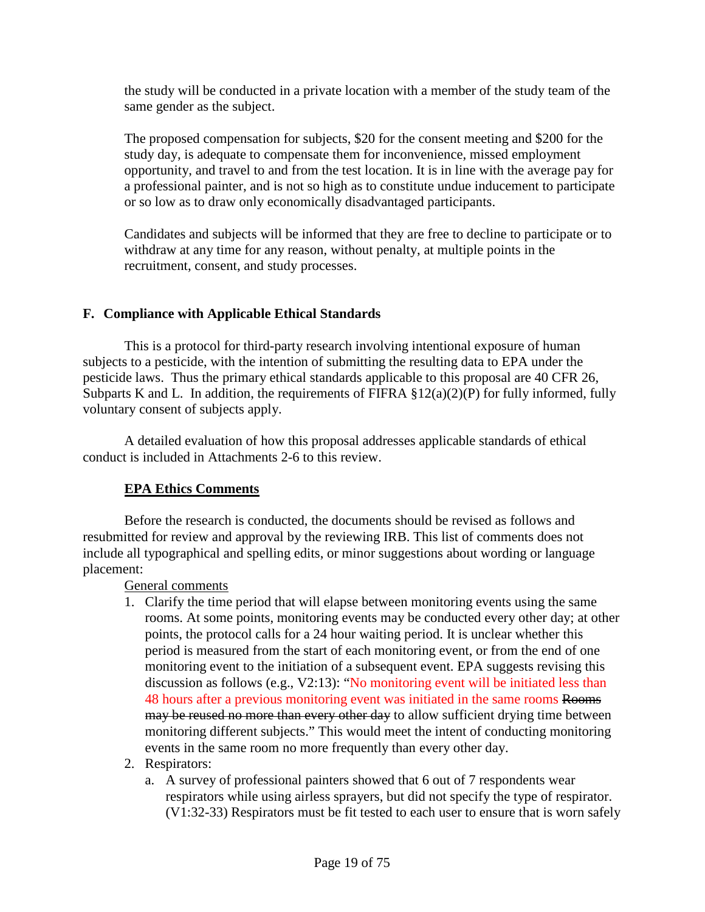the study will be conducted in a private location with a member of the study team of the same gender as the subject.

The proposed compensation for subjects, $20 for the consent meeting and $200 for the study day, is adequate to compensate them for inconvenience, missed employment opportunity, and travel to and from the test location. It is in line with the average pay for a professional painter, and is not so high as to constitute undue inducement to participate or so low as to draw only economically disadvantaged participants.

Candidates and subjects will be informed that they are free to decline to participate or to withdraw at any time for any reason, without penalty, at multiple points in the recruitment, consent, and study processes.

## F. Compliance with Applicable Ethical Standards

This is a protocol for third-party research involving intentional exposure of human subjects to a pesticide, with the intention of submitting the resulting data to EPA under the pesticide laws. Thus the primary ethical standards applicable to this proposal are 40 CFR 26, Subparts K and L. In addition, the requirements of FIFRA §12(a)(2)(P) for fully informed, fully voluntary consent of subjects apply.

A detailed evaluation of how this proposal addresses applicable standards of ethical conduct is included in Attachments 2-6 to this review.

**EPA Ethics Comments**

Before the research is conducted, the documents should be revised as follows and resubmitted for review and approval by the reviewing IRB. This list of comments does not include all typographical and spelling edits, or minor suggestions about wording or language placement:

General comments

1. Clarify the time period that will elapse between monitoring events using the same rooms. At some points, monitoring events may be conducted every other day; at other points, the protocol calls for a 24 hour waiting period. It is unclear whether this period is measured from the start of each monitoring event, or from the end of one monitoring event to the initiation of a subsequent event. EPA suggests revising this discussion as follows (e.g., V2:13): "No monitoring event will be initiated less than 48 hours after a previous monitoring event was initiated in the same rooms ~~Rooms may be reused no more than every other day~~ to allow sufficient drying time between monitoring different subjects." This would meet the intent of conducting monitoring events in the same room no more frequently than every other day.
2. Respirators:
   a. A survey of professional painters showed that 6 out of 7 respondents wear respirators while using airless sprayers, but did not specify the type of respirator. (V1:32-33) Respirators must be fit tested to each user to ensure that is worn safely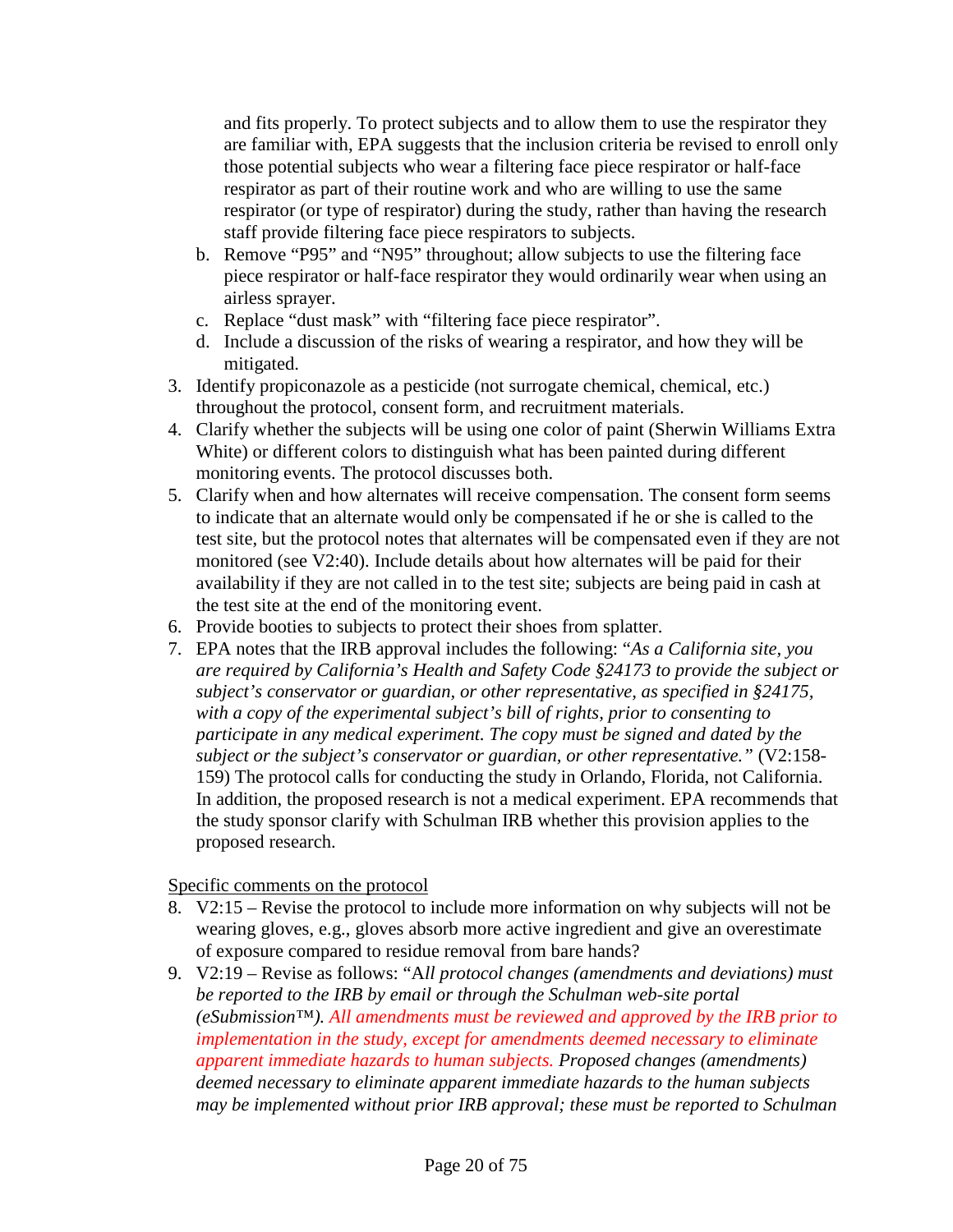and fits properly. To protect subjects and to allow them to use the respirator they are familiar with, EPA suggests that the inclusion criteria be revised to enroll only those potential subjects who wear a filtering face piece respirator or half-face respirator as part of their routine work and who are willing to use the same respirator (or type of respirator) during the study, rather than having the research staff provide filtering face piece respirators to subjects.

   b. Remove "P95" and "N95" throughout; allow subjects to use the filtering face piece respirator or half-face respirator they would ordinarily wear when using an airless sprayer.
   c. Replace "dust mask" with "filtering face piece respirator".
   d. Include a discussion of the risks of wearing a respirator, and how they will be mitigated.

3. Identify propiconazole as a pesticide (not surrogate chemical, chemical, etc.) throughout the protocol, consent form, and recruitment materials.
4. Clarify whether the subjects will be using one color of paint (Sherwin Williams Extra White) or different colors to distinguish what has been painted during different monitoring events. The protocol discusses both.
5. Clarify when and how alternates will receive compensation. The consent form seems to indicate that an alternate would only be compensated if he or she is called to the test site, but the protocol notes that alternates will be compensated even if they are not monitored (see V2:40). Include details about how alternates will be paid for their availability if they are not called in to the test site; subjects are being paid in cash at the test site at the end of the monitoring event.
6. Provide booties to subjects to protect their shoes from splatter.
7. EPA notes that the IRB approval includes the following: "*As a California site, you are required by California's Health and Safety Code §24173 to provide the subject or subject's conservator or guardian, or other representative, as specified in §24175, with a copy of the experimental subject's bill of rights, prior to consenting to participate in any medical experiment. The copy must be signed and dated by the subject or the subject's conservator or guardian, or other representative.*" (V2:158-159) The protocol calls for conducting the study in Orlando, Florida, not California. In addition, the proposed research is not a medical experiment. EPA recommends that the study sponsor clarify with Schulman IRB whether this provision applies to the proposed research.

<u>Specific comments on the protocol</u>

8. V2:15 – Revise the protocol to include more information on why subjects will not be wearing gloves, e.g., gloves absorb more active ingredient and give an overestimate of exposure compared to residue removal from bare hands?
9. V2:19 – Revise as follows: "A*ll protocol changes (amendments and deviations) must be reported to the IRB by email or through the Schulman web-site portal (eSubmission™). All amendments must be reviewed and approved by the IRB prior to implementation in the study, except for amendments deemed necessary to eliminate apparent immediate hazards to human subjects. Proposed changes (amendments) deemed necessary to eliminate apparent immediate hazards to the human subjects may be implemented without prior IRB approval; these must be reported to Schulman*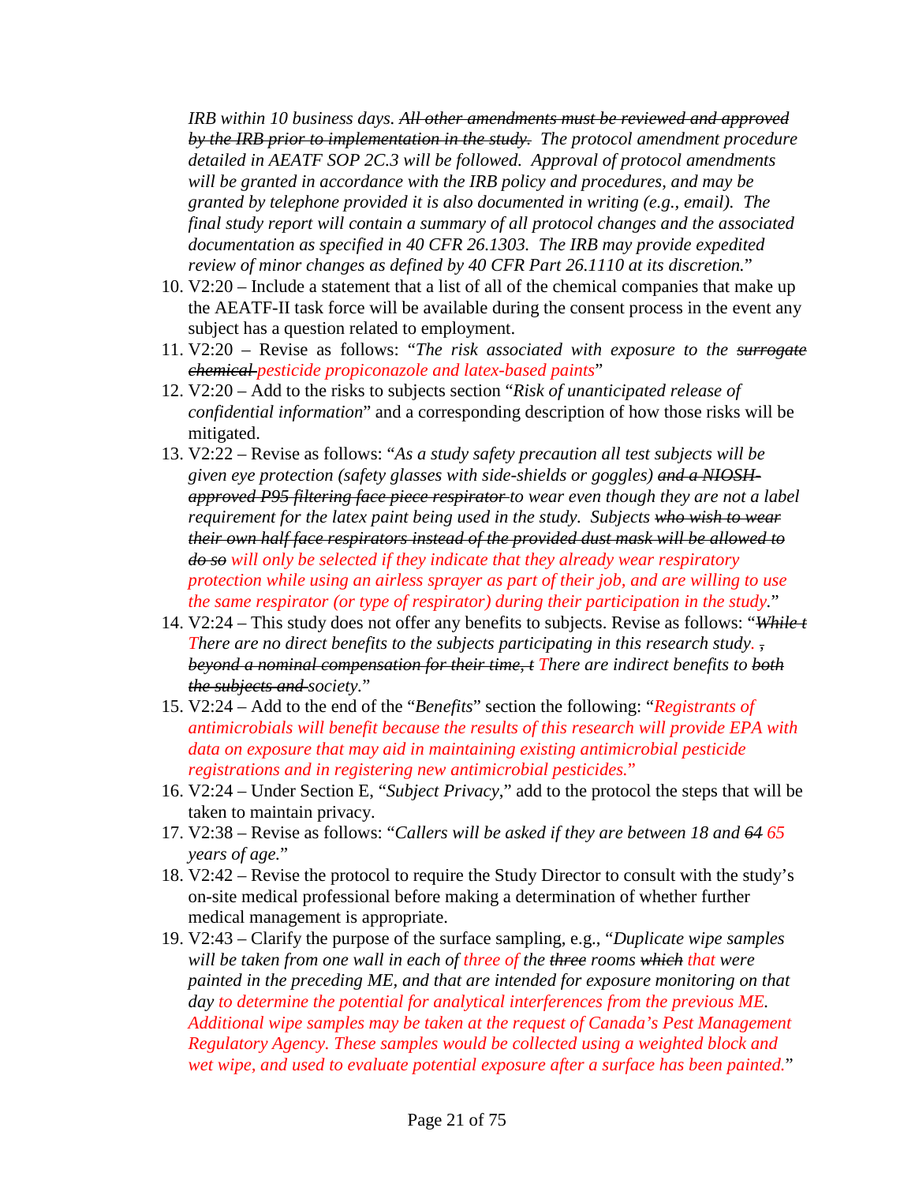*IRB within 10 business days. ~~All other amendments must be reviewed and approved by the IRB prior to implementation in the study.~~ The protocol amendment procedure detailed in AEATF SOP 2C.3 will be followed. Approval of protocol amendments will be granted in accordance with the IRB policy and procedures, and may be granted by telephone provided it is also documented in writing (e.g., email). The final study report will contain a summary of all protocol changes and the associated documentation as specified in 40 CFR 26.1303. The IRB may provide expedited review of minor changes as defined by 40 CFR Part 26.1110 at its discretion.*"

10. V2:20 – Include a statement that a list of all of the chemical companies that make up the AEATF-II task force will be available during the consent process in the event any subject has a question related to employment.
11. V2:20 – Revise as follows: "*The risk associated with exposure to the ~~surrogate chemical~~ pesticide propiconazole and latex-based paints*"
12. V2:20 – Add to the risks to subjects section "*Risk of unanticipated release of confidential information*" and a corresponding description of how those risks will be mitigated.
13. V2:22 – Revise as follows: "*As a study safety precaution all test subjects will be given eye protection (safety glasses with side-shields or goggles) ~~and a NIOSH-approved P95 filtering face piece respirator~~ to wear even though they are not a label requirement for the latex paint being used in the study. Subjects ~~who wish to wear their own half face respirators instead of the provided dust mask will be allowed to do so~~ will only be selected if they indicate that they already wear respiratory protection while using an airless sprayer as part of their job, and are willing to use the same respirator (or type of respirator) during their participation in the study.*"
14. V2:24 – This study does not offer any benefits to subjects. Revise as follows: "*~~While t~~ There are no direct benefits to the subjects participating in this research study. ~~, beyond a nominal compensation for their time, t~~ There are indirect benefits to ~~both the subjects and~~ society.*"
15. V2:24 – Add to the end of the "*Benefits*" section the following: "*Registrants of antimicrobials will benefit because the results of this research will provide EPA with data on exposure that may aid in maintaining existing antimicrobial pesticide registrations and in registering new antimicrobial pesticides.*"
16. V2:24 – Under Section E, "*Subject Privacy*," add to the protocol the steps that will be taken to maintain privacy.
17. V2:38 – Revise as follows: "*Callers will be asked if they are between 18 and ~~64~~ 65 years of age.*"
18. V2:42 – Revise the protocol to require the Study Director to consult with the study's on-site medical professional before making a determination of whether further medical management is appropriate.
19. V2:43 – Clarify the purpose of the surface sampling, e.g., "*Duplicate wipe samples will be taken from one wall in each of three of the ~~three~~ rooms ~~which~~ that were painted in the preceding ME, and that are intended for exposure monitoring on that day to determine the potential for analytical interferences from the previous ME. Additional wipe samples may be taken at the request of Canada's Pest Management Regulatory Agency. These samples would be collected using a weighted block and wet wipe, and used to evaluate potential exposure after a surface has been painted.*"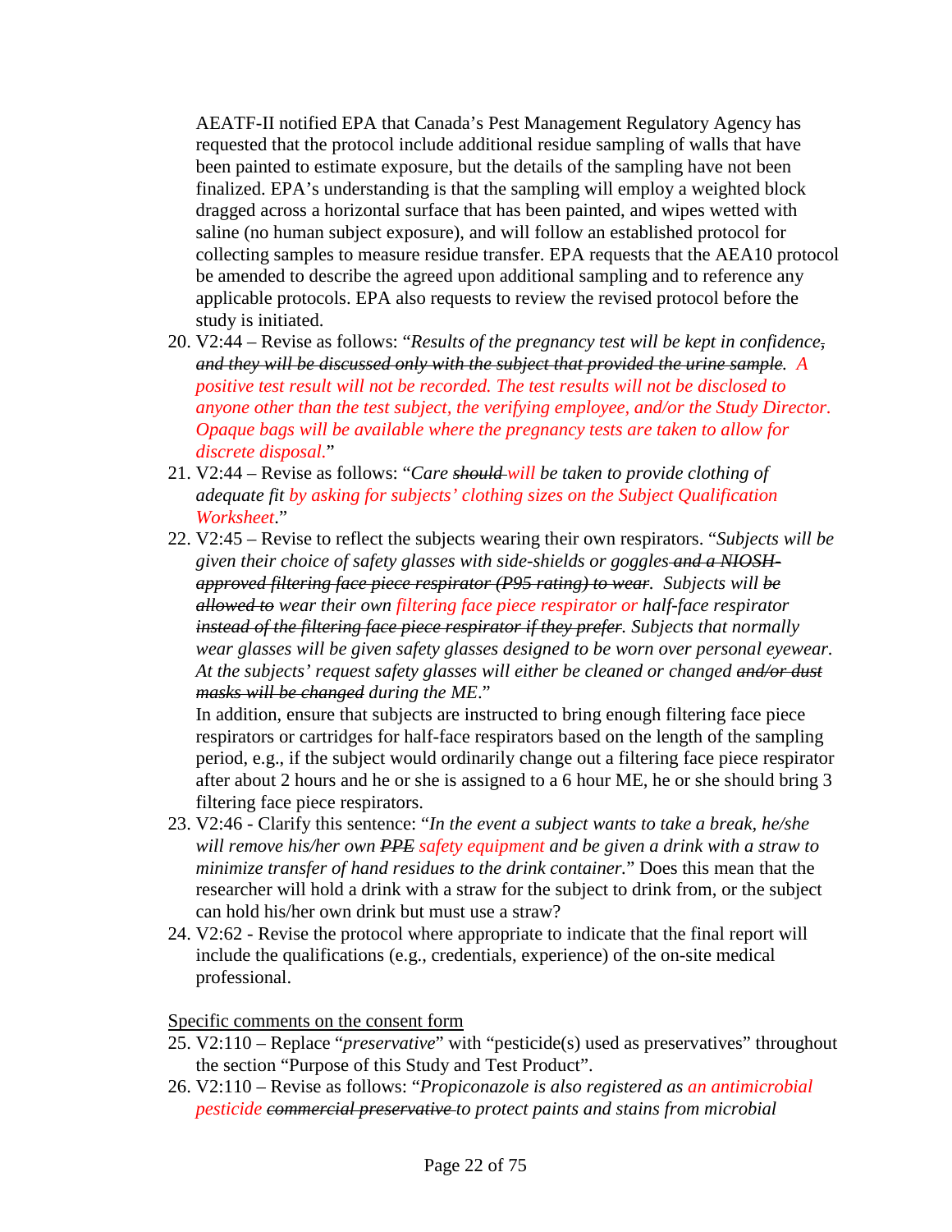AEATF-II notified EPA that Canada's Pest Management Regulatory Agency has requested that the protocol include additional residue sampling of walls that have been painted to estimate exposure, but the details of the sampling have not been finalized. EPA's understanding is that the sampling will employ a weighted block dragged across a horizontal surface that has been painted, and wipes wetted with saline (no human subject exposure), and will follow an established protocol for collecting samples to measure residue transfer. EPA requests that the AEA10 protocol be amended to describe the agreed upon additional sampling and to reference any applicable protocols. EPA also requests to review the revised protocol before the study is initiated.

20. V2:44 – Revise as follows: "*Results of the pregnancy test will be kept in confidence~~, and they will be discussed only with the subject that provided the urine sample~~. A positive test result will not be recorded. The test results will not be disclosed to anyone other than the test subject, the verifying employee, and/or the Study Director. Opaque bags will be available where the pregnancy tests are taken to allow for discrete disposal.*"
21. V2:44 – Revise as follows: "*Care ~~should~~ will be taken to provide clothing of adequate fit by asking for subjects' clothing sizes on the Subject Qualification Worksheet.*"
22. V2:45 – Revise to reflect the subjects wearing their own respirators. "*Subjects will be given their choice of safety glasses with side-shields or goggles ~~and a NIOSH-approved filtering face piece respirator (P95 rating) to wear~~. Subjects will ~~be allowed to~~ wear their own filtering face piece respirator or half-face respirator ~~instead of the filtering face piece respirator if they prefer~~. Subjects that normally wear glasses will be given safety glasses designed to be worn over personal eyewear. At the subjects' request safety glasses will either be cleaned or changed ~~and/or dust masks will be changed~~ during the ME.*"
    In addition, ensure that subjects are instructed to bring enough filtering face piece respirators or cartridges for half-face respirators based on the length of the sampling period, e.g., if the subject would ordinarily change out a filtering face piece respirator after about 2 hours and he or she is assigned to a 6 hour ME, he or she should bring 3 filtering face piece respirators.
23. V2:46 - Clarify this sentence: "*In the event a subject wants to take a break, he/she will remove his/her own ~~PPE~~ safety equipment and be given a drink with a straw to minimize transfer of hand residues to the drink container.*" Does this mean that the researcher will hold a drink with a straw for the subject to drink from, or the subject can hold his/her own drink but must use a straw?
24. V2:62 - Revise the protocol where appropriate to indicate that the final report will include the qualifications (e.g., credentials, experience) of the on-site medical professional.

<u>Specific comments on the consent form</u>

25. V2:110 – Replace "*preservative*" with "pesticide(s) used as preservatives" throughout the section "Purpose of this Study and Test Product".
26. V2:110 – Revise as follows: "*Propiconazole is also registered as an antimicrobial pesticide ~~commercial preservative~~ to protect paints and stains from microbial*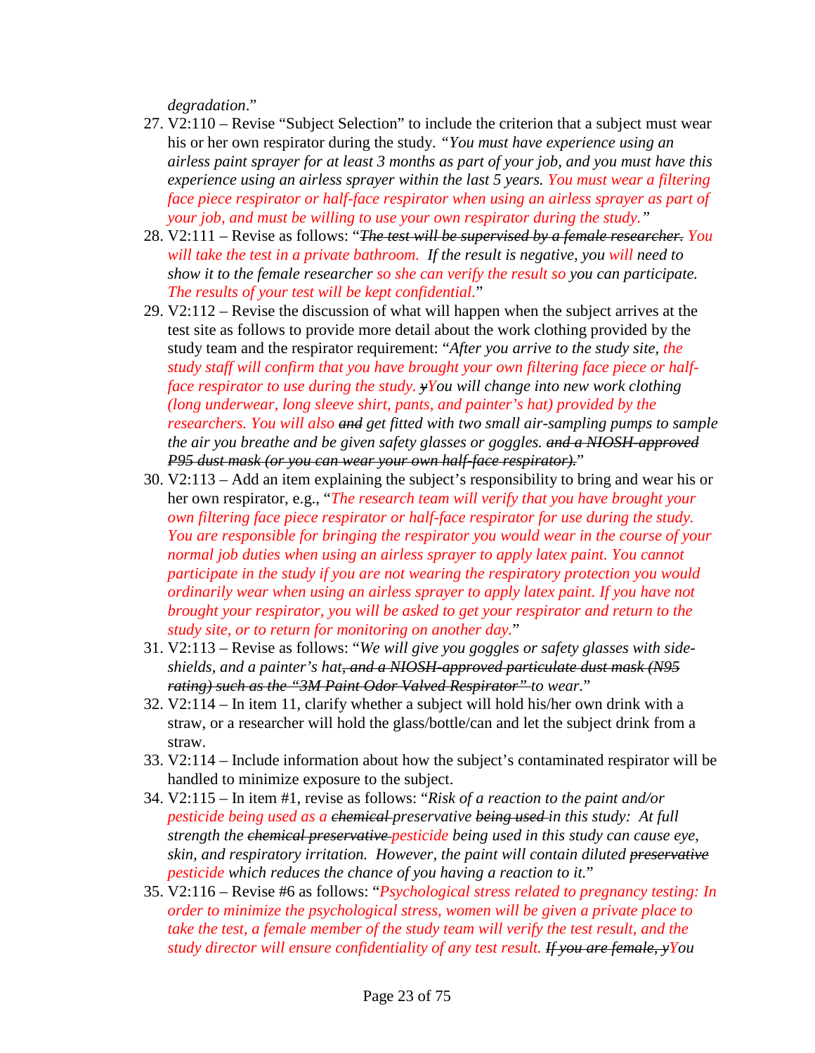*degradation*."

27. V2:110 – Revise "Subject Selection" to include the criterion that a subject must wear his or her own respirator during the study. *"You must have experience using an airless paint sprayer for at least 3 months as part of your job, and you must have this experience using an airless sprayer within the last 5 years. You must wear a filtering face piece respirator or half-face respirator when using an airless sprayer as part of your job, and must be willing to use your own respirator during the study."*
28. V2:111 – Revise as follows: "~~*The test will be supervised by a female researcher.*~~ *You will take the test in a private bathroom. If the result is negative, you will need to show it to the female researcher so she can verify the result so you can participate. The results of your test will be kept confidential.*"
29. V2:112 – Revise the discussion of what will happen when the subject arrives at the test site as follows to provide more detail about the work clothing provided by the study team and the respirator requirement: "*After you arrive to the study site, the study staff will confirm that you have brought your own filtering face piece or half-face respirator to use during the study.* ~~*y*~~*You will change into new work clothing (long underwear, long sleeve shirt, pants, and painter's hat) provided by the researchers. You will also* ~~*and*~~ *get fitted with two small air-sampling pumps to sample the air you breathe and be given safety glasses or goggles.* ~~*and a NIOSH-approved P95 dust mask (or you can wear your own half-face respirator).*~~"
30. V2:113 – Add an item explaining the subject's responsibility to bring and wear his or her own respirator, e.g., "*The research team will verify that you have brought your own filtering face piece respirator or half-face respirator for use during the study. You are responsible for bringing the respirator you would wear in the course of your normal job duties when using an airless sprayer to apply latex paint. You cannot participate in the study if you are not wearing the respiratory protection you would ordinarily wear when using an airless sprayer to apply latex paint. If you have not brought your respirator, you will be asked to get your respirator and return to the study site, or to return for monitoring on another day.*"
31. V2:113 – Revise as follows: "*We will give you goggles or safety glasses with side-shields, and a painter's hat*~~*, and a NIOSH-approved particulate dust mask (N95 rating) such as the "3M Paint Odor Valved Respirator"*~~ *to wear.*"
32. V2:114 – In item 11, clarify whether a subject will hold his/her own drink with a straw, or a researcher will hold the glass/bottle/can and let the subject drink from a straw.
33. V2:114 – Include information about how the subject's contaminated respirator will be handled to minimize exposure to the subject.
34. V2:115 – In item #1, revise as follows: "*Risk of a reaction to the paint and/or pesticide being used as a* ~~*chemical*~~ *preservative* ~~*being used*~~ *in this study: At full strength the* ~~*chemical preservative*~~ *pesticide being used in this study can cause eye, skin, and respiratory irritation. However, the paint will contain diluted* ~~*preservative*~~ *pesticide which reduces the chance of you having a reaction to it.*"
35. V2:116 – Revise #6 as follows: "*Psychological stress related to pregnancy testing: In order to minimize the psychological stress, women will be given a private place to take the test, a female member of the study team will verify the test result, and the study director will ensure confidentiality of any test result.* ~~*If you are female, y*~~*You*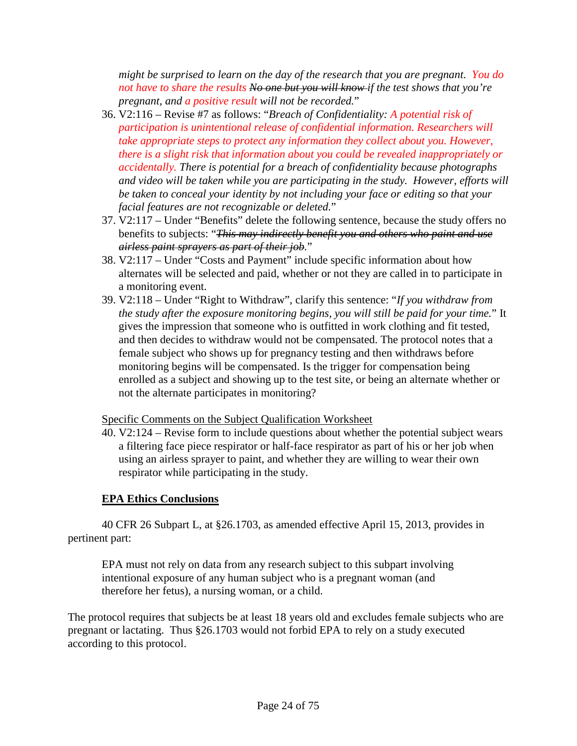*might be surprised to learn on the day of the research that you are pregnant. You do not have to share the results ~~No one but you will know~~ if the test shows that you're pregnant, and a positive result will not be recorded.*"

36. V2:116 – Revise #7 as follows: "*Breach of Confidentiality: A potential risk of participation is unintentional release of confidential information. Researchers will take appropriate steps to protect any information they collect about you. However, there is a slight risk that information about you could be revealed inappropriately or accidentally. There is potential for a breach of confidentiality because photographs and video will be taken while you are participating in the study. However, efforts will be taken to conceal your identity by not including your face or editing so that your facial features are not recognizable or deleted.*"
37. V2:117 – Under "Benefits" delete the following sentence, because the study offers no benefits to subjects: "*~~This may indirectly benefit you and others who paint and use airless paint sprayers as part of their job~~.*"
38. V2:117 – Under "Costs and Payment" include specific information about how alternates will be selected and paid, whether or not they are called in to participate in a monitoring event.
39. V2:118 – Under "Right to Withdraw", clarify this sentence: "*If you withdraw from the study after the exposure monitoring begins, you will still be paid for your time.*" It gives the impression that someone who is outfitted in work clothing and fit tested, and then decides to withdraw would not be compensated. The protocol notes that a female subject who shows up for pregnancy testing and then withdraws before monitoring begins will be compensated. Is the trigger for compensation being enrolled as a subject and showing up to the test site, or being an alternate whether or not the alternate participates in monitoring?

Specific Comments on the Subject Qualification Worksheet

40. V2:124 – Revise form to include questions about whether the potential subject wears a filtering face piece respirator or half-face respirator as part of his or her job when using an airless sprayer to paint, and whether they are willing to wear their own respirator while participating in the study.

## EPA Ethics Conclusions

40 CFR 26 Subpart L, at §26.1703, as amended effective April 15, 2013, provides in pertinent part:

> EPA must not rely on data from any research subject to this subpart involving intentional exposure of any human subject who is a pregnant woman (and therefore her fetus), a nursing woman, or a child.

The protocol requires that subjects be at least 18 years old and excludes female subjects who are pregnant or lactating. Thus §26.1703 would not forbid EPA to rely on a study executed according to this protocol.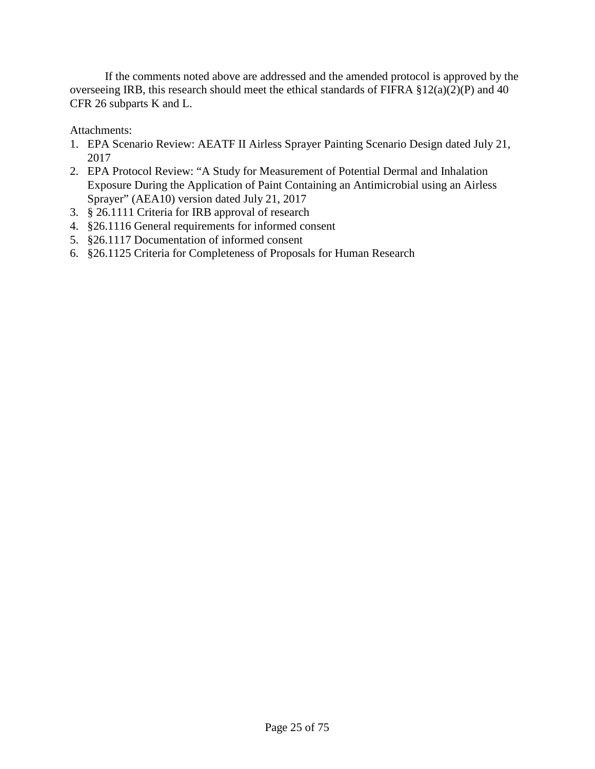If the comments noted above are addressed and the amended protocol is approved by the overseeing IRB, this research should meet the ethical standards of FIFRA §12(a)(2)(P) and 40 CFR 26 subparts K and L.

Attachments:

1. EPA Scenario Review: AEATF II Airless Sprayer Painting Scenario Design dated July 21, 2017
2. EPA Protocol Review: "A Study for Measurement of Potential Dermal and Inhalation Exposure During the Application of Paint Containing an Antimicrobial using an Airless Sprayer" (AEA10) version dated July 21, 2017
3. § 26.1111 Criteria for IRB approval of research
4. §26.1116 General requirements for informed consent
5. §26.1117 Documentation of informed consent
6. §26.1125 Criteria for Completeness of Proposals for Human Research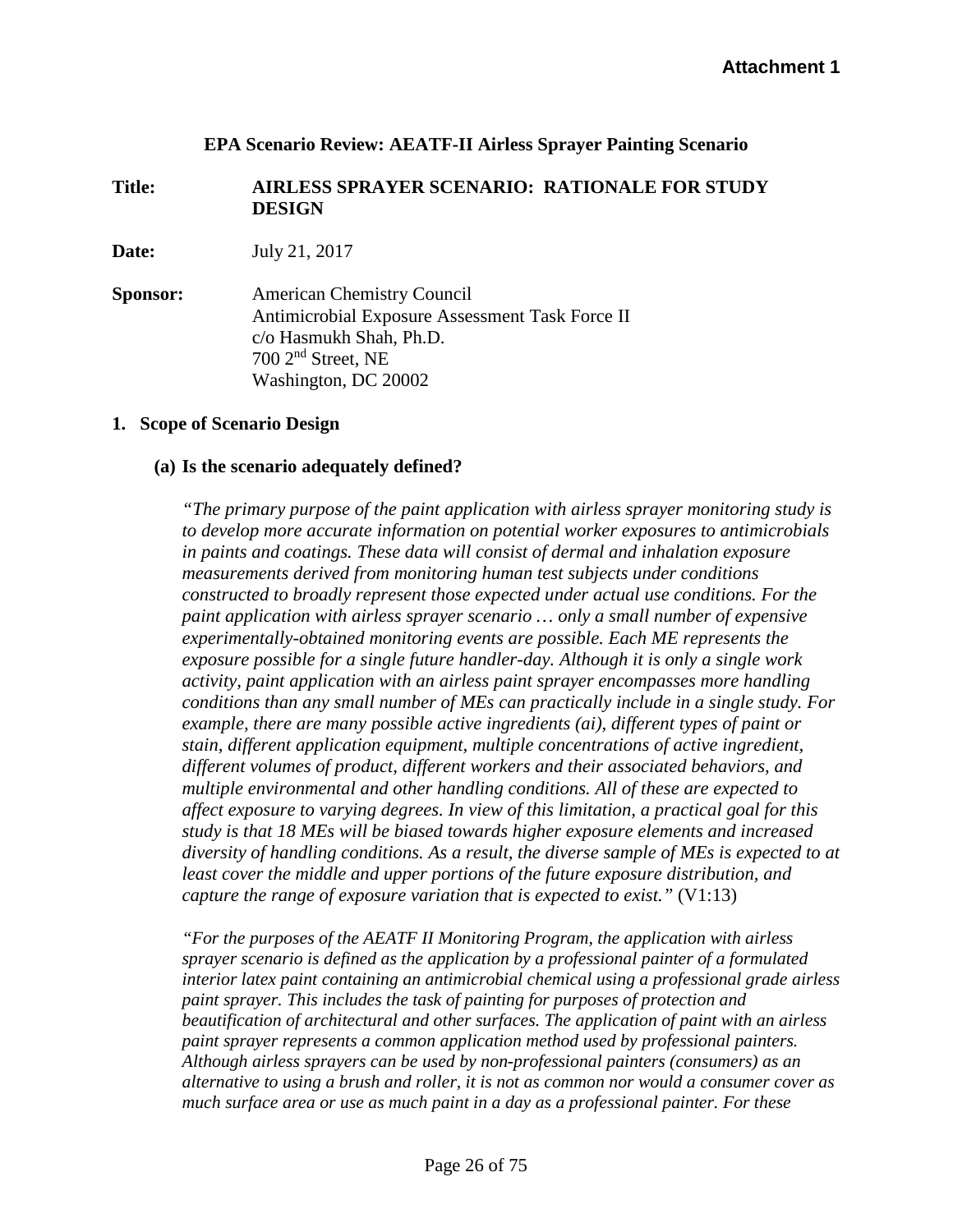**Attachment 1**

**EPA Scenario Review: AEATF-II Airless Sprayer Painting Scenario**

**Title:** **AIRLESS SPRAYER SCENARIO: RATIONALE FOR STUDY DESIGN**

**Date:** July 21, 2017

**Sponsor:** American Chemistry Council
Antimicrobial Exposure Assessment Task Force II
c/o Hasmukh Shah, Ph.D.
700 2[nd] Street, NE
Washington, DC 20002

## 1. Scope of Scenario Design

### (a) Is the scenario adequately defined?

*"The primary purpose of the paint application with airless sprayer monitoring study is to develop more accurate information on potential worker exposures to antimicrobials in paints and coatings. These data will consist of dermal and inhalation exposure measurements derived from monitoring human test subjects under conditions constructed to broadly represent those expected under actual use conditions. For the paint application with airless sprayer scenario … only a small number of expensive experimentally-obtained monitoring events are possible. Each ME represents the exposure possible for a single future handler-day. Although it is only a single work activity, paint application with an airless paint sprayer encompasses more handling conditions than any small number of MEs can practically include in a single study. For example, there are many possible active ingredients (ai), different types of paint or stain, different application equipment, multiple concentrations of active ingredient, different volumes of product, different workers and their associated behaviors, and multiple environmental and other handling conditions. All of these are expected to affect exposure to varying degrees. In view of this limitation, a practical goal for this study is that 18 MEs will be biased towards higher exposure elements and increased diversity of handling conditions. As a result, the diverse sample of MEs is expected to at least cover the middle and upper portions of the future exposure distribution, and capture the range of exposure variation that is expected to exist."* (V1:13)

*"For the purposes of the AEATF II Monitoring Program, the application with airless sprayer scenario is defined as the application by a professional painter of a formulated interior latex paint containing an antimicrobial chemical using a professional grade airless paint sprayer. This includes the task of painting for purposes of protection and beautification of architectural and other surfaces. The application of paint with an airless paint sprayer represents a common application method used by professional painters. Although airless sprayers can be used by non-professional painters (consumers) as an alternative to using a brush and roller, it is not as common nor would a consumer cover as much surface area or use as much paint in a day as a professional painter. For these*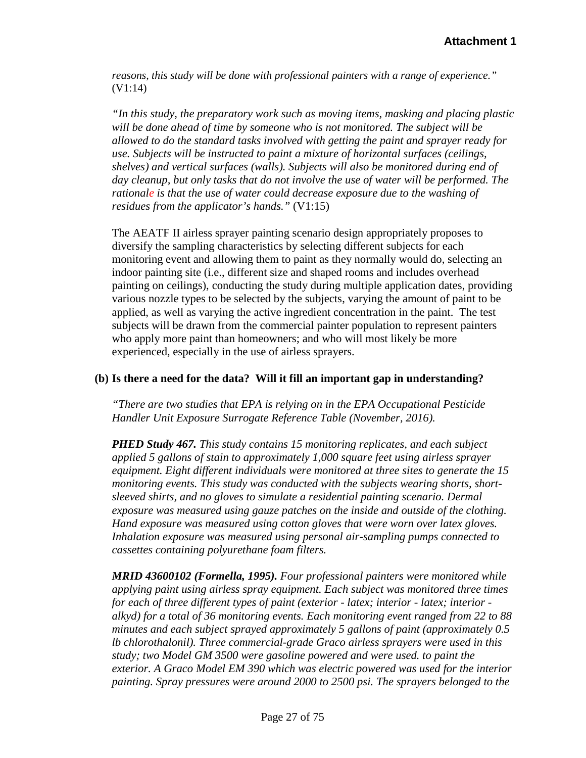*reasons, this study will be done with professional painters with a range of experience."* (V1:14)

*"In this study, the preparatory work such as moving items, masking and placing plastic will be done ahead of time by someone who is not monitored. The subject will be allowed to do the standard tasks involved with getting the paint and sprayer ready for use. Subjects will be instructed to paint a mixture of horizontal surfaces (ceilings, shelves) and vertical surfaces (walls). Subjects will also be monitored during end of day cleanup, but only tasks that do not involve the use of water will be performed. The rationale is that the use of water could decrease exposure due to the washing of residues from the applicator's hands."* (V1:15)

The AEATF II airless sprayer painting scenario design appropriately proposes to diversify the sampling characteristics by selecting different subjects for each monitoring event and allowing them to paint as they normally would do, selecting an indoor painting site (i.e., different size and shaped rooms and includes overhead painting on ceilings), conducting the study during multiple application dates, providing various nozzle types to be selected by the subjects, varying the amount of paint to be applied, as well as varying the active ingredient concentration in the paint. The test subjects will be drawn from the commercial painter population to represent painters who apply more paint than homeowners; and who will most likely be more experienced, especially in the use of airless sprayers.

**(b) Is there a need for the data? Will it fill an important gap in understanding?**

*"There are two studies that EPA is relying on in the EPA Occupational Pesticide Handler Unit Exposure Surrogate Reference Table (November, 2016).*

***PHED Study 467.*** *This study contains 15 monitoring replicates, and each subject applied 5 gallons of stain to approximately 1,000 square feet using airless sprayer equipment. Eight different individuals were monitored at three sites to generate the 15 monitoring events. This study was conducted with the subjects wearing shorts, short-sleeved shirts, and no gloves to simulate a residential painting scenario. Dermal exposure was measured using gauze patches on the inside and outside of the clothing. Hand exposure was measured using cotton gloves that were worn over latex gloves. Inhalation exposure was measured using personal air-sampling pumps connected to cassettes containing polyurethane foam filters.*

***MRID 43600102 (Formella, 1995).*** *Four professional painters were monitored while applying paint using airless spray equipment. Each subject was monitored three times for each of three different types of paint (exterior - latex; interior - latex; interior - alkyd) for a total of 36 monitoring events. Each monitoring event ranged from 22 to 88 minutes and each subject sprayed approximately 5 gallons of paint (approximately 0.5 lb chlorothalonil). Three commercial-grade Graco airless sprayers were used in this study; two Model GM 3500 were gasoline powered and were used. to paint the exterior. A Graco Model EM 390 which was electric powered was used for the interior painting. Spray pressures were around 2000 to 2500 psi. The sprayers belonged to the*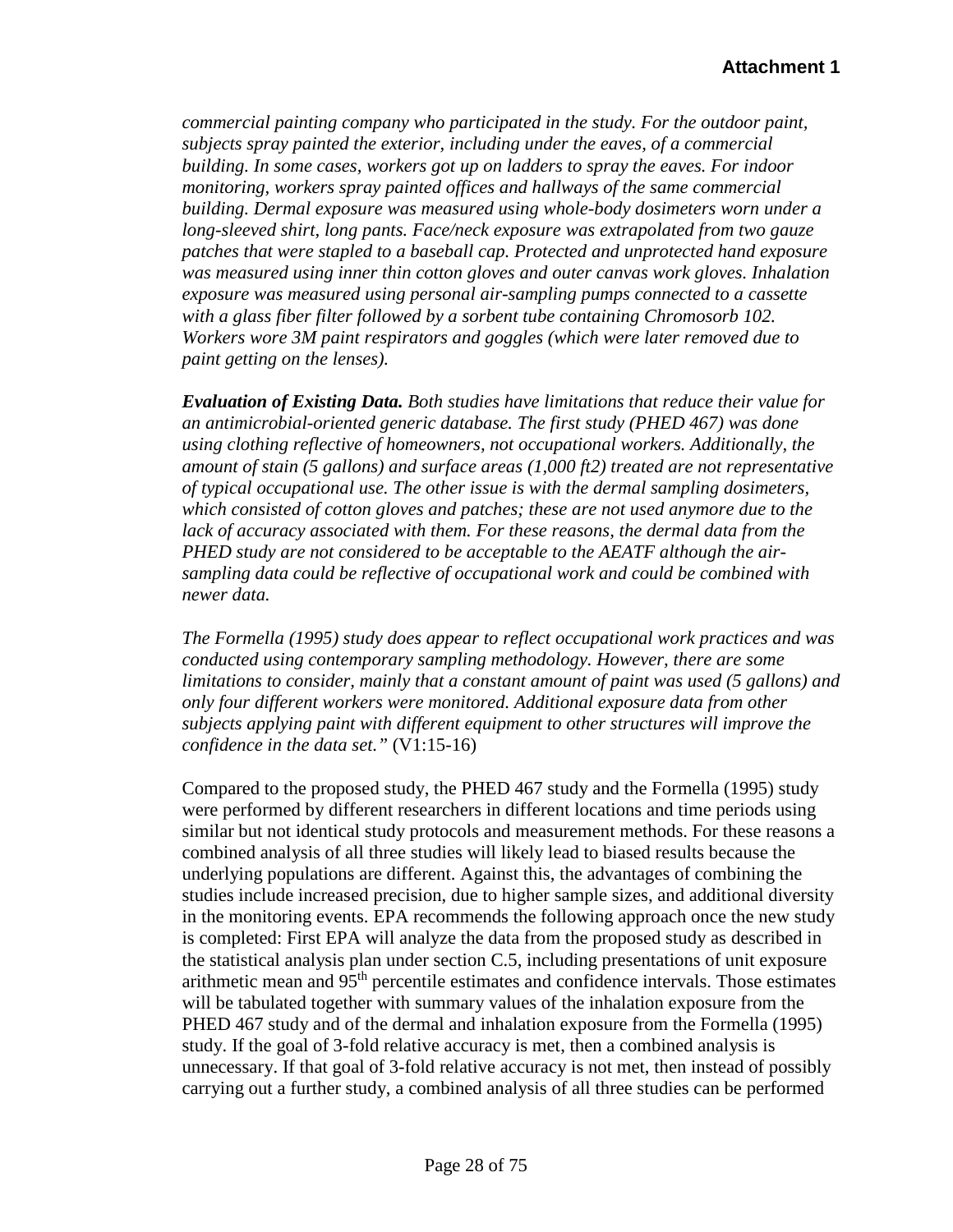*commercial painting company who participated in the study. For the outdoor paint, subjects spray painted the exterior, including under the eaves, of a commercial building. In some cases, workers got up on ladders to spray the eaves. For indoor monitoring, workers spray painted offices and hallways of the same commercial building. Dermal exposure was measured using whole-body dosimeters worn under a long-sleeved shirt, long pants. Face/neck exposure was extrapolated from two gauze patches that were stapled to a baseball cap. Protected and unprotected hand exposure was measured using inner thin cotton gloves and outer canvas work gloves. Inhalation exposure was measured using personal air-sampling pumps connected to a cassette with a glass fiber filter followed by a sorbent tube containing Chromosorb 102. Workers wore 3M paint respirators and goggles (which were later removed due to paint getting on the lenses).*

***Evaluation of Existing Data.*** *Both studies have limitations that reduce their value for an antimicrobial-oriented generic database. The first study (PHED 467) was done using clothing reflective of homeowners, not occupational workers. Additionally, the amount of stain (5 gallons) and surface areas (1,000 ft2) treated are not representative of typical occupational use. The other issue is with the dermal sampling dosimeters, which consisted of cotton gloves and patches; these are not used anymore due to the lack of accuracy associated with them. For these reasons, the dermal data from the PHED study are not considered to be acceptable to the AEATF although the air-sampling data could be reflective of occupational work and could be combined with newer data.*

*The Formella (1995) study does appear to reflect occupational work practices and was conducted using contemporary sampling methodology. However, there are some limitations to consider, mainly that a constant amount of paint was used (5 gallons) and only four different workers were monitored. Additional exposure data from other subjects applying paint with different equipment to other structures will improve the confidence in the data set."* (V1:15-16)

Compared to the proposed study, the PHED 467 study and the Formella (1995) study were performed by different researchers in different locations and time periods using similar but not identical study protocols and measurement methods. For these reasons a combined analysis of all three studies will likely lead to biased results because the underlying populations are different. Against this, the advantages of combining the studies include increased precision, due to higher sample sizes, and additional diversity in the monitoring events. EPA recommends the following approach once the new study is completed: First EPA will analyze the data from the proposed study as described in the statistical analysis plan under section C.5, including presentations of unit exposure arithmetic mean and 95th percentile estimates and confidence intervals. Those estimates will be tabulated together with summary values of the inhalation exposure from the PHED 467 study and of the dermal and inhalation exposure from the Formella (1995) study. If the goal of 3-fold relative accuracy is met, then a combined analysis is unnecessary. If that goal of 3-fold relative accuracy is not met, then instead of possibly carrying out a further study, a combined analysis of all three studies can be performed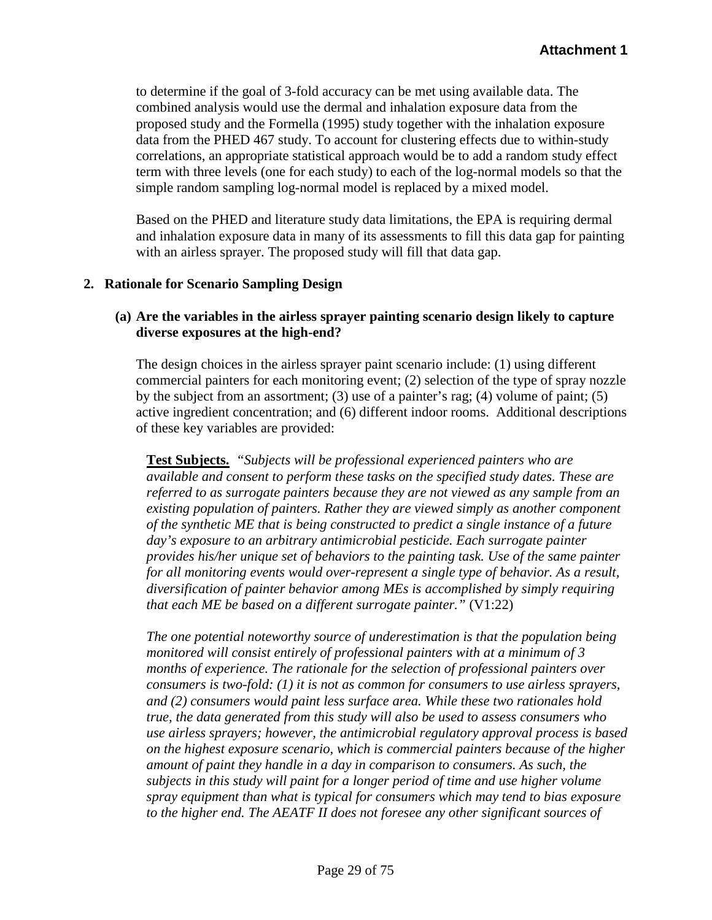to determine if the goal of 3-fold accuracy can be met using available data. The combined analysis would use the dermal and inhalation exposure data from the proposed study and the Formella (1995) study together with the inhalation exposure data from the PHED 467 study. To account for clustering effects due to within-study correlations, an appropriate statistical approach would be to add a random study effect term with three levels (one for each study) to each of the log-normal models so that the simple random sampling log-normal model is replaced by a mixed model.

Based on the PHED and literature study data limitations, the EPA is requiring dermal and inhalation exposure data in many of its assessments to fill this data gap for painting with an airless sprayer. The proposed study will fill that data gap.

## 2. Rationale for Scenario Sampling Design

### (a) Are the variables in the airless sprayer painting scenario design likely to capture diverse exposures at the high-end?

The design choices in the airless sprayer paint scenario include: (1) using different commercial painters for each monitoring event; (2) selection of the type of spray nozzle by the subject from an assortment; (3) use of a painter's rag; (4) volume of paint; (5) active ingredient concentration; and (6) different indoor rooms. Additional descriptions of these key variables are provided:

> **Test Subjects.** *"Subjects will be professional experienced painters who are available and consent to perform these tasks on the specified study dates. These are referred to as surrogate painters because they are not viewed as any sample from an existing population of painters. Rather they are viewed simply as another component of the synthetic ME that is being constructed to predict a single instance of a future day's exposure to an arbitrary antimicrobial pesticide. Each surrogate painter provides his/her unique set of behaviors to the painting task. Use of the same painter for all monitoring events would over-represent a single type of behavior. As a result, diversification of painter behavior among MEs is accomplished by simply requiring that each ME be based on a different surrogate painter."* (V1:22)
>
> *The one potential noteworthy source of underestimation is that the population being monitored will consist entirely of professional painters with at a minimum of 3 months of experience. The rationale for the selection of professional painters over consumers is two-fold: (1) it is not as common for consumers to use airless sprayers, and (2) consumers would paint less surface area. While these two rationales hold true, the data generated from this study will also be used to assess consumers who use airless sprayers; however, the antimicrobial regulatory approval process is based on the highest exposure scenario, which is commercial painters because of the higher amount of paint they handle in a day in comparison to consumers. As such, the subjects in this study will paint for a longer period of time and use higher volume spray equipment than what is typical for consumers which may tend to bias exposure to the higher end. The AEATF II does not foresee any other significant sources of*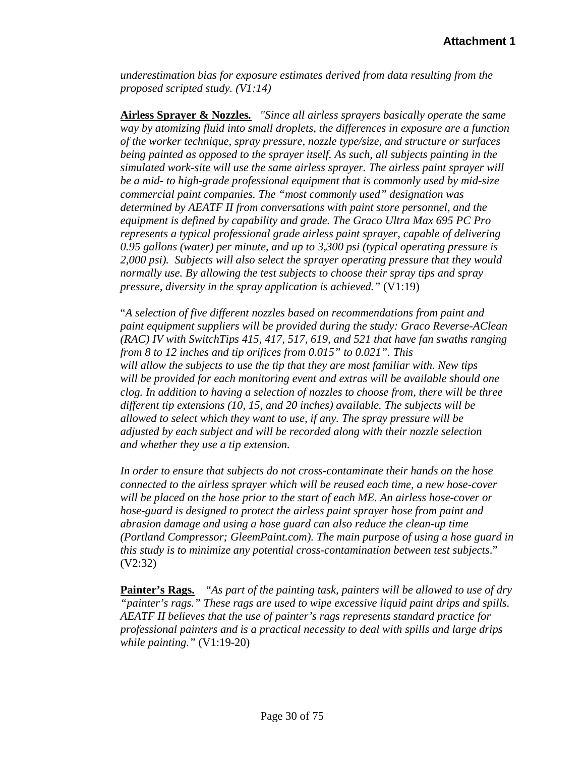*underestimation bias for exposure estimates derived from data resulting from the proposed scripted study. (V1:14)*

**Airless Sprayer & Nozzles.** *"Since all airless sprayers basically operate the same way by atomizing fluid into small droplets, the differences in exposure are a function of the worker technique, spray pressure, nozzle type/size, and structure or surfaces being painted as opposed to the sprayer itself. As such, all subjects painting in the simulated work-site will use the same airless sprayer. The airless paint sprayer will be a mid- to high-grade professional equipment that is commonly used by mid-size commercial paint companies. The "most commonly used" designation was determined by AEATF II from conversations with paint store personnel, and the equipment is defined by capability and grade. The Graco Ultra Max 695 PC Pro represents a typical professional grade airless paint sprayer, capable of delivering 0.95 gallons (water) per minute, and up to 3,300 psi (typical operating pressure is 2,000 psi). Subjects will also select the sprayer operating pressure that they would normally use. By allowing the test subjects to choose their spray tips and spray pressure, diversity in the spray application is achieved."* (V1:19)

"*A selection of five different nozzles based on recommendations from paint and paint equipment suppliers will be provided during the study: Graco Reverse-AClean (RAC) IV with SwitchTips 415, 417, 517, 619, and 521 that have fan swaths ranging from 8 to 12 inches and tip orifices from 0.015" to 0.021". This will allow the subjects to use the tip that they are most familiar with. New tips will be provided for each monitoring event and extras will be available should one clog. In addition to having a selection of nozzles to choose from, there will be three different tip extensions (10, 15, and 20 inches) available. The subjects will be allowed to select which they want to use, if any. The spray pressure will be adjusted by each subject and will be recorded along with their nozzle selection and whether they use a tip extension.*

*In order to ensure that subjects do not cross-contaminate their hands on the hose connected to the airless sprayer which will be reused each time, a new hose-cover will be placed on the hose prior to the start of each ME. An airless hose-cover or hose-guard is designed to protect the airless paint sprayer hose from paint and abrasion damage and using a hose guard can also reduce the clean-up time (Portland Compressor; GleemPaint.com). The main purpose of using a hose guard in this study is to minimize any potential cross-contamination between test subjects*." (V2:32)

**Painter's Rags.** *"As part of the painting task, painters will be allowed to use of dry "painter's rags." These rags are used to wipe excessive liquid paint drips and spills. AEATF II believes that the use of painter's rags represents standard practice for professional painters and is a practical necessity to deal with spills and large drips while painting."* (V1:19-20)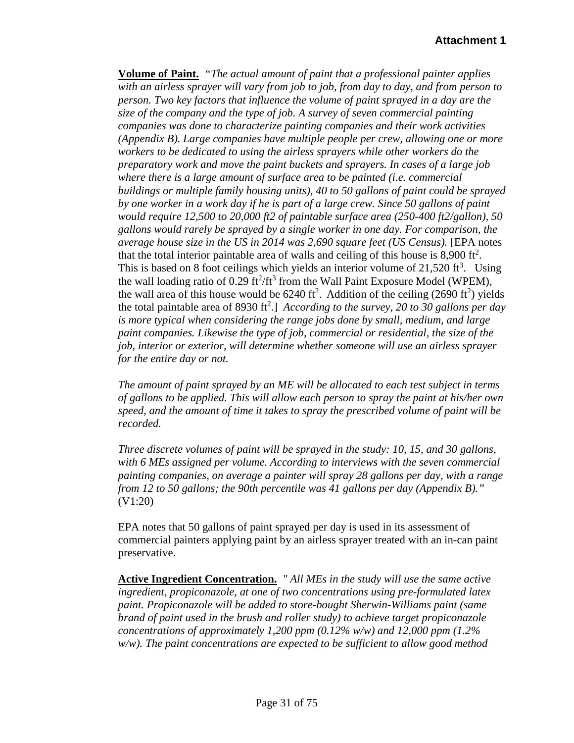**Attachment 1**

**Volume of Paint.** *"The actual amount of paint that a professional painter applies with an airless sprayer will vary from job to job, from day to day, and from person to person. Two key factors that influence the volume of paint sprayed in a day are the size of the company and the type of job. A survey of seven commercial painting companies was done to characterize painting companies and their work activities (Appendix B). Large companies have multiple people per crew, allowing one or more workers to be dedicated to using the airless sprayers while other workers do the preparatory work and move the paint buckets and sprayers. In cases of a large job where there is a large amount of surface area to be painted (i.e. commercial buildings or multiple family housing units), 40 to 50 gallons of paint could be sprayed by one worker in a work day if he is part of a large crew. Since 50 gallons of paint would require 12,500 to 20,000 ft2 of paintable surface area (250-400 ft2/gallon), 50 gallons would rarely be sprayed by a single worker in one day. For comparison, the average house size in the US in 2014 was 2,690 square feet (US Census).* [EPA notes that the total interior paintable area of walls and ceiling of this house is 8,900 $ft^2$. This is based on 8 foot ceilings which yields an interior volume of 21,520 $ft^3$. Using the wall loading ratio of 0.29 $ft^2/ft^3$ from the Wall Paint Exposure Model (WPEM), the wall area of this house would be 6240 $ft^2$. Addition of the ceiling (2690 $ft^2$) yields the total paintable area of 8930 $ft^2$.] *According to the survey, 20 to 30 gallons per day is more typical when considering the range jobs done by small, medium, and large paint companies. Likewise the type of job, commercial or residential, the size of the job, interior or exterior, will determine whether someone will use an airless sprayer for the entire day or not.*

*The amount of paint sprayed by an ME will be allocated to each test subject in terms of gallons to be applied. This will allow each person to spray the paint at his/her own speed, and the amount of time it takes to spray the prescribed volume of paint will be recorded.*

*Three discrete volumes of paint will be sprayed in the study: 10, 15, and 30 gallons, with 6 MEs assigned per volume. According to interviews with the seven commercial painting companies, on average a painter will spray 28 gallons per day, with a range from 12 to 50 gallons; the 90th percentile was 41 gallons per day (Appendix B)."* (V1:20)

EPA notes that 50 gallons of paint sprayed per day is used in its assessment of commercial painters applying paint by an airless sprayer treated with an in-can paint preservative.

**Active Ingredient Concentration.** *" All MEs in the study will use the same active ingredient, propiconazole, at one of two concentrations using pre-formulated latex paint. Propiconazole will be added to store-bought Sherwin-Williams paint (same brand of paint used in the brush and roller study) to achieve target propiconazole concentrations of approximately 1,200 ppm (0.12% w/w) and 12,000 ppm (1.2% w/w). The paint concentrations are expected to be sufficient to allow good method*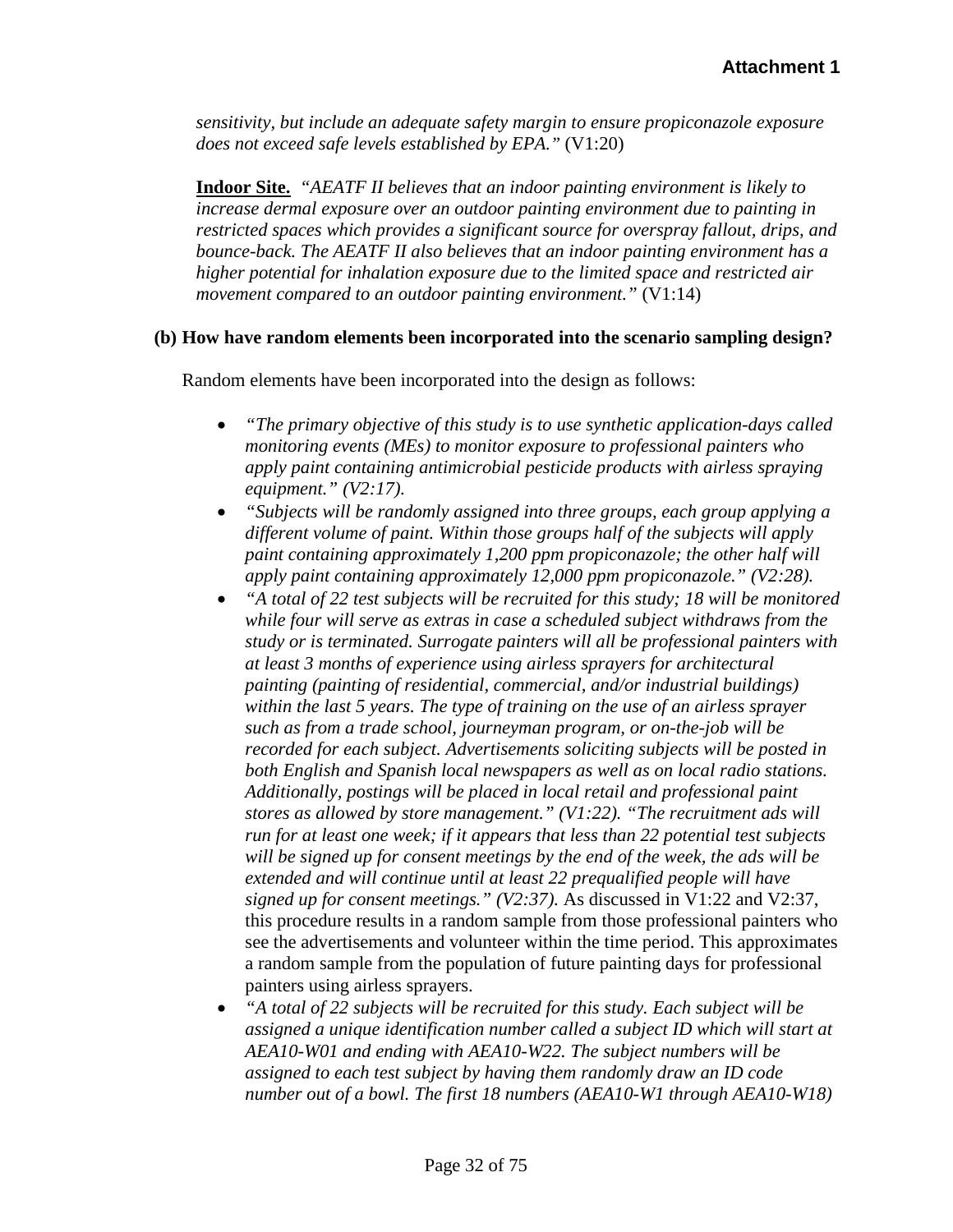*sensitivity, but include an adequate safety margin to ensure propiconazole exposure does not exceed safe levels established by EPA."* (V1:20)

**Indoor Site.** *"AEATF II believes that an indoor painting environment is likely to increase dermal exposure over an outdoor painting environment due to painting in restricted spaces which provides a significant source for overspray fallout, drips, and bounce-back. The AEATF II also believes that an indoor painting environment has a higher potential for inhalation exposure due to the limited space and restricted air movement compared to an outdoor painting environment."* (V1:14)

**(b) How have random elements been incorporated into the scenario sampling design?**

Random elements have been incorporated into the design as follows:

- *"The primary objective of this study is to use synthetic application-days called monitoring events (MEs) to monitor exposure to professional painters who apply paint containing antimicrobial pesticide products with airless spraying equipment." (V2:17).*
- *"Subjects will be randomly assigned into three groups, each group applying a different volume of paint. Within those groups half of the subjects will apply paint containing approximately 1,200 ppm propiconazole; the other half will apply paint containing approximately 12,000 ppm propiconazole." (V2:28).*
- *"A total of 22 test subjects will be recruited for this study; 18 will be monitored while four will serve as extras in case a scheduled subject withdraws from the study or is terminated. Surrogate painters will all be professional painters with at least 3 months of experience using airless sprayers for architectural painting (painting of residential, commercial, and/or industrial buildings) within the last 5 years. The type of training on the use of an airless sprayer such as from a trade school, journeyman program, or on-the-job will be recorded for each subject. Advertisements soliciting subjects will be posted in both English and Spanish local newspapers as well as on local radio stations. Additionally, postings will be placed in local retail and professional paint stores as allowed by store management." (V1:22). "The recruitment ads will run for at least one week; if it appears that less than 22 potential test subjects will be signed up for consent meetings by the end of the week, the ads will be extended and will continue until at least 22 prequalified people will have signed up for consent meetings." (V2:37).* As discussed in V1:22 and V2:37, this procedure results in a random sample from those professional painters who see the advertisements and volunteer within the time period. This approximates a random sample from the population of future painting days for professional painters using airless sprayers.
- *"A total of 22 subjects will be recruited for this study. Each subject will be assigned a unique identification number called a subject ID which will start at AEA10-W01 and ending with AEA10-W22. The subject numbers will be assigned to each test subject by having them randomly draw an ID code number out of a bowl. The first 18 numbers (AEA10-W1 through AEA10-W18)*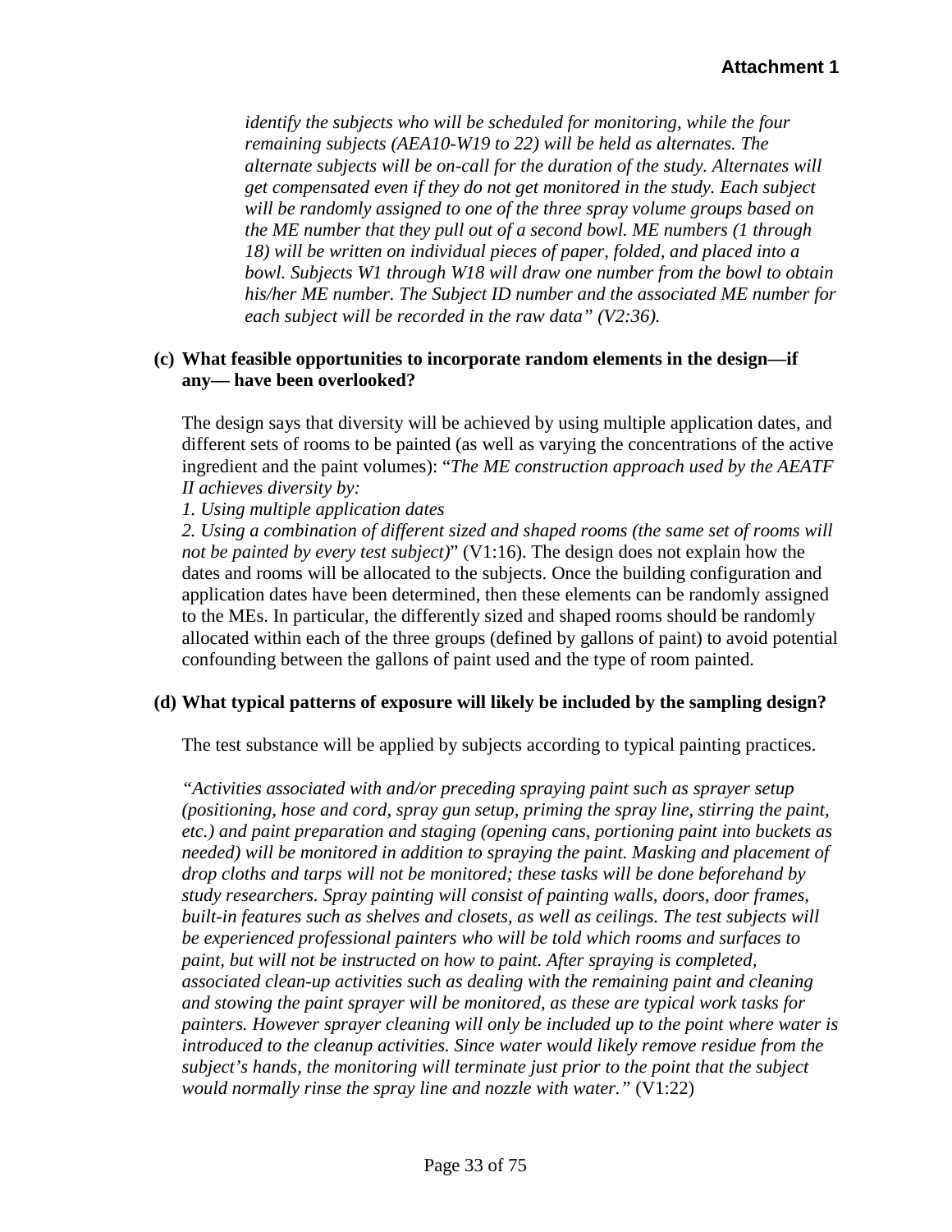*identify the subjects who will be scheduled for monitoring, while the four remaining subjects (AEA10-W19 to 22) will be held as alternates. The alternate subjects will be on-call for the duration of the study. Alternates will get compensated even if they do not get monitored in the study. Each subject will be randomly assigned to one of the three spray volume groups based on the ME number that they pull out of a second bowl. ME numbers (1 through 18) will be written on individual pieces of paper, folded, and placed into a bowl. Subjects W1 through W18 will draw one number from the bowl to obtain his/her ME number. The Subject ID number and the associated ME number for each subject will be recorded in the raw data" (V2:36).*

**(c) What feasible opportunities to incorporate random elements in the design—if any— have been overlooked?**

The design says that diversity will be achieved by using multiple application dates, and different sets of rooms to be painted (as well as varying the concentrations of the active ingredient and the paint volumes): "*The ME construction approach used by the AEATF II achieves diversity by:*

*1. Using multiple application dates*

*2. Using a combination of different sized and shaped rooms (the same set of rooms will not be painted by every test subject)*" (V1:16). The design does not explain how the dates and rooms will be allocated to the subjects. Once the building configuration and application dates have been determined, then these elements can be randomly assigned to the MEs. In particular, the differently sized and shaped rooms should be randomly allocated within each of the three groups (defined by gallons of paint) to avoid potential confounding between the gallons of paint used and the type of room painted.

**(d) What typical patterns of exposure will likely be included by the sampling design?**

The test substance will be applied by subjects according to typical painting practices.

*"Activities associated with and/or preceding spraying paint such as sprayer setup (positioning, hose and cord, spray gun setup, priming the spray line, stirring the paint, etc.) and paint preparation and staging (opening cans, portioning paint into buckets as needed) will be monitored in addition to spraying the paint. Masking and placement of drop cloths and tarps will not be monitored; these tasks will be done beforehand by study researchers. Spray painting will consist of painting walls, doors, door frames, built-in features such as shelves and closets, as well as ceilings. The test subjects will be experienced professional painters who will be told which rooms and surfaces to paint, but will not be instructed on how to paint. After spraying is completed, associated clean-up activities such as dealing with the remaining paint and cleaning and stowing the paint sprayer will be monitored, as these are typical work tasks for painters. However sprayer cleaning will only be included up to the point where water is introduced to the cleanup activities. Since water would likely remove residue from the subject's hands, the monitoring will terminate just prior to the point that the subject would normally rinse the spray line and nozzle with water."* (V1:22)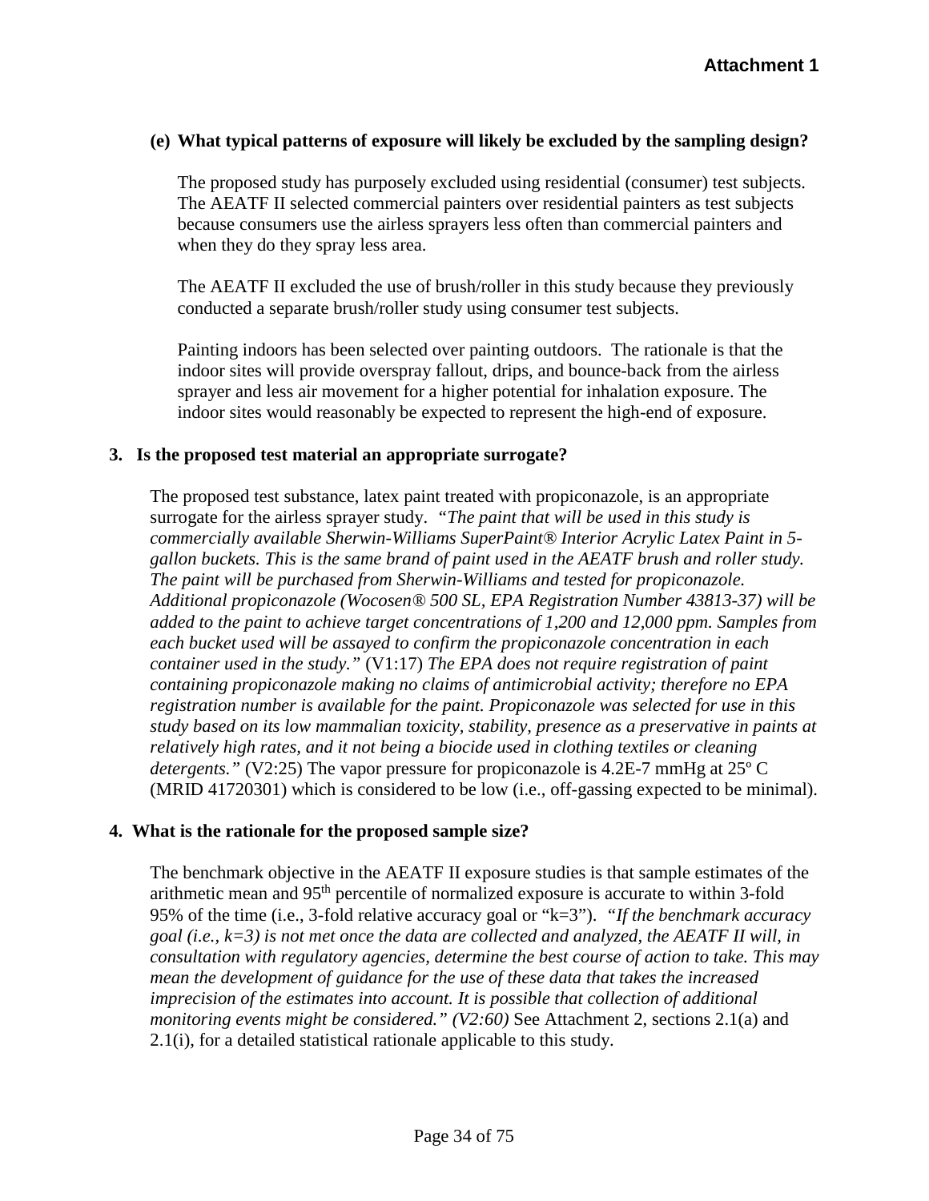**Attachment 1**

**(e) What typical patterns of exposure will likely be excluded by the sampling design?**

The proposed study has purposely excluded using residential (consumer) test subjects. The AEATF II selected commercial painters over residential painters as test subjects because consumers use the airless sprayers less often than commercial painters and when they do they spray less area.

The AEATF II excluded the use of brush/roller in this study because they previously conducted a separate brush/roller study using consumer test subjects.

Painting indoors has been selected over painting outdoors. The rationale is that the indoor sites will provide overspray fallout, drips, and bounce-back from the airless sprayer and less air movement for a higher potential for inhalation exposure. The indoor sites would reasonably be expected to represent the high-end of exposure.

**3. Is the proposed test material an appropriate surrogate?**

The proposed test substance, latex paint treated with propiconazole, is an appropriate surrogate for the airless sprayer study. *"The paint that will be used in this study is commercially available Sherwin-Williams SuperPaint® Interior Acrylic Latex Paint in 5-gallon buckets. This is the same brand of paint used in the AEATF brush and roller study. The paint will be purchased from Sherwin-Williams and tested for propiconazole. Additional propiconazole (Wocosen® 500 SL, EPA Registration Number 43813-37) will be added to the paint to achieve target concentrations of 1,200 and 12,000 ppm. Samples from each bucket used will be assayed to confirm the propiconazole concentration in each container used in the study."* (V1:17) *The EPA does not require registration of paint containing propiconazole making no claims of antimicrobial activity; therefore no EPA registration number is available for the paint. Propiconazole was selected for use in this study based on its low mammalian toxicity, stability, presence as a preservative in paints at relatively high rates, and it not being a biocide used in clothing textiles or cleaning detergents."* (V2:25) The vapor pressure for propiconazole is 4.2E-7 mmHg at 25º C (MRID 41720301) which is considered to be low (i.e., off-gassing expected to be minimal).

**4. What is the rationale for the proposed sample size?**

The benchmark objective in the AEATF II exposure studies is that sample estimates of the arithmetic mean and 95th percentile of normalized exposure is accurate to within 3-fold 95% of the time (i.e., 3-fold relative accuracy goal or "k=3"). *"If the benchmark accuracy goal (i.e., k=3) is not met once the data are collected and analyzed, the AEATF II will, in consultation with regulatory agencies, determine the best course of action to take. This may mean the development of guidance for the use of these data that takes the increased imprecision of the estimates into account. It is possible that collection of additional monitoring events might be considered." (V2:60)* See Attachment 2, sections 2.1(a) and 2.1(i), for a detailed statistical rationale applicable to this study.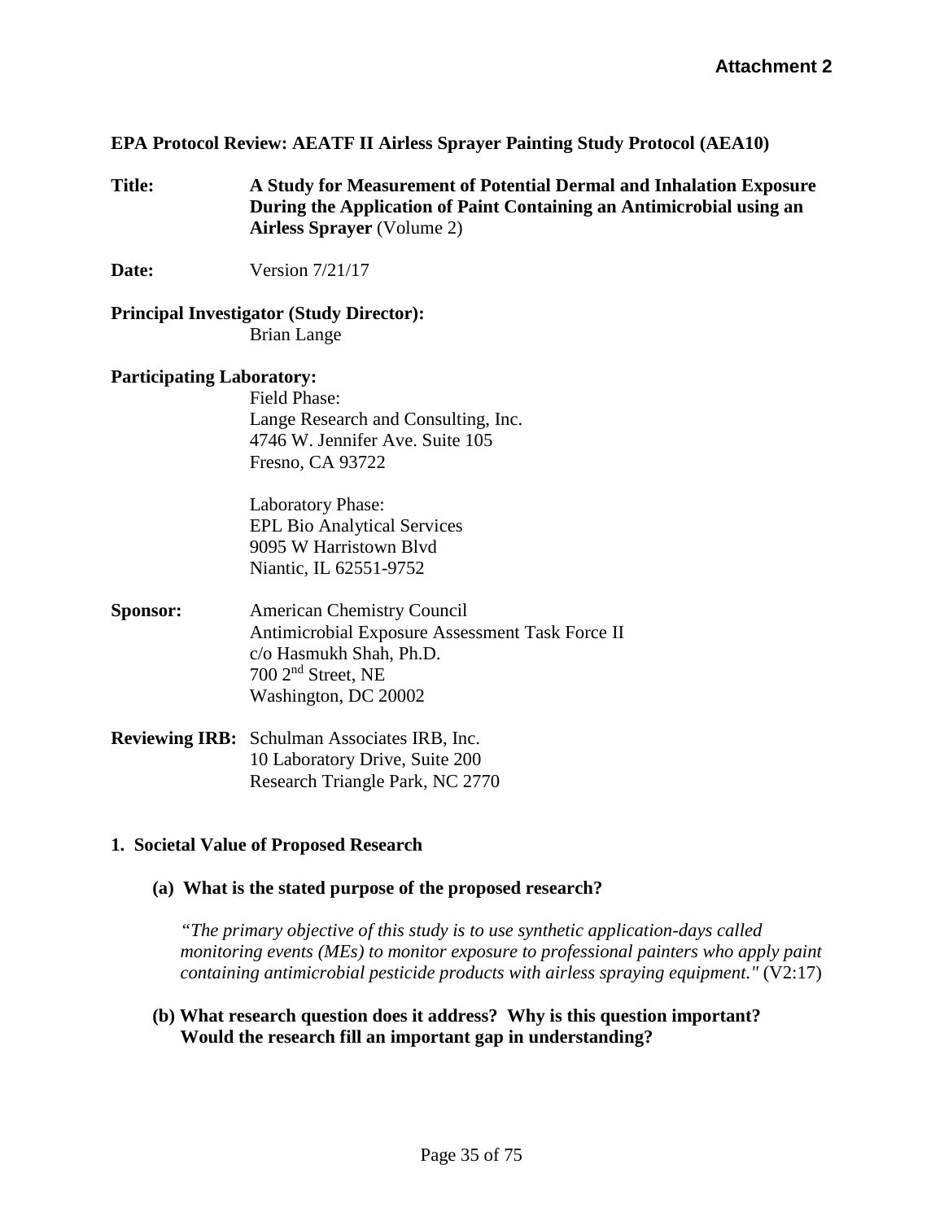**Attachment 2**

**EPA Protocol Review: AEATF II Airless Sprayer Painting Study Protocol (AEA10)**

**Title:** **A Study for Measurement of Potential Dermal and Inhalation Exposure During the Application of Paint Containing an Antimicrobial using an Airless Sprayer** (Volume 2)

**Date:** Version 7/21/17

**Principal Investigator (Study Director):**
Brian Lange

**Participating Laboratory:**

Field Phase:
Lange Research and Consulting, Inc.
4746 W. Jennifer Ave. Suite 105
Fresno, CA 93722

Laboratory Phase:
EPL Bio Analytical Services
9095 W Harristown Blvd
Niantic, IL 62551-9752

**Sponsor:** American Chemistry Council
Antimicrobial Exposure Assessment Task Force II
c/o Hasmukh Shah, Ph.D.
700 2nd Street, NE
Washington, DC 20002

**Reviewing IRB:** Schulman Associates IRB, Inc.
10 Laboratory Drive, Suite 200
Research Triangle Park, NC 2770

## 1. Societal Value of Proposed Research

### (a) What is the stated purpose of the proposed research?

*"The primary objective of this study is to use synthetic application-days called monitoring events (MEs) to monitor exposure to professional painters who apply paint containing antimicrobial pesticide products with airless spraying equipment."* (V2:17)

### (b) What research question does it address? Why is this question important? Would the research fill an important gap in understanding?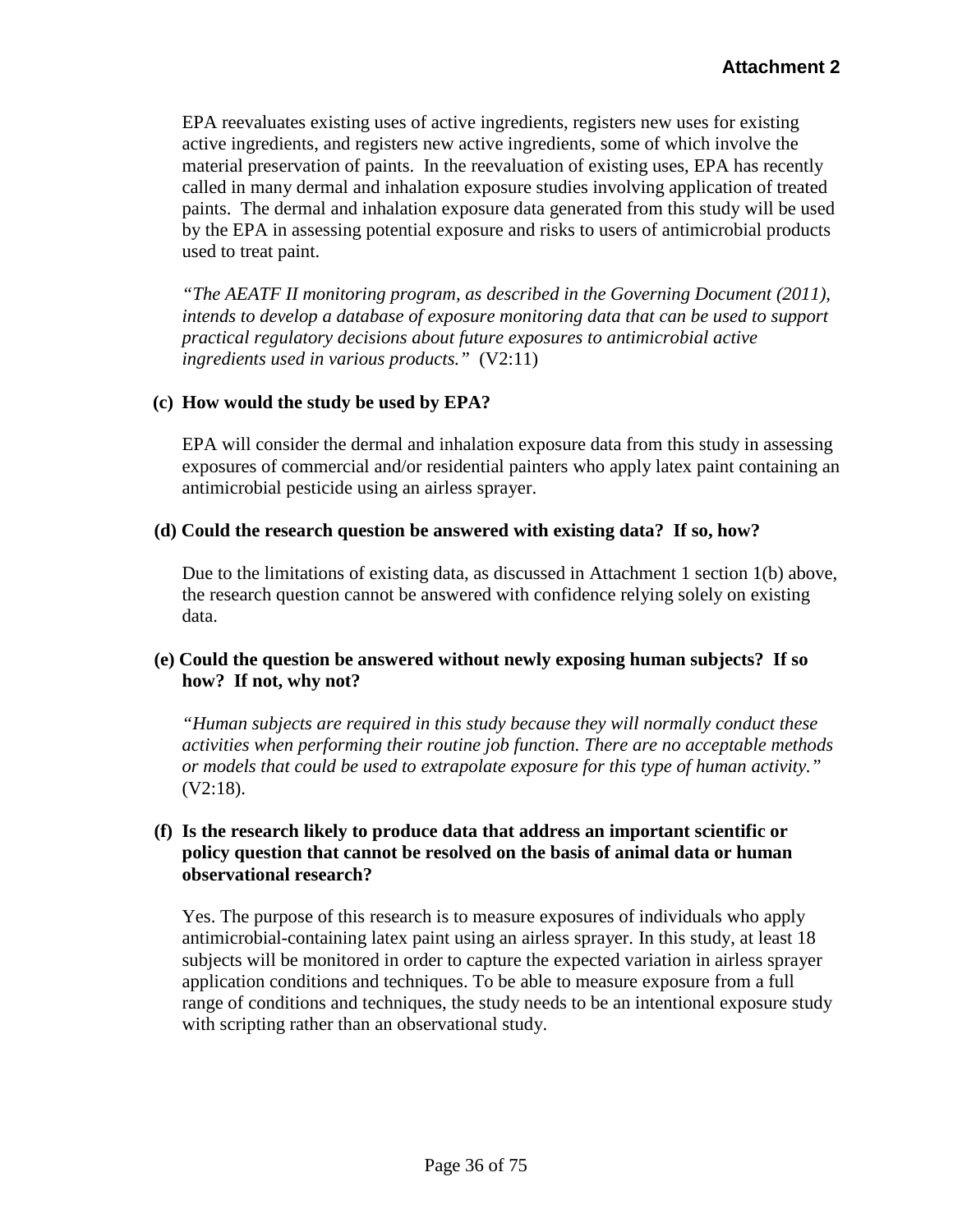EPA reevaluates existing uses of active ingredients, registers new uses for existing active ingredients, and registers new active ingredients, some of which involve the material preservation of paints. In the reevaluation of existing uses, EPA has recently called in many dermal and inhalation exposure studies involving application of treated paints. The dermal and inhalation exposure data generated from this study will be used by the EPA in assessing potential exposure and risks to users of antimicrobial products used to treat paint.

*"The AEATF II monitoring program, as described in the Governing Document (2011), intends to develop a database of exposure monitoring data that can be used to support practical regulatory decisions about future exposures to antimicrobial active ingredients used in various products."* (V2:11)

**(c) How would the study be used by EPA?**

EPA will consider the dermal and inhalation exposure data from this study in assessing exposures of commercial and/or residential painters who apply latex paint containing an antimicrobial pesticide using an airless sprayer.

**(d) Could the research question be answered with existing data? If so, how?**

Due to the limitations of existing data, as discussed in Attachment 1 section 1(b) above, the research question cannot be answered with confidence relying solely on existing data.

**(e) Could the question be answered without newly exposing human subjects? If so how? If not, why not?**

*"Human subjects are required in this study because they will normally conduct these activities when performing their routine job function. There are no acceptable methods or models that could be used to extrapolate exposure for this type of human activity."* (V2:18).

**(f) Is the research likely to produce data that address an important scientific or policy question that cannot be resolved on the basis of animal data or human observational research?**

Yes. The purpose of this research is to measure exposures of individuals who apply antimicrobial-containing latex paint using an airless sprayer. In this study, at least 18 subjects will be monitored in order to capture the expected variation in airless sprayer application conditions and techniques. To be able to measure exposure from a full range of conditions and techniques, the study needs to be an intentional exposure study with scripting rather than an observational study.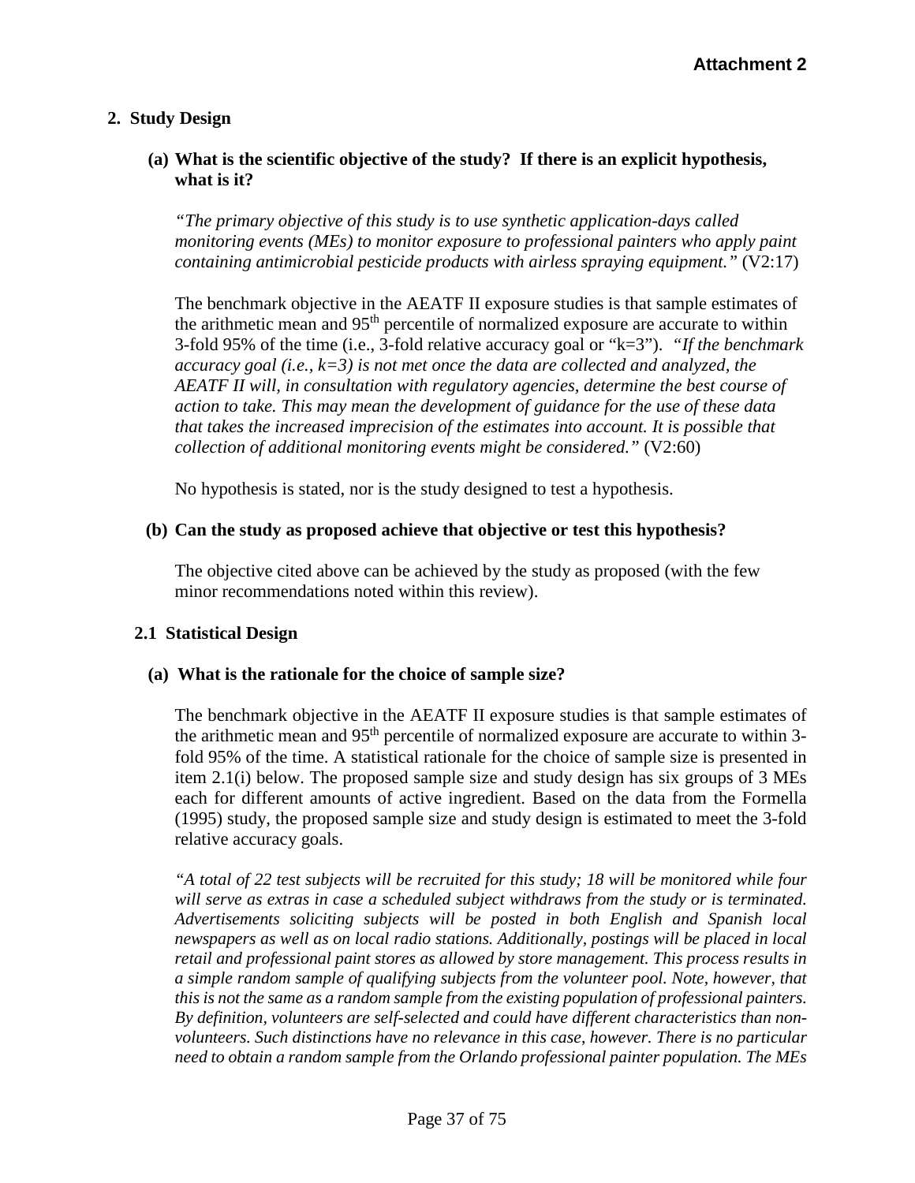**Attachment 2**

## 2. Study Design

### (a) What is the scientific objective of the study? If there is an explicit hypothesis, what is it?

*"The primary objective of this study is to use synthetic application-days called monitoring events (MEs) to monitor exposure to professional painters who apply paint containing antimicrobial pesticide products with airless spraying equipment."* (V2:17)

The benchmark objective in the AEATF II exposure studies is that sample estimates of the arithmetic mean and 95th percentile of normalized exposure are accurate to within 3-fold 95% of the time (i.e., 3-fold relative accuracy goal or "k=3"). *"If the benchmark accuracy goal (i.e., k=3) is not met once the data are collected and analyzed, the AEATF II will, in consultation with regulatory agencies, determine the best course of action to take. This may mean the development of guidance for the use of these data that takes the increased imprecision of the estimates into account. It is possible that collection of additional monitoring events might be considered."* (V2:60)

No hypothesis is stated, nor is the study designed to test a hypothesis.

### (b) Can the study as proposed achieve that objective or test this hypothesis?

The objective cited above can be achieved by the study as proposed (with the few minor recommendations noted within this review).

## 2.1 Statistical Design

### (a) What is the rationale for the choice of sample size?

The benchmark objective in the AEATF II exposure studies is that sample estimates of the arithmetic mean and 95th percentile of normalized exposure are accurate to within 3-fold 95% of the time. A statistical rationale for the choice of sample size is presented in item 2.1(i) below. The proposed sample size and study design has six groups of 3 MEs each for different amounts of active ingredient. Based on the data from the Formella (1995) study, the proposed sample size and study design is estimated to meet the 3-fold relative accuracy goals.

*"A total of 22 test subjects will be recruited for this study; 18 will be monitored while four will serve as extras in case a scheduled subject withdraws from the study or is terminated. Advertisements soliciting subjects will be posted in both English and Spanish local newspapers as well as on local radio stations. Additionally, postings will be placed in local retail and professional paint stores as allowed by store management. This process results in a simple random sample of qualifying subjects from the volunteer pool. Note, however, that this is not the same as a random sample from the existing population of professional painters. By definition, volunteers are self-selected and could have different characteristics than non-volunteers. Such distinctions have no relevance in this case, however. There is no particular need to obtain a random sample from the Orlando professional painter population. The MEs*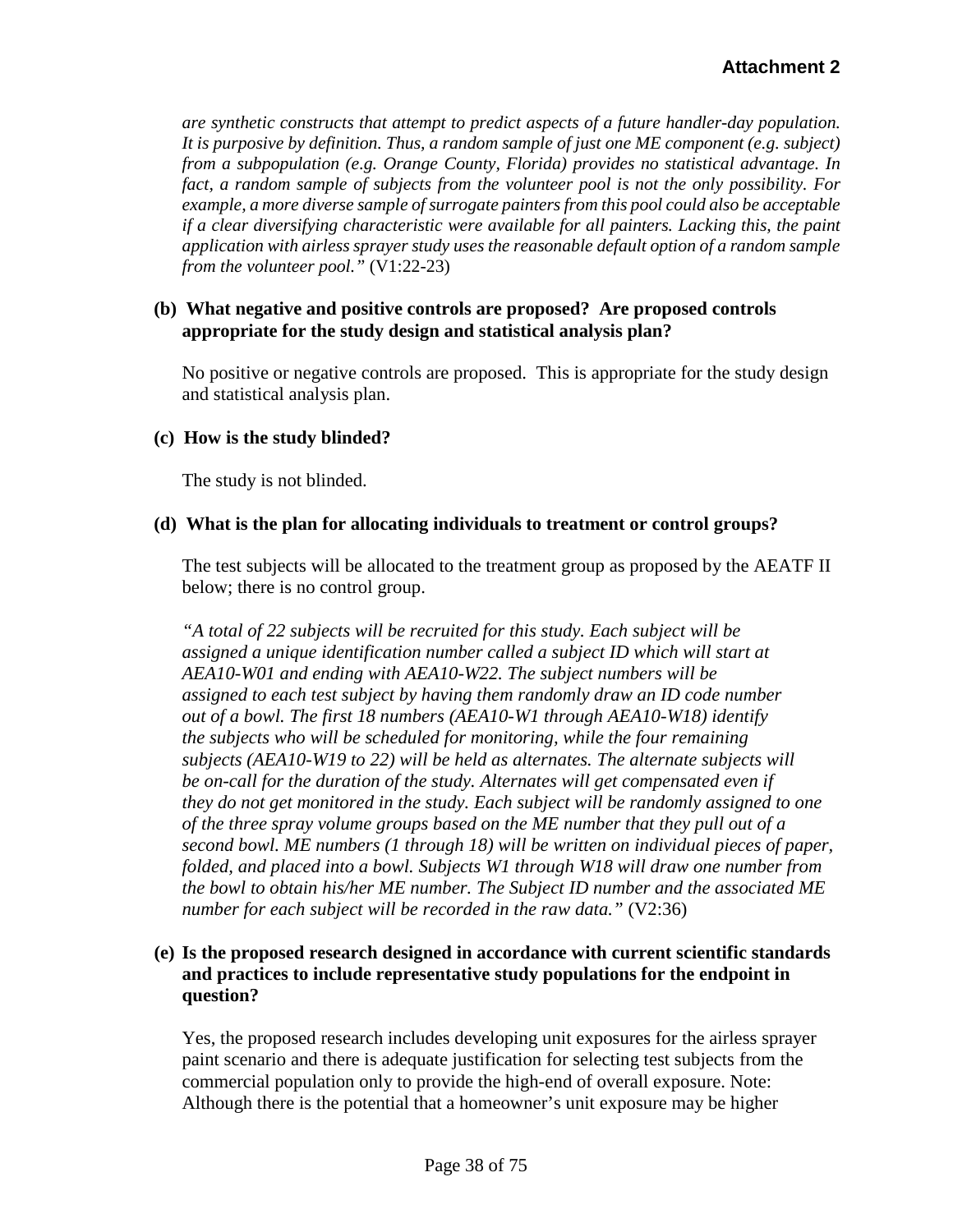*are synthetic constructs that attempt to predict aspects of a future handler-day population. It is purposive by definition. Thus, a random sample of just one ME component (e.g. subject) from a subpopulation (e.g. Orange County, Florida) provides no statistical advantage. In fact, a random sample of subjects from the volunteer pool is not the only possibility. For example, a more diverse sample of surrogate painters from this pool could also be acceptable if a clear diversifying characteristic were available for all painters. Lacking this, the paint application with airless sprayer study uses the reasonable default option of a random sample from the volunteer pool."* (V1:22-23)

**(b) What negative and positive controls are proposed? Are proposed controls appropriate for the study design and statistical analysis plan?**

No positive or negative controls are proposed. This is appropriate for the study design and statistical analysis plan.

**(c) How is the study blinded?**

The study is not blinded.

**(d) What is the plan for allocating individuals to treatment or control groups?**

The test subjects will be allocated to the treatment group as proposed by the AEATF II below; there is no control group.

*"A total of 22 subjects will be recruited for this study. Each subject will be assigned a unique identification number called a subject ID which will start at AEA10-W01 and ending with AEA10-W22. The subject numbers will be assigned to each test subject by having them randomly draw an ID code number out of a bowl. The first 18 numbers (AEA10-W1 through AEA10-W18) identify the subjects who will be scheduled for monitoring, while the four remaining subjects (AEA10-W19 to 22) will be held as alternates. The alternate subjects will be on-call for the duration of the study. Alternates will get compensated even if they do not get monitored in the study. Each subject will be randomly assigned to one of the three spray volume groups based on the ME number that they pull out of a second bowl. ME numbers (1 through 18) will be written on individual pieces of paper, folded, and placed into a bowl. Subjects W1 through W18 will draw one number from the bowl to obtain his/her ME number. The Subject ID number and the associated ME number for each subject will be recorded in the raw data."* (V2:36)

**(e) Is the proposed research designed in accordance with current scientific standards and practices to include representative study populations for the endpoint in question?**

Yes, the proposed research includes developing unit exposures for the airless sprayer paint scenario and there is adequate justification for selecting test subjects from the commercial population only to provide the high-end of overall exposure. Note: Although there is the potential that a homeowner's unit exposure may be higher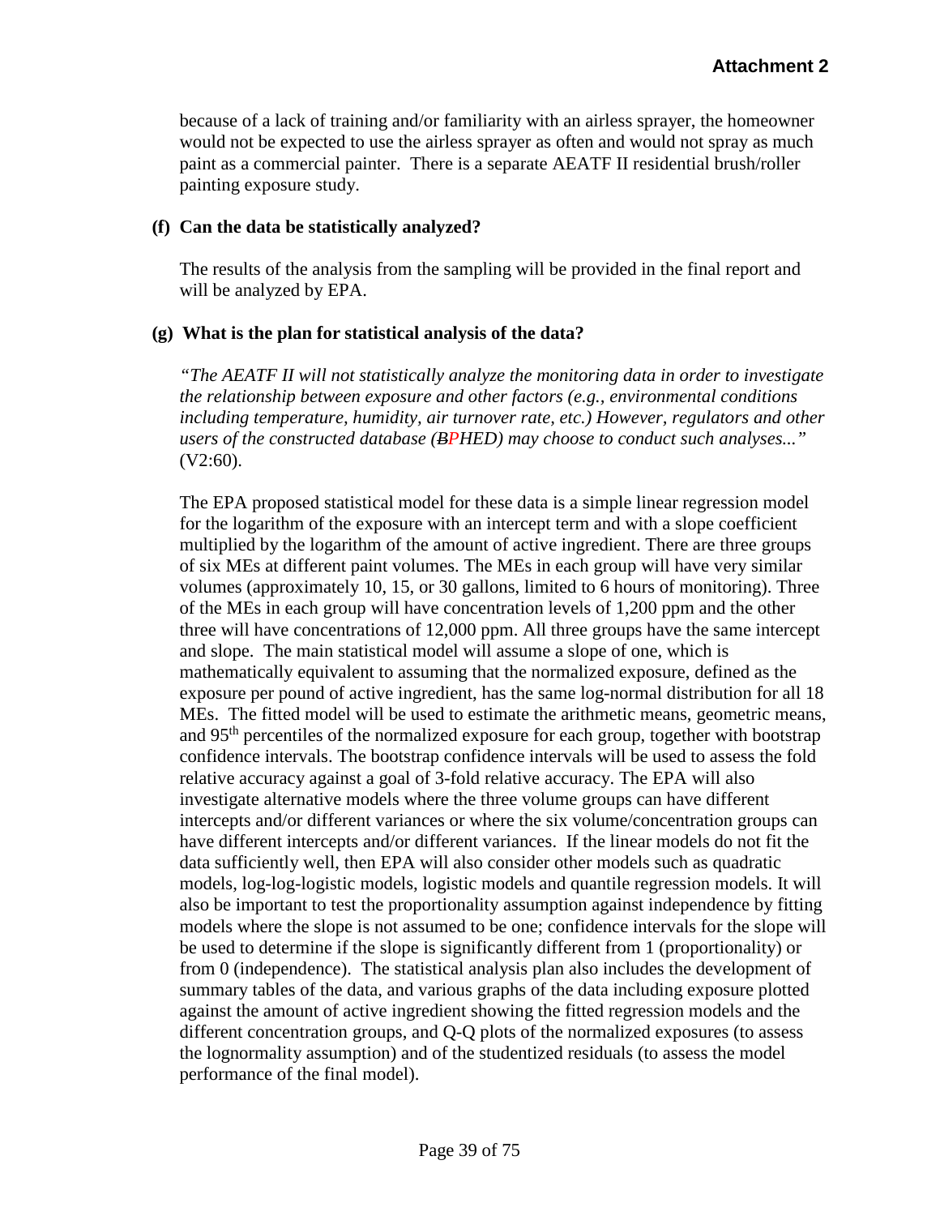because of a lack of training and/or familiarity with an airless sprayer, the homeowner would not be expected to use the airless sprayer as often and would not spray as much paint as a commercial painter. There is a separate AEATF II residential brush/roller painting exposure study.

**(f) Can the data be statistically analyzed?**

The results of the analysis from the sampling will be provided in the final report and will be analyzed by EPA.

**(g) What is the plan for statistical analysis of the data?**

*"The AEATF II will not statistically analyze the monitoring data in order to investigate the relationship between exposure and other factors (e.g., environmental conditions including temperature, humidity, air turnover rate, etc.) However, regulators and other users of the constructed database (~~B~~PHED) may choose to conduct such analyses..."* (V2:60).

The EPA proposed statistical model for these data is a simple linear regression model for the logarithm of the exposure with an intercept term and with a slope coefficient multiplied by the logarithm of the amount of active ingredient. There are three groups of six MEs at different paint volumes. The MEs in each group will have very similar volumes (approximately 10, 15, or 30 gallons, limited to 6 hours of monitoring). Three of the MEs in each group will have concentration levels of 1,200 ppm and the other three will have concentrations of 12,000 ppm. All three groups have the same intercept and slope. The main statistical model will assume a slope of one, which is mathematically equivalent to assuming that the normalized exposure, defined as the exposure per pound of active ingredient, has the same log-normal distribution for all 18 MEs. The fitted model will be used to estimate the arithmetic means, geometric means, and 95th percentiles of the normalized exposure for each group, together with bootstrap confidence intervals. The bootstrap confidence intervals will be used to assess the fold relative accuracy against a goal of 3-fold relative accuracy. The EPA will also investigate alternative models where the three volume groups can have different intercepts and/or different variances or where the six volume/concentration groups can have different intercepts and/or different variances. If the linear models do not fit the data sufficiently well, then EPA will also consider other models such as quadratic models, log-log-logistic models, logistic models and quantile regression models. It will also be important to test the proportionality assumption against independence by fitting models where the slope is not assumed to be one; confidence intervals for the slope will be used to determine if the slope is significantly different from 1 (proportionality) or from 0 (independence). The statistical analysis plan also includes the development of summary tables of the data, and various graphs of the data including exposure plotted against the amount of active ingredient showing the fitted regression models and the different concentration groups, and Q-Q plots of the normalized exposures (to assess the lognormality assumption) and of the studentized residuals (to assess the model performance of the final model).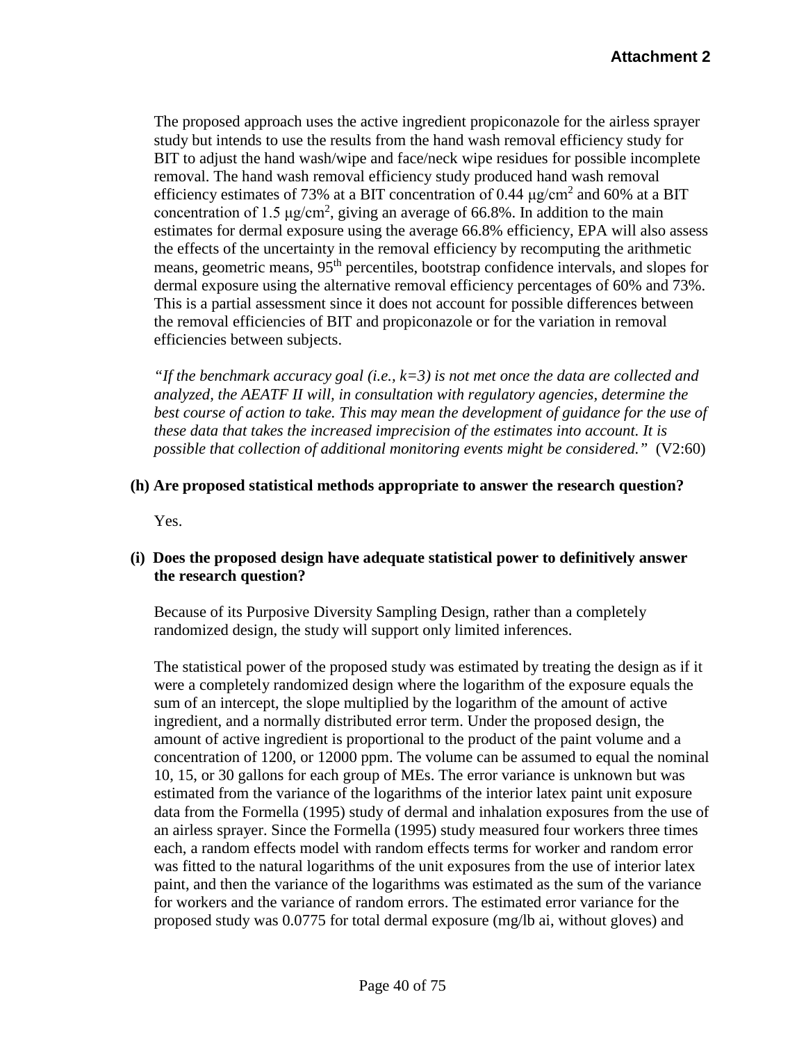The proposed approach uses the active ingredient propiconazole for the airless sprayer study but intends to use the results from the hand wash removal efficiency study for BIT to adjust the hand wash/wipe and face/neck wipe residues for possible incomplete removal. The hand wash removal efficiency study produced hand wash removal efficiency estimates of 73% at a BIT concentration of 0.44 μg/cm$^2$ and 60% at a BIT concentration of 1.5 μg/cm$^2$, giving an average of 66.8%. In addition to the main estimates for dermal exposure using the average 66.8% efficiency, EPA will also assess the effects of the uncertainty in the removal efficiency by recomputing the arithmetic means, geometric means, 95$^{th}$ percentiles, bootstrap confidence intervals, and slopes for dermal exposure using the alternative removal efficiency percentages of 60% and 73%. This is a partial assessment since it does not account for possible differences between the removal efficiencies of BIT and propiconazole or for the variation in removal efficiencies between subjects.

*"If the benchmark accuracy goal (i.e., k=3) is not met once the data are collected and analyzed, the AEATF II will, in consultation with regulatory agencies, determine the best course of action to take. This may mean the development of guidance for the use of these data that takes the increased imprecision of the estimates into account. It is possible that collection of additional monitoring events might be considered."* (V2:60)

**(h) Are proposed statistical methods appropriate to answer the research question?**

Yes.

**(i) Does the proposed design have adequate statistical power to definitively answer the research question?**

Because of its Purposive Diversity Sampling Design, rather than a completely randomized design, the study will support only limited inferences.

The statistical power of the proposed study was estimated by treating the design as if it were a completely randomized design where the logarithm of the exposure equals the sum of an intercept, the slope multiplied by the logarithm of the amount of active ingredient, and a normally distributed error term. Under the proposed design, the amount of active ingredient is proportional to the product of the paint volume and a concentration of 1200, or 12000 ppm. The volume can be assumed to equal the nominal 10, 15, or 30 gallons for each group of MEs. The error variance is unknown but was estimated from the variance of the logarithms of the interior latex paint unit exposure data from the Formella (1995) study of dermal and inhalation exposures from the use of an airless sprayer. Since the Formella (1995) study measured four workers three times each, a random effects model with random effects terms for worker and random error was fitted to the natural logarithms of the unit exposures from the use of interior latex paint, and then the variance of the logarithms was estimated as the sum of the variance for workers and the variance of random errors. The estimated error variance for the proposed study was 0.0775 for total dermal exposure (mg/lb ai, without gloves) and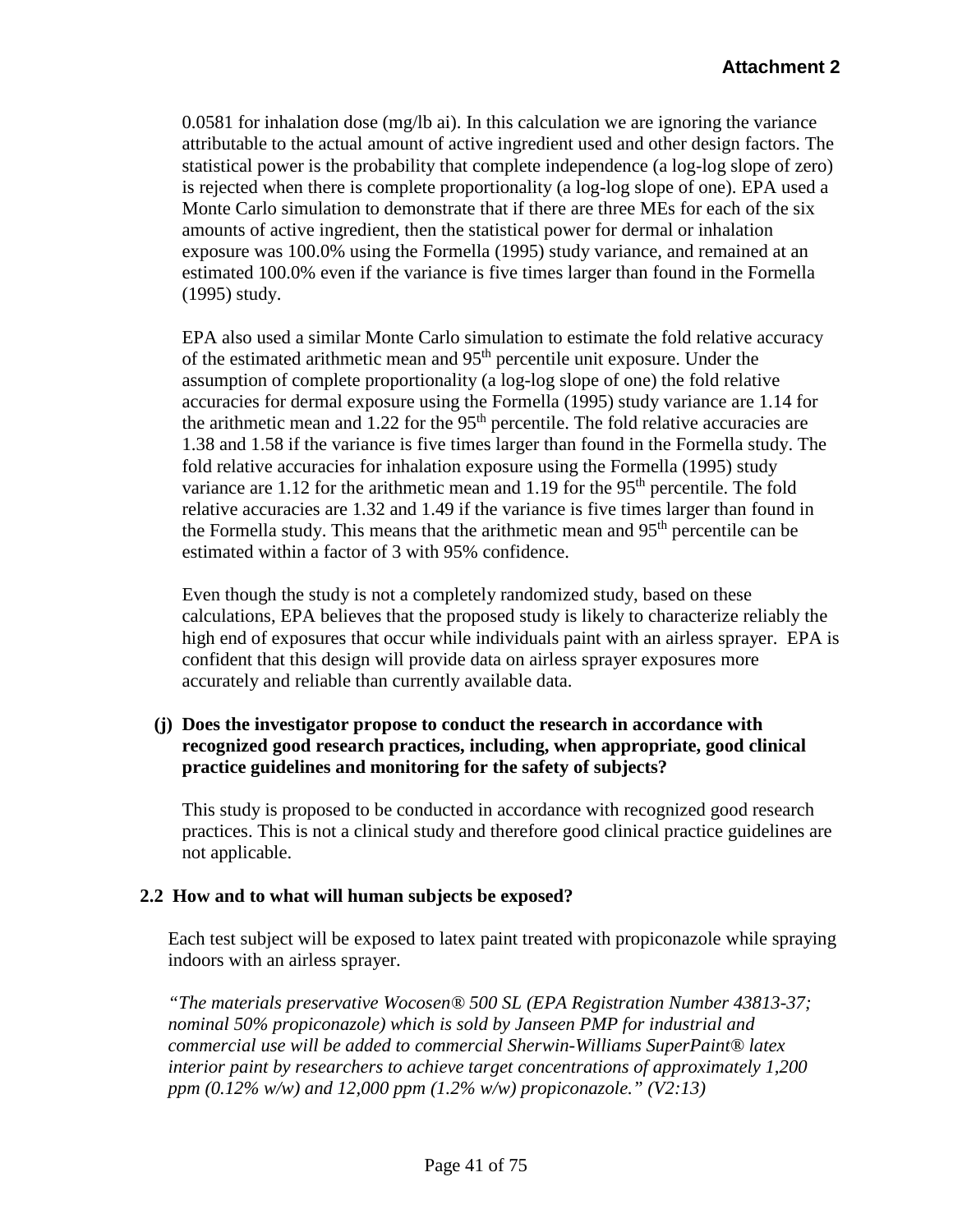0.0581 for inhalation dose (mg/lb ai). In this calculation we are ignoring the variance attributable to the actual amount of active ingredient used and other design factors. The statistical power is the probability that complete independence (a log-log slope of zero) is rejected when there is complete proportionality (a log-log slope of one). EPA used a Monte Carlo simulation to demonstrate that if there are three MEs for each of the six amounts of active ingredient, then the statistical power for dermal or inhalation exposure was 100.0% using the Formella (1995) study variance, and remained at an estimated 100.0% even if the variance is five times larger than found in the Formella (1995) study.

EPA also used a similar Monte Carlo simulation to estimate the fold relative accuracy of the estimated arithmetic mean and 95$^{th}$ percentile unit exposure. Under the assumption of complete proportionality (a log-log slope of one) the fold relative accuracies for dermal exposure using the Formella (1995) study variance are 1.14 for the arithmetic mean and 1.22 for the 95$^{th}$ percentile. The fold relative accuracies are 1.38 and 1.58 if the variance is five times larger than found in the Formella study. The fold relative accuracies for inhalation exposure using the Formella (1995) study variance are 1.12 for the arithmetic mean and 1.19 for the 95$^{th}$ percentile. The fold relative accuracies are 1.32 and 1.49 if the variance is five times larger than found in the Formella study. This means that the arithmetic mean and 95$^{th}$ percentile can be estimated within a factor of 3 with 95% confidence.

Even though the study is not a completely randomized study, based on these calculations, EPA believes that the proposed study is likely to characterize reliably the high end of exposures that occur while individuals paint with an airless sprayer. EPA is confident that this design will provide data on airless sprayer exposures more accurately and reliable than currently available data.

**(j) Does the investigator propose to conduct the research in accordance with recognized good research practices, including, when appropriate, good clinical practice guidelines and monitoring for the safety of subjects?**

This study is proposed to be conducted in accordance with recognized good research practices. This is not a clinical study and therefore good clinical practice guidelines are not applicable.

## 2.2 How and to what will human subjects be exposed?

Each test subject will be exposed to latex paint treated with propiconazole while spraying indoors with an airless sprayer.

*"The materials preservative Wocosen® 500 SL (EPA Registration Number 43813-37; nominal 50% propiconazole) which is sold by Janseen PMP for industrial and commercial use will be added to commercial Sherwin-Williams SuperPaint® latex interior paint by researchers to achieve target concentrations of approximately 1,200 ppm (0.12% w/w) and 12,000 ppm (1.2% w/w) propiconazole." (V2:13)*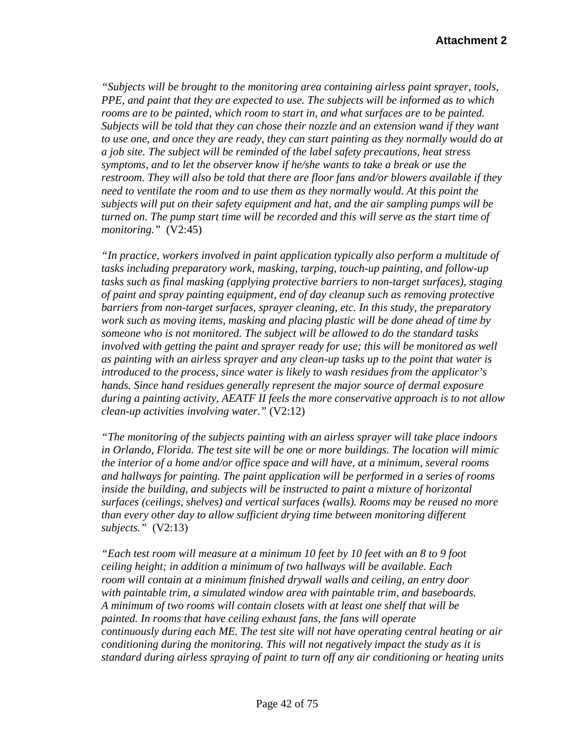**Attachment 2**

*"Subjects will be brought to the monitoring area containing airless paint sprayer, tools, PPE, and paint that they are expected to use. The subjects will be informed as to which rooms are to be painted, which room to start in, and what surfaces are to be painted. Subjects will be told that they can chose their nozzle and an extension wand if they want to use one, and once they are ready, they can start painting as they normally would do at a job site. The subject will be reminded of the label safety precautions, heat stress symptoms, and to let the observer know if he/she wants to take a break or use the restroom. They will also be told that there are floor fans and/or blowers available if they need to ventilate the room and to use them as they normally would. At this point the subjects will put on their safety equipment and hat, and the air sampling pumps will be turned on. The pump start time will be recorded and this will serve as the start time of monitoring."* (V2:45)

*"In practice, workers involved in paint application typically also perform a multitude of tasks including preparatory work, masking, tarping, touch-up painting, and follow-up tasks such as final masking (applying protective barriers to non-target surfaces), staging of paint and spray painting equipment, end of day cleanup such as removing protective barriers from non-target surfaces, sprayer cleaning, etc. In this study, the preparatory work such as moving items, masking and placing plastic will be done ahead of time by someone who is not monitored. The subject will be allowed to do the standard tasks involved with getting the paint and sprayer ready for use; this will be monitored as well as painting with an airless sprayer and any clean-up tasks up to the point that water is introduced to the process, since water is likely to wash residues from the applicator's hands. Since hand residues generally represent the major source of dermal exposure during a painting activity, AEATF II feels the more conservative approach is to not allow clean-up activities involving water."* (V2:12)

*"The monitoring of the subjects painting with an airless sprayer will take place indoors in Orlando, Florida. The test site will be one or more buildings. The location will mimic the interior of a home and/or office space and will have, at a minimum, several rooms and hallways for painting. The paint application will be performed in a series of rooms inside the building, and subjects will be instructed to paint a mixture of horizontal surfaces (ceilings, shelves) and vertical surfaces (walls). Rooms may be reused no more than every other day to allow sufficient drying time between monitoring different subjects."* (V2:13)

*"Each test room will measure at a minimum 10 feet by 10 feet with an 8 to 9 foot ceiling height; in addition a minimum of two hallways will be available. Each room will contain at a minimum finished drywall walls and ceiling, an entry door with paintable trim, a simulated window area with paintable trim, and baseboards. A minimum of two rooms will contain closets with at least one shelf that will be painted. In rooms that have ceiling exhaust fans, the fans will operate continuously during each ME. The test site will not have operating central heating or air conditioning during the monitoring. This will not negatively impact the study as it is standard during airless spraying of paint to turn off any air conditioning or heating units*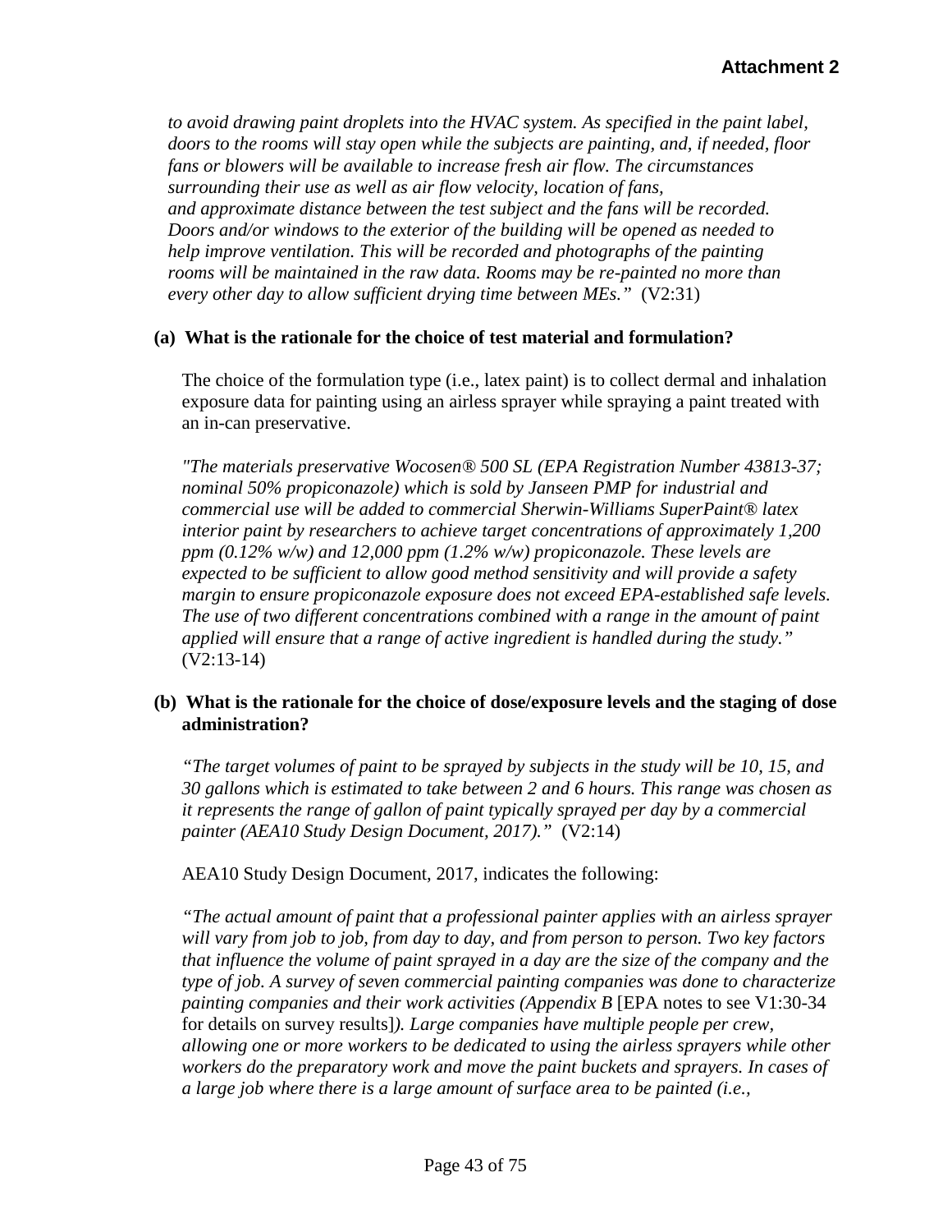*to avoid drawing paint droplets into the HVAC system. As specified in the paint label, doors to the rooms will stay open while the subjects are painting, and, if needed, floor fans or blowers will be available to increase fresh air flow. The circumstances surrounding their use as well as air flow velocity, location of fans, and approximate distance between the test subject and the fans will be recorded. Doors and/or windows to the exterior of the building will be opened as needed to help improve ventilation. This will be recorded and photographs of the painting rooms will be maintained in the raw data. Rooms may be re-painted no more than every other day to allow sufficient drying time between MEs."* (V2:31)

**(a) What is the rationale for the choice of test material and formulation?**

The choice of the formulation type (i.e., latex paint) is to collect dermal and inhalation exposure data for painting using an airless sprayer while spraying a paint treated with an in-can preservative.

*"The materials preservative Wocosen® 500 SL (EPA Registration Number 43813-37; nominal 50% propiconazole) which is sold by Janseen PMP for industrial and commercial use will be added to commercial Sherwin-Williams SuperPaint® latex interior paint by researchers to achieve target concentrations of approximately 1,200 ppm (0.12% w/w) and 12,000 ppm (1.2% w/w) propiconazole. These levels are expected to be sufficient to allow good method sensitivity and will provide a safety margin to ensure propiconazole exposure does not exceed EPA-established safe levels. The use of two different concentrations combined with a range in the amount of paint applied will ensure that a range of active ingredient is handled during the study."* (V2:13-14)

**(b) What is the rationale for the choice of dose/exposure levels and the staging of dose administration?**

*"The target volumes of paint to be sprayed by subjects in the study will be 10, 15, and 30 gallons which is estimated to take between 2 and 6 hours. This range was chosen as it represents the range of gallon of paint typically sprayed per day by a commercial painter (AEA10 Study Design Document, 2017)."* (V2:14)

AEA10 Study Design Document, 2017, indicates the following:

*"The actual amount of paint that a professional painter applies with an airless sprayer will vary from job to job, from day to day, and from person to person. Two key factors that influence the volume of paint sprayed in a day are the size of the company and the type of job. A survey of seven commercial painting companies was done to characterize painting companies and their work activities (Appendix B* [EPA notes to see V1:30-34 for details on survey results]*). Large companies have multiple people per crew, allowing one or more workers to be dedicated to using the airless sprayers while other workers do the preparatory work and move the paint buckets and sprayers. In cases of a large job where there is a large amount of surface area to be painted (i.e.,*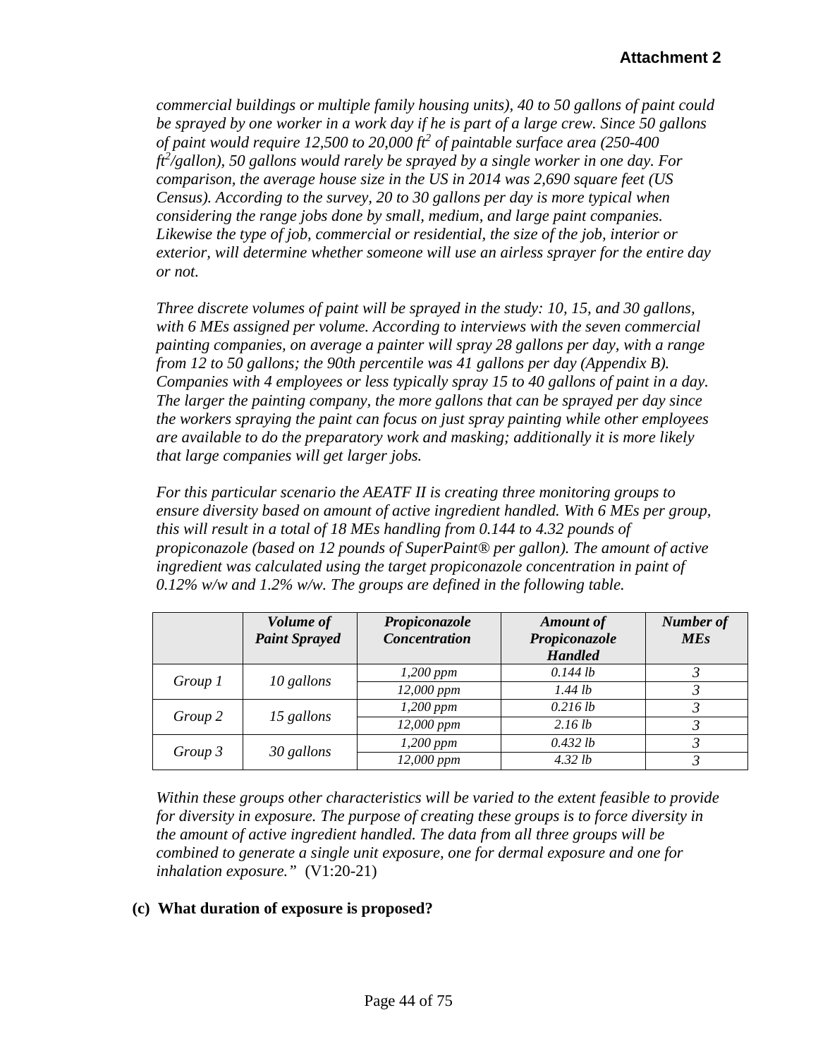**Attachment 2**

*commercial buildings or multiple family housing units), 40 to 50 gallons of paint could be sprayed by one worker in a work day if he is part of a large crew. Since 50 gallons of paint would require 12,500 to 20,000 ft$^2$ of paintable surface area (250-400 ft$^2$/gallon), 50 gallons would rarely be sprayed by a single worker in one day. For comparison, the average house size in the US in 2014 was 2,690 square feet (US Census). According to the survey, 20 to 30 gallons per day is more typical when considering the range jobs done by small, medium, and large paint companies. Likewise the type of job, commercial or residential, the size of the job, interior or exterior, will determine whether someone will use an airless sprayer for the entire day or not.*

*Three discrete volumes of paint will be sprayed in the study: 10, 15, and 30 gallons, with 6 MEs assigned per volume. According to interviews with the seven commercial painting companies, on average a painter will spray 28 gallons per day, with a range from 12 to 50 gallons; the 90th percentile was 41 gallons per day (Appendix B). Companies with 4 employees or less typically spray 15 to 40 gallons of paint in a day. The larger the painting company, the more gallons that can be sprayed per day since the workers spraying the paint can focus on just spray painting while other employees are available to do the preparatory work and masking; additionally it is more likely that large companies will get larger jobs.*

*For this particular scenario the AEATF II is creating three monitoring groups to ensure diversity based on amount of active ingredient handled. With 6 MEs per group, this will result in a total of 18 MEs handling from 0.144 to 4.32 pounds of propiconazole (based on 12 pounds of SuperPaint® per gallon). The amount of active ingredient was calculated using the target propiconazole concentration in paint of 0.12% w/w and 1.2% w/w. The groups are defined in the following table.*

| | *Volume of Paint Sprayed* | *Propiconazole Concentration* | *Amount of Propiconazole Handled* | *Number of MEs* |
|---|---|---|---|---|
| *Group 1* | *10 gallons* | *1,200 ppm* | *0.144 lb* | *3* |
| | | *12,000 ppm* | *1.44 lb* | *3* |
| *Group 2* | *15 gallons* | *1,200 ppm* | *0.216 lb* | *3* |
| | | *12,000 ppm* | *2.16 lb* | *3* |
| *Group 3* | *30 gallons* | *1,200 ppm* | *0.432 lb* | *3* |
| | | *12,000 ppm* | *4.32 lb* | *3* |

*Within these groups other characteristics will be varied to the extent feasible to provide for diversity in exposure. The purpose of creating these groups is to force diversity in the amount of active ingredient handled. The data from all three groups will be combined to generate a single unit exposure, one for dermal exposure and one for inhalation exposure."* (V1:20-21)

**(c) What duration of exposure is proposed?**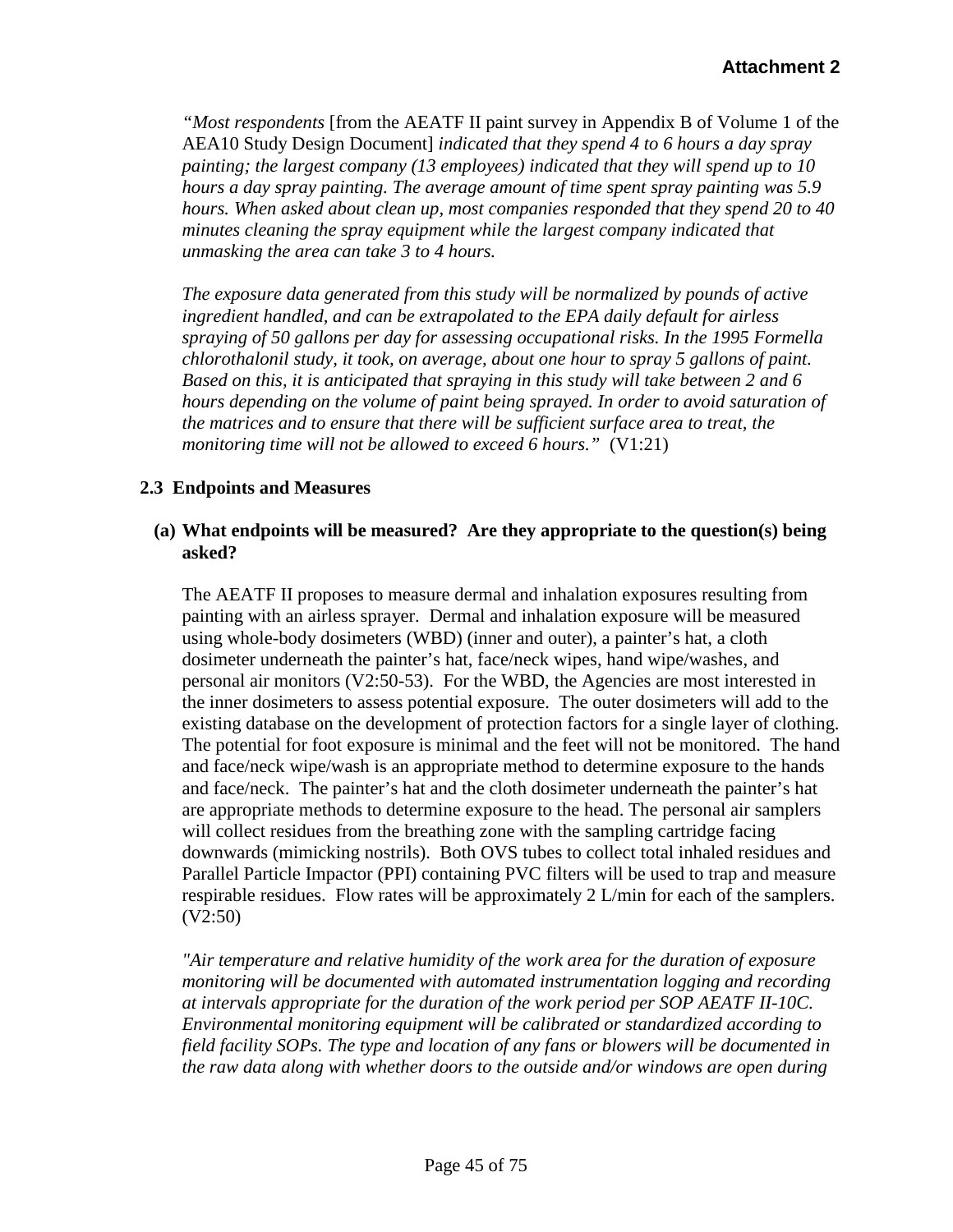*"Most respondents* [from the AEATF II paint survey in Appendix B of Volume 1 of the AEA10 Study Design Document] *indicated that they spend 4 to 6 hours a day spray painting; the largest company (13 employees) indicated that they will spend up to 10 hours a day spray painting. The average amount of time spent spray painting was 5.9 hours. When asked about clean up, most companies responded that they spend 20 to 40 minutes cleaning the spray equipment while the largest company indicated that unmasking the area can take 3 to 4 hours.*

*The exposure data generated from this study will be normalized by pounds of active ingredient handled, and can be extrapolated to the EPA daily default for airless spraying of 50 gallons per day for assessing occupational risks. In the 1995 Formella chlorothalonil study, it took, on average, about one hour to spray 5 gallons of paint. Based on this, it is anticipated that spraying in this study will take between 2 and 6 hours depending on the volume of paint being sprayed. In order to avoid saturation of the matrices and to ensure that there will be sufficient surface area to treat, the monitoring time will not be allowed to exceed 6 hours."* (V1:21)

### 2.3 Endpoints and Measures

**(a) What endpoints will be measured? Are they appropriate to the question(s) being asked?**

The AEATF II proposes to measure dermal and inhalation exposures resulting from painting with an airless sprayer. Dermal and inhalation exposure will be measured using whole-body dosimeters (WBD) (inner and outer), a painter's hat, a cloth dosimeter underneath the painter's hat, face/neck wipes, hand wipe/washes, and personal air monitors (V2:50-53). For the WBD, the Agencies are most interested in the inner dosimeters to assess potential exposure. The outer dosimeters will add to the existing database on the development of protection factors for a single layer of clothing. The potential for foot exposure is minimal and the feet will not be monitored. The hand and face/neck wipe/wash is an appropriate method to determine exposure to the hands and face/neck. The painter's hat and the cloth dosimeter underneath the painter's hat are appropriate methods to determine exposure to the head. The personal air samplers will collect residues from the breathing zone with the sampling cartridge facing downwards (mimicking nostrils). Both OVS tubes to collect total inhaled residues and Parallel Particle Impactor (PPI) containing PVC filters will be used to trap and measure respirable residues. Flow rates will be approximately 2 L/min for each of the samplers. (V2:50)

*"Air temperature and relative humidity of the work area for the duration of exposure monitoring will be documented with automated instrumentation logging and recording at intervals appropriate for the duration of the work period per SOP AEATF II-10C. Environmental monitoring equipment will be calibrated or standardized according to field facility SOPs. The type and location of any fans or blowers will be documented in the raw data along with whether doors to the outside and/or windows are open during*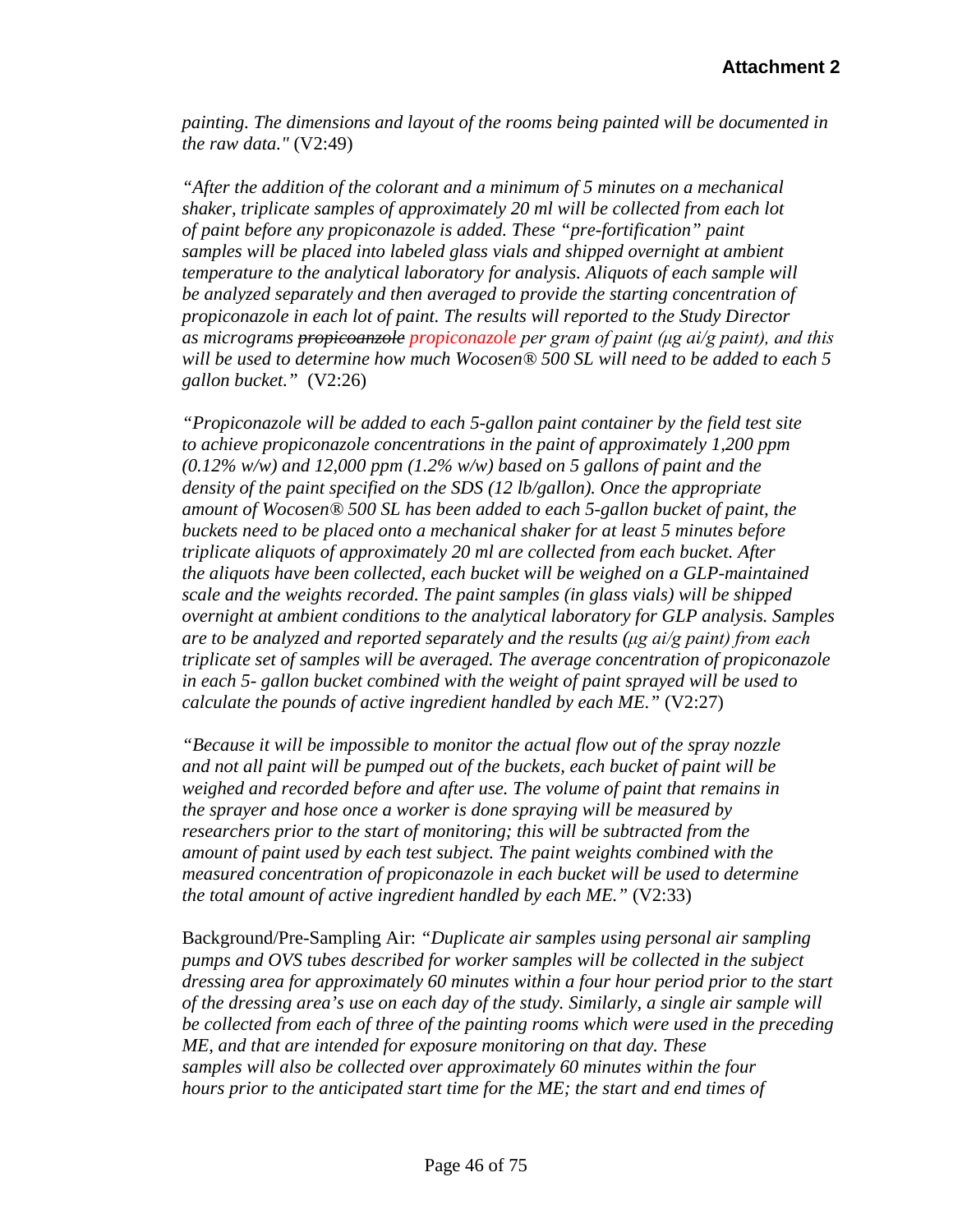*painting. The dimensions and layout of the rooms being painted will be documented in the raw data."* (V2:49)

*"After the addition of the colorant and a minimum of 5 minutes on a mechanical shaker, triplicate samples of approximately 20 ml will be collected from each lot of paint before any propiconazole is added. These "pre-fortification" paint samples will be placed into labeled glass vials and shipped overnight at ambient temperature to the analytical laboratory for analysis. Aliquots of each sample will be analyzed separately and then averaged to provide the starting concentration of propiconazole in each lot of paint. The results will reported to the Study Director as micrograms ~~propicoanzole~~ propiconazole per gram of paint (µg ai/g paint), and this will be used to determine how much Wocosen® 500 SL will need to be added to each 5 gallon bucket."* (V2:26)

*"Propiconazole will be added to each 5-gallon paint container by the field test site to achieve propiconazole concentrations in the paint of approximately 1,200 ppm (0.12% w/w) and 12,000 ppm (1.2% w/w) based on 5 gallons of paint and the density of the paint specified on the SDS (12 lb/gallon). Once the appropriate amount of Wocosen® 500 SL has been added to each 5-gallon bucket of paint, the buckets need to be placed onto a mechanical shaker for at least 5 minutes before triplicate aliquots of approximately 20 ml are collected from each bucket. After the aliquots have been collected, each bucket will be weighed on a GLP-maintained scale and the weights recorded. The paint samples (in glass vials) will be shipped overnight at ambient conditions to the analytical laboratory for GLP analysis. Samples are to be analyzed and reported separately and the results (µg ai/g paint) from each triplicate set of samples will be averaged. The average concentration of propiconazole in each 5- gallon bucket combined with the weight of paint sprayed will be used to calculate the pounds of active ingredient handled by each ME."* (V2:27)

*"Because it will be impossible to monitor the actual flow out of the spray nozzle and not all paint will be pumped out of the buckets, each bucket of paint will be weighed and recorded before and after use. The volume of paint that remains in the sprayer and hose once a worker is done spraying will be measured by researchers prior to the start of monitoring; this will be subtracted from the amount of paint used by each test subject. The paint weights combined with the measured concentration of propiconazole in each bucket will be used to determine the total amount of active ingredient handled by each ME."* (V2:33)

Background/Pre-Sampling Air: *"Duplicate air samples using personal air sampling pumps and OVS tubes described for worker samples will be collected in the subject dressing area for approximately 60 minutes within a four hour period prior to the start of the dressing area's use on each day of the study. Similarly, a single air sample will be collected from each of three of the painting rooms which were used in the preceding ME, and that are intended for exposure monitoring on that day. These samples will also be collected over approximately 60 minutes within the four hours prior to the anticipated start time for the ME; the start and end times of*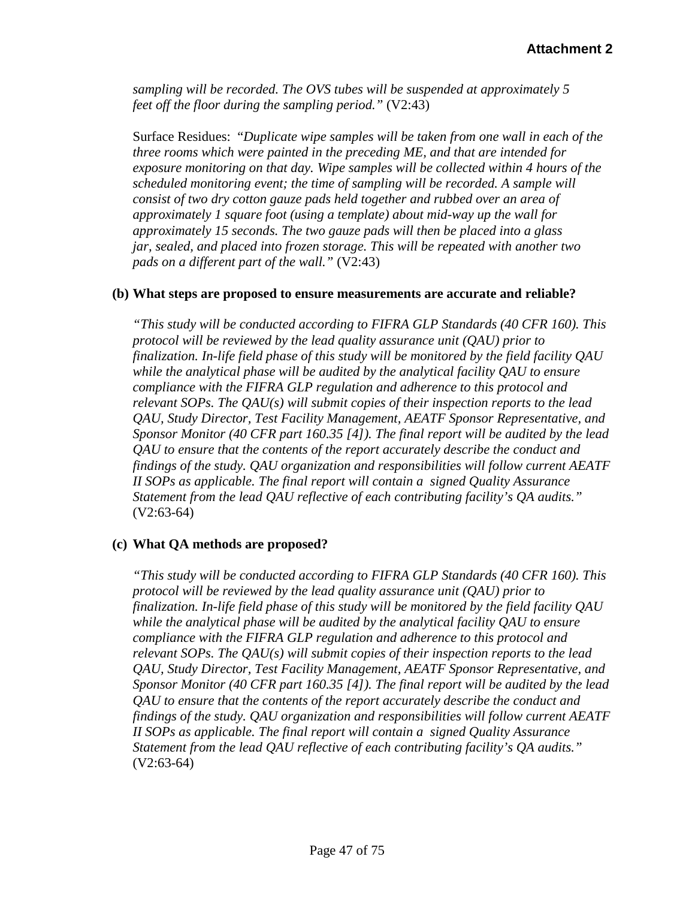*sampling will be recorded. The OVS tubes will be suspended at approximately 5 feet off the floor during the sampling period."* (V2:43)

Surface Residues: *"Duplicate wipe samples will be taken from one wall in each of the three rooms which were painted in the preceding ME, and that are intended for exposure monitoring on that day. Wipe samples will be collected within 4 hours of the scheduled monitoring event; the time of sampling will be recorded. A sample will consist of two dry cotton gauze pads held together and rubbed over an area of approximately 1 square foot (using a template) about mid-way up the wall for approximately 15 seconds. The two gauze pads will then be placed into a glass jar, sealed, and placed into frozen storage. This will be repeated with another two pads on a different part of the wall."* (V2:43)

**(b) What steps are proposed to ensure measurements are accurate and reliable?**

*"This study will be conducted according to FIFRA GLP Standards (40 CFR 160). This protocol will be reviewed by the lead quality assurance unit (QAU) prior to finalization. In-life field phase of this study will be monitored by the field facility QAU while the analytical phase will be audited by the analytical facility QAU to ensure compliance with the FIFRA GLP regulation and adherence to this protocol and relevant SOPs. The QAU(s) will submit copies of their inspection reports to the lead QAU, Study Director, Test Facility Management, AEATF Sponsor Representative, and Sponsor Monitor (40 CFR part 160.35 [4]). The final report will be audited by the lead QAU to ensure that the contents of the report accurately describe the conduct and findings of the study. QAU organization and responsibilities will follow current AEATF II SOPs as applicable. The final report will contain a signed Quality Assurance Statement from the lead QAU reflective of each contributing facility's QA audits."* (V2:63-64)

**(c) What QA methods are proposed?**

*"This study will be conducted according to FIFRA GLP Standards (40 CFR 160). This protocol will be reviewed by the lead quality assurance unit (QAU) prior to finalization. In-life field phase of this study will be monitored by the field facility QAU while the analytical phase will be audited by the analytical facility QAU to ensure compliance with the FIFRA GLP regulation and adherence to this protocol and relevant SOPs. The QAU(s) will submit copies of their inspection reports to the lead QAU, Study Director, Test Facility Management, AEATF Sponsor Representative, and Sponsor Monitor (40 CFR part 160.35 [4]). The final report will be audited by the lead QAU to ensure that the contents of the report accurately describe the conduct and findings of the study. QAU organization and responsibilities will follow current AEATF II SOPs as applicable. The final report will contain a signed Quality Assurance Statement from the lead QAU reflective of each contributing facility's QA audits."* (V2:63-64)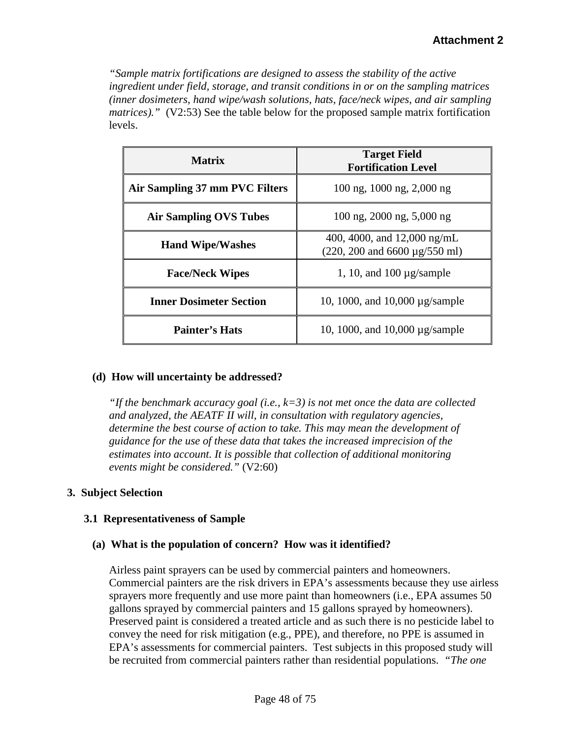**Attachment 2**

*"Sample matrix fortifications are designed to assess the stability of the active ingredient under field, storage, and transit conditions in or on the sampling matrices (inner dosimeters, hand wipe/wash solutions, hats, face/neck wipes, and air sampling matrices)."* (V2:53) See the table below for the proposed sample matrix fortification levels.

| Matrix | Target Field Fortification Level |
|---|---|
| **Air Sampling 37 mm PVC Filters** | 100 ng, 1000 ng, 2,000 ng |
| **Air Sampling OVS Tubes** | 100 ng, 2000 ng, 5,000 ng |
| **Hand Wipe/Washes** | 400, 4000, and 12,000 ng/mL (220, 200 and 6600 µg/550 ml) |
| **Face/Neck Wipes** | 1, 10, and 100 µg/sample |
| **Inner Dosimeter Section** | 10, 1000, and 10,000 µg/sample |
| **Painter's Hats** | 10, 1000, and 10,000 µg/sample |

**(d) How will uncertainty be addressed?**

*"If the benchmark accuracy goal (i.e., k=3) is not met once the data are collected and analyzed, the AEATF II will, in consultation with regulatory agencies, determine the best course of action to take. This may mean the development of guidance for the use of these data that takes the increased imprecision of the estimates into account. It is possible that collection of additional monitoring events might be considered."* (V2:60)

## 3. Subject Selection

### 3.1 Representativeness of Sample

**(a) What is the population of concern? How was it identified?**

Airless paint sprayers can be used by commercial painters and homeowners. Commercial painters are the risk drivers in EPA's assessments because they use airless sprayers more frequently and use more paint than homeowners (i.e., EPA assumes 50 gallons sprayed by commercial painters and 15 gallons sprayed by homeowners). Preserved paint is considered a treated article and as such there is no pesticide label to convey the need for risk mitigation (e.g., PPE), and therefore, no PPE is assumed in EPA's assessments for commercial painters. Test subjects in this proposed study will be recruited from commercial painters rather than residential populations. *"The one*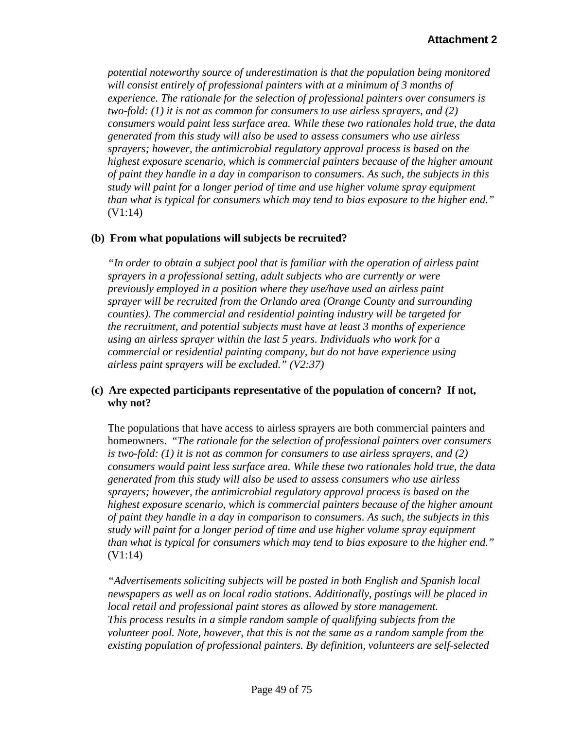*potential noteworthy source of underestimation is that the population being monitored will consist entirely of professional painters with at a minimum of 3 months of experience. The rationale for the selection of professional painters over consumers is two-fold: (1) it is not as common for consumers to use airless sprayers, and (2) consumers would paint less surface area. While these two rationales hold true, the data generated from this study will also be used to assess consumers who use airless sprayers; however, the antimicrobial regulatory approval process is based on the highest exposure scenario, which is commercial painters because of the higher amount of paint they handle in a day in comparison to consumers. As such, the subjects in this study will paint for a longer period of time and use higher volume spray equipment than what is typical for consumers which may tend to bias exposure to the higher end."* (V1:14)

**(b) From what populations will subjects be recruited?**

*"In order to obtain a subject pool that is familiar with the operation of airless paint sprayers in a professional setting, adult subjects who are currently or were previously employed in a position where they use/have used an airless paint sprayer will be recruited from the Orlando area (Orange County and surrounding counties). The commercial and residential painting industry will be targeted for the recruitment, and potential subjects must have at least 3 months of experience using an airless sprayer within the last 5 years. Individuals who work for a commercial or residential painting company, but do not have experience using airless paint sprayers will be excluded." (V2:37)*

**(c) Are expected participants representative of the population of concern? If not, why not?**

The populations that have access to airless sprayers are both commercial painters and homeowners. *"The rationale for the selection of professional painters over consumers is two-fold: (1) it is not as common for consumers to use airless sprayers, and (2) consumers would paint less surface area. While these two rationales hold true, the data generated from this study will also be used to assess consumers who use airless sprayers; however, the antimicrobial regulatory approval process is based on the highest exposure scenario, which is commercial painters because of the higher amount of paint they handle in a day in comparison to consumers. As such, the subjects in this study will paint for a longer period of time and use higher volume spray equipment than what is typical for consumers which may tend to bias exposure to the higher end."* (V1:14)

*"Advertisements soliciting subjects will be posted in both English and Spanish local newspapers as well as on local radio stations. Additionally, postings will be placed in local retail and professional paint stores as allowed by store management. This process results in a simple random sample of qualifying subjects from the volunteer pool. Note, however, that this is not the same as a random sample from the existing population of professional painters. By definition, volunteers are self-selected*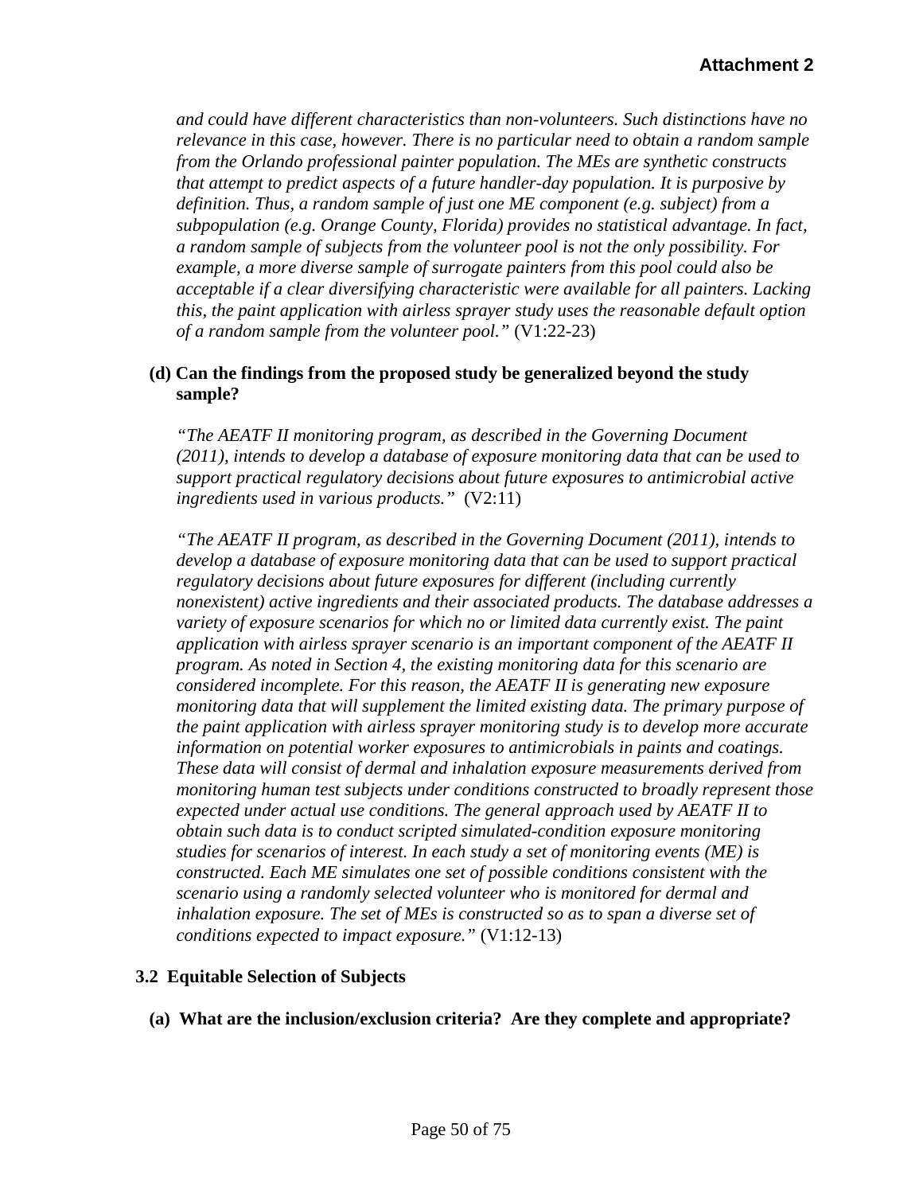*and could have different characteristics than non-volunteers. Such distinctions have no relevance in this case, however. There is no particular need to obtain a random sample from the Orlando professional painter population. The MEs are synthetic constructs that attempt to predict aspects of a future handler-day population. It is purposive by definition. Thus, a random sample of just one ME component (e.g. subject) from a subpopulation (e.g. Orange County, Florida) provides no statistical advantage. In fact, a random sample of subjects from the volunteer pool is not the only possibility. For example, a more diverse sample of surrogate painters from this pool could also be acceptable if a clear diversifying characteristic were available for all painters. Lacking this, the paint application with airless sprayer study uses the reasonable default option of a random sample from the volunteer pool."* (V1:22-23)

**(d) Can the findings from the proposed study be generalized beyond the study sample?**

*"The AEATF II monitoring program, as described in the Governing Document (2011), intends to develop a database of exposure monitoring data that can be used to support practical regulatory decisions about future exposures to antimicrobial active ingredients used in various products."* (V2:11)

*"The AEATF II program, as described in the Governing Document (2011), intends to develop a database of exposure monitoring data that can be used to support practical regulatory decisions about future exposures for different (including currently nonexistent) active ingredients and their associated products. The database addresses a variety of exposure scenarios for which no or limited data currently exist. The paint application with airless sprayer scenario is an important component of the AEATF II program. As noted in Section 4, the existing monitoring data for this scenario are considered incomplete. For this reason, the AEATF II is generating new exposure monitoring data that will supplement the limited existing data. The primary purpose of the paint application with airless sprayer monitoring study is to develop more accurate information on potential worker exposures to antimicrobials in paints and coatings. These data will consist of dermal and inhalation exposure measurements derived from monitoring human test subjects under conditions constructed to broadly represent those expected under actual use conditions. The general approach used by AEATF II to obtain such data is to conduct scripted simulated-condition exposure monitoring studies for scenarios of interest. In each study a set of monitoring events (ME) is constructed. Each ME simulates one set of possible conditions consistent with the scenario using a randomly selected volunteer who is monitored for dermal and inhalation exposure. The set of MEs is constructed so as to span a diverse set of conditions expected to impact exposure."* (V1:12-13)

### 3.2 Equitable Selection of Subjects

**(a) What are the inclusion/exclusion criteria? Are they complete and appropriate?**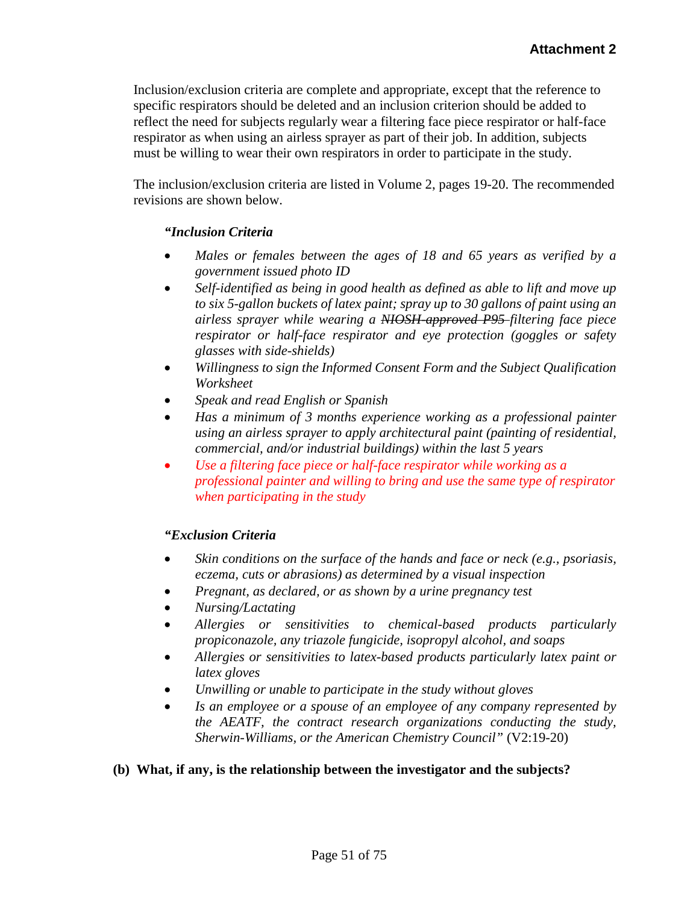**Attachment 2**

Inclusion/exclusion criteria are complete and appropriate, except that the reference to specific respirators should be deleted and an inclusion criterion should be added to reflect the need for subjects regularly wear a filtering face piece respirator or half-face respirator as when using an airless sprayer as part of their job. In addition, subjects must be willing to wear their own respirators in order to participate in the study.

The inclusion/exclusion criteria are listed in Volume 2, pages 19-20. The recommended revisions are shown below.

*"Inclusion Criteria*

- *Males or females between the ages of 18 and 65 years as verified by a government issued photo ID*
- *Self-identified as being in good health as defined as able to lift and move up to six 5-gallon buckets of latex paint; spray up to 30 gallons of paint using an airless sprayer while wearing a ~~NIOSH-approved P95~~ filtering face piece respirator or half-face respirator and eye protection (goggles or safety glasses with side-shields)*
- *Willingness to sign the Informed Consent Form and the Subject Qualification Worksheet*
- *Speak and read English or Spanish*
- *Has a minimum of 3 months experience working as a professional painter using an airless sprayer to apply architectural paint (painting of residential, commercial, and/or industrial buildings) within the last 5 years*
- *Use a filtering face piece or half-face respirator while working as a professional painter and willing to bring and use the same type of respirator when participating in the study*

*"Exclusion Criteria*

- *Skin conditions on the surface of the hands and face or neck (e.g., psoriasis, eczema, cuts or abrasions) as determined by a visual inspection*
- *Pregnant, as declared, or as shown by a urine pregnancy test*
- *Nursing/Lactating*
- *Allergies or sensitivities to chemical-based products particularly propiconazole, any triazole fungicide, isopropyl alcohol, and soaps*
- *Allergies or sensitivities to latex-based products particularly latex paint or latex gloves*
- *Unwilling or unable to participate in the study without gloves*
- *Is an employee or a spouse of an employee of any company represented by the AEATF, the contract research organizations conducting the study, Sherwin-Williams, or the American Chemistry Council"* (V2:19-20)

**(b) What, if any, is the relationship between the investigator and the subjects?**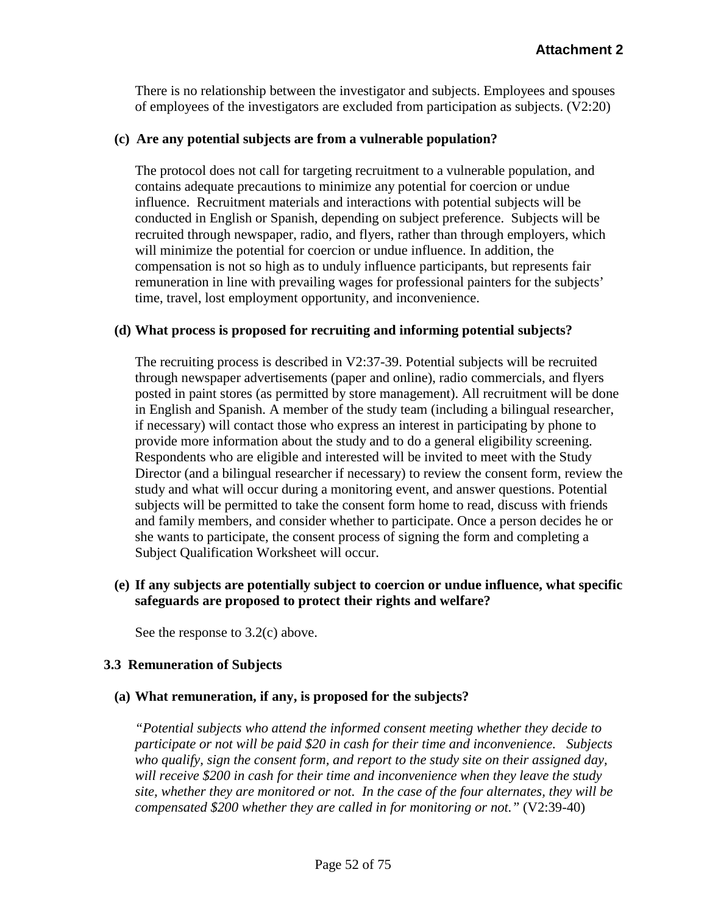There is no relationship between the investigator and subjects. Employees and spouses of employees of the investigators are excluded from participation as subjects. (V2:20)

**(c) Are any potential subjects are from a vulnerable population?**

The protocol does not call for targeting recruitment to a vulnerable population, and contains adequate precautions to minimize any potential for coercion or undue influence. Recruitment materials and interactions with potential subjects will be conducted in English or Spanish, depending on subject preference. Subjects will be recruited through newspaper, radio, and flyers, rather than through employers, which will minimize the potential for coercion or undue influence. In addition, the compensation is not so high as to unduly influence participants, but represents fair remuneration in line with prevailing wages for professional painters for the subjects' time, travel, lost employment opportunity, and inconvenience.

**(d) What process is proposed for recruiting and informing potential subjects?**

The recruiting process is described in V2:37-39. Potential subjects will be recruited through newspaper advertisements (paper and online), radio commercials, and flyers posted in paint stores (as permitted by store management). All recruitment will be done in English and Spanish. A member of the study team (including a bilingual researcher, if necessary) will contact those who express an interest in participating by phone to provide more information about the study and to do a general eligibility screening. Respondents who are eligible and interested will be invited to meet with the Study Director (and a bilingual researcher if necessary) to review the consent form, review the study and what will occur during a monitoring event, and answer questions. Potential subjects will be permitted to take the consent form home to read, discuss with friends and family members, and consider whether to participate. Once a person decides he or she wants to participate, the consent process of signing the form and completing a Subject Qualification Worksheet will occur.

**(e) If any subjects are potentially subject to coercion or undue influence, what specific safeguards are proposed to protect their rights and welfare?**

See the response to 3.2(c) above.

### 3.3 Remuneration of Subjects

**(a) What remuneration, if any, is proposed for the subjects?**

*"Potential subjects who attend the informed consent meeting whether they decide to participate or not will be paid $20 in cash for their time and inconvenience. Subjects who qualify, sign the consent form, and report to the study site on their assigned day, will receive $200 in cash for their time and inconvenience when they leave the study site, whether they are monitored or not. In the case of the four alternates, they will be compensated $200 whether they are called in for monitoring or not."* (V2:39-40)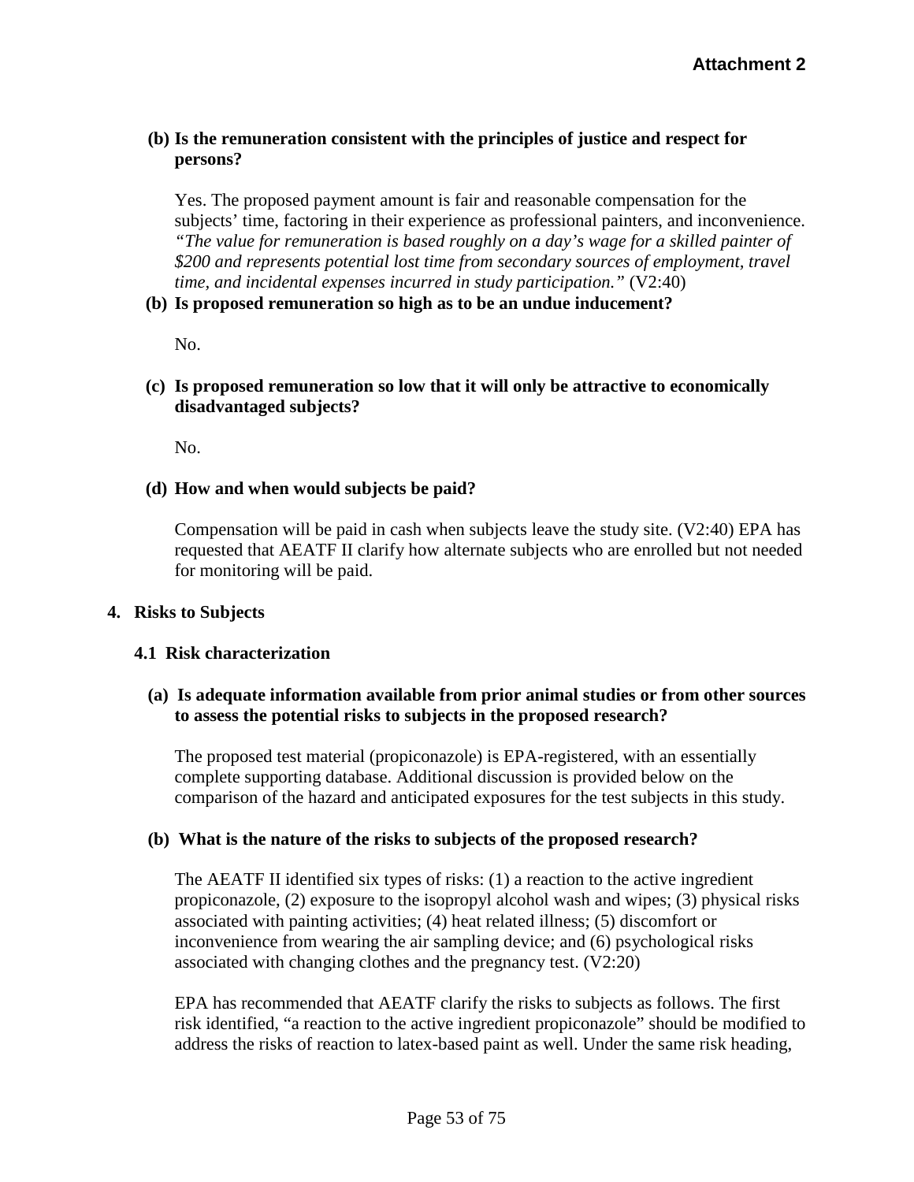**(b) Is the remuneration consistent with the principles of justice and respect for persons?**

Yes. The proposed payment amount is fair and reasonable compensation for the subjects' time, factoring in their experience as professional painters, and inconvenience. *"The value for remuneration is based roughly on a day's wage for a skilled painter of $200 and represents potential lost time from secondary sources of employment, travel time, and incidental expenses incurred in study participation."* (V2:40)

**(b) Is proposed remuneration so high as to be an undue inducement?**

No.

**(c) Is proposed remuneration so low that it will only be attractive to economically disadvantaged subjects?**

No.

**(d) How and when would subjects be paid?**

Compensation will be paid in cash when subjects leave the study site. (V2:40) EPA has requested that AEATF II clarify how alternate subjects who are enrolled but not needed for monitoring will be paid.

## 4. Risks to Subjects

### 4.1 Risk characterization

**(a) Is adequate information available from prior animal studies or from other sources to assess the potential risks to subjects in the proposed research?**

The proposed test material (propiconazole) is EPA-registered, with an essentially complete supporting database. Additional discussion is provided below on the comparison of the hazard and anticipated exposures for the test subjects in this study.

**(b) What is the nature of the risks to subjects of the proposed research?**

The AEATF II identified six types of risks: (1) a reaction to the active ingredient propiconazole, (2) exposure to the isopropyl alcohol wash and wipes; (3) physical risks associated with painting activities; (4) heat related illness; (5) discomfort or inconvenience from wearing the air sampling device; and (6) psychological risks associated with changing clothes and the pregnancy test. (V2:20)

EPA has recommended that AEATF clarify the risks to subjects as follows. The first risk identified, "a reaction to the active ingredient propiconazole" should be modified to address the risks of reaction to latex-based paint as well. Under the same risk heading,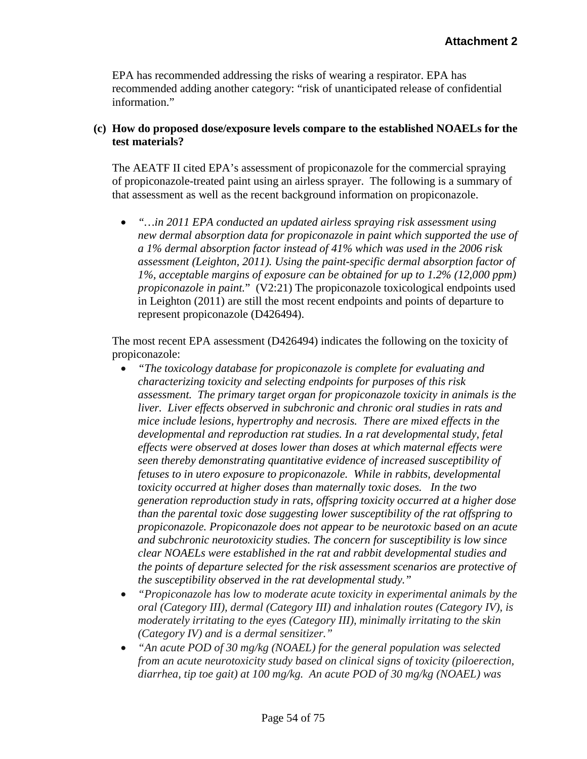EPA has recommended addressing the risks of wearing a respirator. EPA has recommended adding another category: "risk of unanticipated release of confidential information."

**(c) How do proposed dose/exposure levels compare to the established NOAELs for the test materials?**

The AEATF II cited EPA's assessment of propiconazole for the commercial spraying of propiconazole-treated paint using an airless sprayer. The following is a summary of that assessment as well as the recent background information on propiconazole.

- *"…in 2011 EPA conducted an updated airless spraying risk assessment using new dermal absorption data for propiconazole in paint which supported the use of a 1% dermal absorption factor instead of 41% which was used in the 2006 risk assessment (Leighton, 2011). Using the paint-specific dermal absorption factor of 1%, acceptable margins of exposure can be obtained for up to 1.2% (12,000 ppm) propiconazole in paint.*" (V2:21) The propiconazole toxicological endpoints used in Leighton (2011) are still the most recent endpoints and points of departure to represent propiconazole (D426494).

The most recent EPA assessment (D426494) indicates the following on the toxicity of propiconazole:

- *"The toxicology database for propiconazole is complete for evaluating and characterizing toxicity and selecting endpoints for purposes of this risk assessment. The primary target organ for propiconazole toxicity in animals is the liver. Liver effects observed in subchronic and chronic oral studies in rats and mice include lesions, hypertrophy and necrosis. There are mixed effects in the developmental and reproduction rat studies. In a rat developmental study, fetal effects were observed at doses lower than doses at which maternal effects were seen thereby demonstrating quantitative evidence of increased susceptibility of fetuses to in utero exposure to propiconazole. While in rabbits, developmental toxicity occurred at higher doses than maternally toxic doses. In the two generation reproduction study in rats, offspring toxicity occurred at a higher dose than the parental toxic dose suggesting lower susceptibility of the rat offspring to propiconazole. Propiconazole does not appear to be neurotoxic based on an acute and subchronic neurotoxicity studies. The concern for susceptibility is low since clear NOAELs were established in the rat and rabbit developmental studies and the points of departure selected for the risk assessment scenarios are protective of the susceptibility observed in the rat developmental study."*
- *"Propiconazole has low to moderate acute toxicity in experimental animals by the oral (Category III), dermal (Category III) and inhalation routes (Category IV), is moderately irritating to the eyes (Category III), minimally irritating to the skin (Category IV) and is a dermal sensitizer."*
- *"An acute POD of 30 mg/kg (NOAEL) for the general population was selected from an acute neurotoxicity study based on clinical signs of toxicity (piloerection, diarrhea, tip toe gait) at 100 mg/kg. An acute POD of 30 mg/kg (NOAEL) was*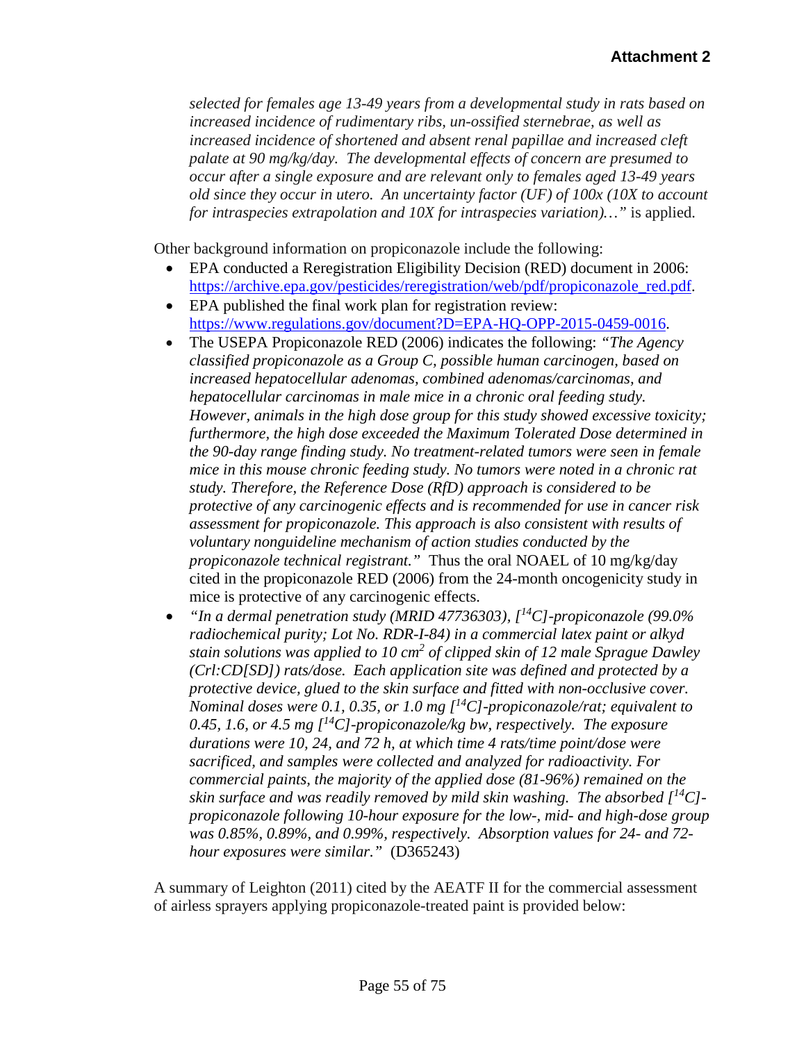*selected for females age 13-49 years from a developmental study in rats based on increased incidence of rudimentary ribs, un-ossified sternebrae, as well as increased incidence of shortened and absent renal papillae and increased cleft palate at 90 mg/kg/day. The developmental effects of concern are presumed to occur after a single exposure and are relevant only to females aged 13-49 years old since they occur in utero. An uncertainty factor (UF) of 100x (10X to account for intraspecies extrapolation and 10X for intraspecies variation)…"* is applied.

Other background information on propiconazole include the following:

- EPA conducted a Reregistration Eligibility Decision (RED) document in 2006: https://archive.epa.gov/pesticides/reregistration/web/pdf/propiconazole_red.pdf.
- EPA published the final work plan for registration review: https://www.regulations.gov/document?D=EPA-HQ-OPP-2015-0459-0016.
- The USEPA Propiconazole RED (2006) indicates the following: *"The Agency classified propiconazole as a Group C, possible human carcinogen, based on increased hepatocellular adenomas, combined adenomas/carcinomas, and hepatocellular carcinomas in male mice in a chronic oral feeding study. However, animals in the high dose group for this study showed excessive toxicity; furthermore, the high dose exceeded the Maximum Tolerated Dose determined in the 90-day range finding study. No treatment-related tumors were seen in female mice in this mouse chronic feeding study. No tumors were noted in a chronic rat study. Therefore, the Reference Dose (RfD) approach is considered to be protective of any carcinogenic effects and is recommended for use in cancer risk assessment for propiconazole. This approach is also consistent with results of voluntary nonguideline mechanism of action studies conducted by the propiconazole technical registrant."* Thus the oral NOAEL of 10 mg/kg/day cited in the propiconazole RED (2006) from the 24-month oncogenicity study in mice is protective of any carcinogenic effects.
- *"In a dermal penetration study (MRID 47736303), [$^{14}$C]-propiconazole (99.0% radiochemical purity; Lot No. RDR-I-84) in a commercial latex paint or alkyd stain solutions was applied to 10 cm$^2$ of clipped skin of 12 male Sprague Dawley (Crl:CD[SD]) rats/dose. Each application site was defined and protected by a protective device, glued to the skin surface and fitted with non-occlusive cover. Nominal doses were 0.1, 0.35, or 1.0 mg [$^{14}$C]-propiconazole/rat; equivalent to 0.45, 1.6, or 4.5 mg [$^{14}$C]-propiconazole/kg bw, respectively. The exposure durations were 10, 24, and 72 h, at which time 4 rats/time point/dose were sacrificed, and samples were collected and analyzed for radioactivity. For commercial paints, the majority of the applied dose (81-96%) remained on the skin surface and was readily removed by mild skin washing. The absorbed [$^{14}$C]-propiconazole following 10-hour exposure for the low-, mid- and high-dose group was 0.85%, 0.89%, and 0.99%, respectively. Absorption values for 24- and 72-hour exposures were similar."* (D365243)

A summary of Leighton (2011) cited by the AEATF II for the commercial assessment of airless sprayers applying propiconazole-treated paint is provided below: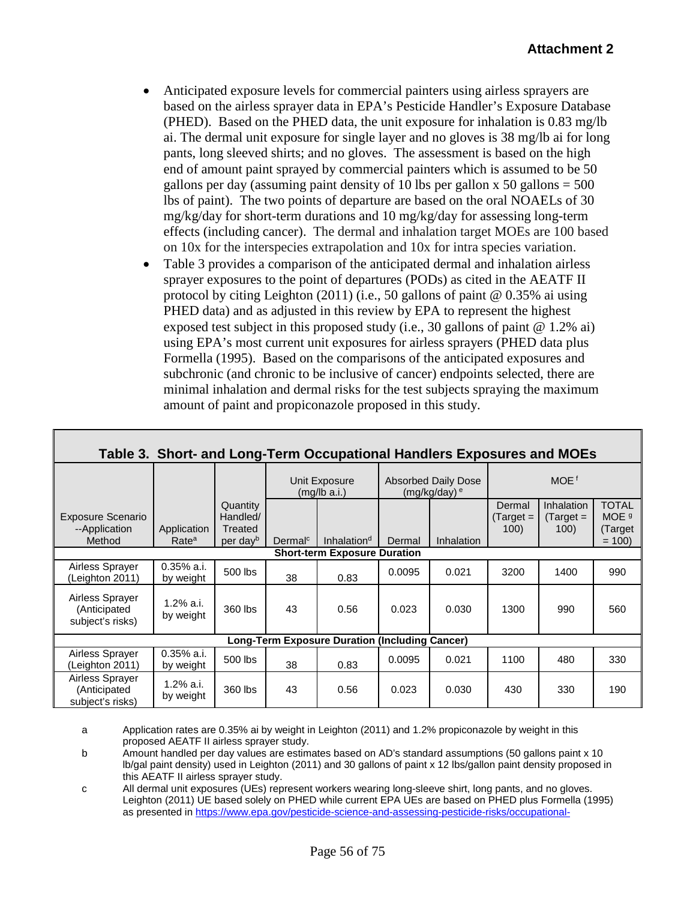**Attachment 2**

- Anticipated exposure levels for commercial painters using airless sprayers are based on the airless sprayer data in EPA's Pesticide Handler's Exposure Database (PHED). Based on the PHED data, the unit exposure for inhalation is 0.83 mg/lb ai. The dermal unit exposure for single layer and no gloves is 38 mg/lb ai for long pants, long sleeved shirts; and no gloves. The assessment is based on the high end of amount paint sprayed by commercial painters which is assumed to be 50 gallons per day (assuming paint density of 10 lbs per gallon x 50 gallons = 500 lbs of paint). The two points of departure are based on the oral NOAELs of 30 mg/kg/day for short-term durations and 10 mg/kg/day for assessing long-term effects (including cancer). The dermal and inhalation target MOEs are 100 based on 10x for the interspecies extrapolation and 10x for intra species variation.
- Table 3 provides a comparison of the anticipated dermal and inhalation airless sprayer exposures to the point of departures (PODs) as cited in the AEATF II protocol by citing Leighton (2011) (i.e., 50 gallons of paint @ 0.35% ai using PHED data) and as adjusted in this review by EPA to represent the highest exposed test subject in this proposed study (i.e., 30 gallons of paint @ 1.2% ai) using EPA's most current unit exposures for airless sprayers (PHED data plus Formella (1995). Based on the comparisons of the anticipated exposures and subchronic (and chronic to be inclusive of cancer) endpoints selected, there are minimal inhalation and dermal risks for the test subjects spraying the maximum amount of paint and propiconazole proposed in this study.

**Table 3. Short- and Long-Term Occupational Handlers Exposures and MOEs**

| Exposure Scenario --Application Method | Application Rate[a] | Quantity Handled/ Treated per day[b] | Unit Exposure (mg/lb a.i.) | | Absorbed Daily Dose (mg/kg/day)[e] | | MOE[f] | | |
|---|---|---|---|---|---|---|---|---|---|
| | | | Dermal[c] | Inhalation[d] | Dermal | Inhalation | Dermal (Target = 100) | Inhalation (Target = 100) | TOTAL MOE[g] (Target = 100) |
| **Short-term Exposure Duration** | | | | | | | | | |
| Airless Sprayer (Leighton 2011) | 0.35% a.i. by weight | 500 lbs | 38 | 0.83 | 0.0095 | 0.021 | 3200 | 1400 | 990 |
| Airless Sprayer (Anticipated subject's risks) | 1.2% a.i. by weight | 360 lbs | 43 | 0.56 | 0.023 | 0.030 | 1300 | 990 | 560 |
| **Long-Term Exposure Duration (Including Cancer)** | | | | | | | | | |
| Airless Sprayer (Leighton 2011) | 0.35% a.i. by weight | 500 lbs | 38 | 0.83 | 0.0095 | 0.021 | 1100 | 480 | 330 |
| Airless Sprayer (Anticipated subject's risks) | 1.2% a.i. by weight | 360 lbs | 43 | 0.56 | 0.023 | 0.030 | 430 | 330 | 190 |

a Application rates are 0.35% ai by weight in Leighton (2011) and 1.2% propiconazole by weight in this proposed AEATF II airless sprayer study.

b Amount handled per day values are estimates based on AD's standard assumptions (50 gallons paint x 10 lb/gal paint density) used in Leighton (2011) and 30 gallons of paint x 12 lbs/gallon paint density proposed in this AEATF II airless sprayer study.

c All dermal unit exposures (UEs) represent workers wearing long-sleeve shirt, long pants, and no gloves. Leighton (2011) UE based solely on PHED while current EPA UEs are based on PHED plus Formella (1995) as presented in https://www.epa.gov/pesticide-science-and-assessing-pesticide-risks/occupational-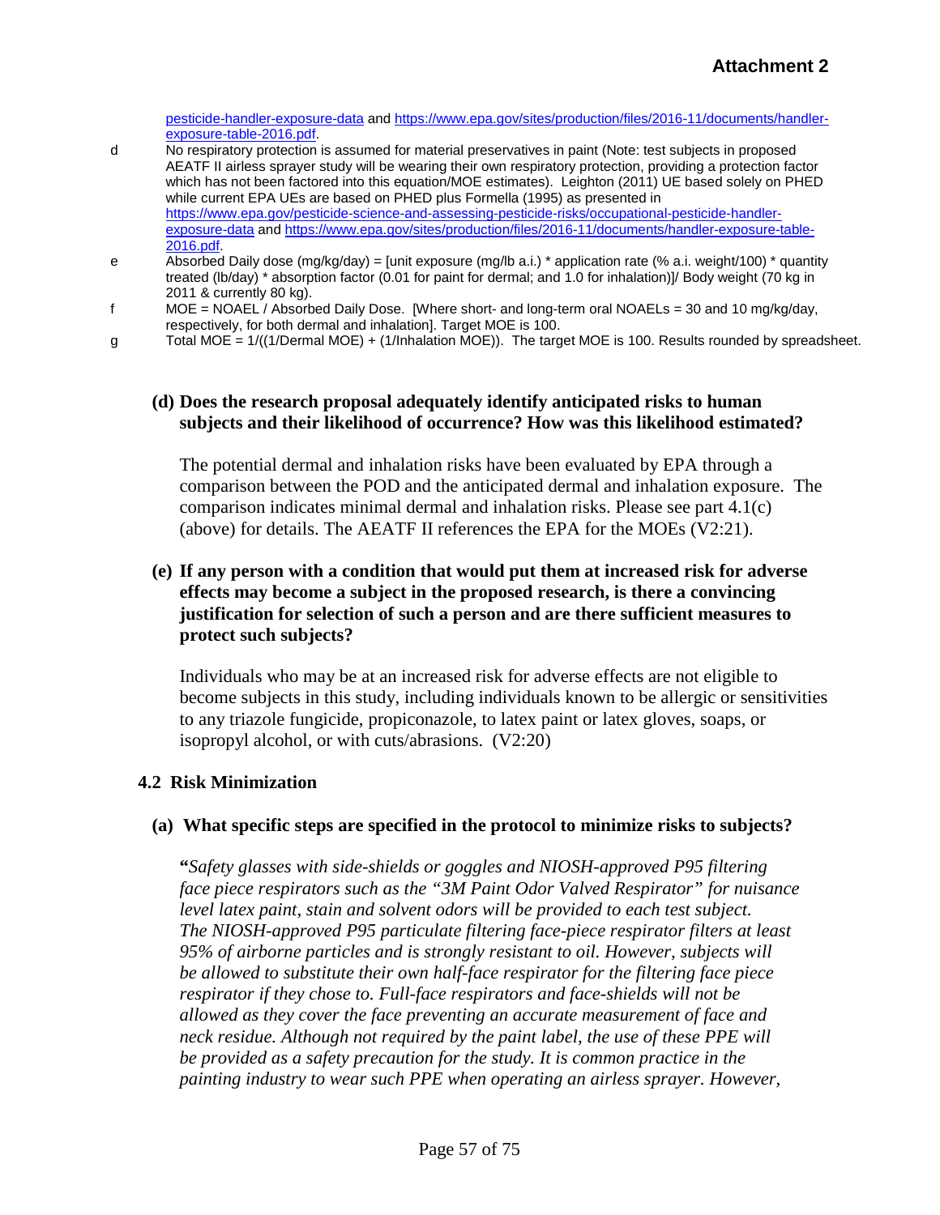pesticide-handler-exposure-data and https://www.epa.gov/sites/production/files/2016-11/documents/handler-exposure-table-2016.pdf.

d No respiratory protection is assumed for material preservatives in paint (Note: test subjects in proposed AEATF II airless sprayer study will be wearing their own respiratory protection, providing a protection factor which has not been factored into this equation/MOE estimates). Leighton (2011) UE based solely on PHED while current EPA UEs are based on PHED plus Formella (1995) as presented in https://www.epa.gov/pesticide-science-and-assessing-pesticide-risks/occupational-pesticide-handler-exposure-data and https://www.epa.gov/sites/production/files/2016-11/documents/handler-exposure-table-2016.pdf.

e Absorbed Daily dose (mg/kg/day) = [unit exposure (mg/lb a.i.) * application rate (% a.i. weight/100) * quantity treated (lb/day) * absorption factor (0.01 for paint for dermal; and 1.0 for inhalation)]/ Body weight (70 kg in 2011 & currently 80 kg).

f MOE = NOAEL / Absorbed Daily Dose. [Where short- and long-term oral NOAELs = 30 and 10 mg/kg/day, respectively, for both dermal and inhalation]. Target MOE is 100.

g Total MOE = 1/((1/Dermal MOE) + (1/Inhalation MOE)). The target MOE is 100. Results rounded by spreadsheet.

**(d) Does the research proposal adequately identify anticipated risks to human subjects and their likelihood of occurrence? How was this likelihood estimated?**

The potential dermal and inhalation risks have been evaluated by EPA through a comparison between the POD and the anticipated dermal and inhalation exposure. The comparison indicates minimal dermal and inhalation risks. Please see part 4.1(c) (above) for details. The AEATF II references the EPA for the MOEs (V2:21).

**(e) If any person with a condition that would put them at increased risk for adverse effects may become a subject in the proposed research, is there a convincing justification for selection of such a person and are there sufficient measures to protect such subjects?**

Individuals who may be at an increased risk for adverse effects are not eligible to become subjects in this study, including individuals known to be allergic or sensitivities to any triazole fungicide, propiconazole, to latex paint or latex gloves, soaps, or isopropyl alcohol, or with cuts/abrasions. (V2:20)

### 4.2 Risk Minimization

**(a) What specific steps are specified in the protocol to minimize risks to subjects?**

**"***Safety glasses with side-shields or goggles and NIOSH-approved P95 filtering face piece respirators such as the "3M Paint Odor Valved Respirator" for nuisance level latex paint, stain and solvent odors will be provided to each test subject. The NIOSH-approved P95 particulate filtering face-piece respirator filters at least 95% of airborne particles and is strongly resistant to oil. However, subjects will be allowed to substitute their own half-face respirator for the filtering face piece respirator if they chose to. Full-face respirators and face-shields will not be allowed as they cover the face preventing an accurate measurement of face and neck residue. Although not required by the paint label, the use of these PPE will be provided as a safety precaution for the study. It is common practice in the painting industry to wear such PPE when operating an airless sprayer. However,*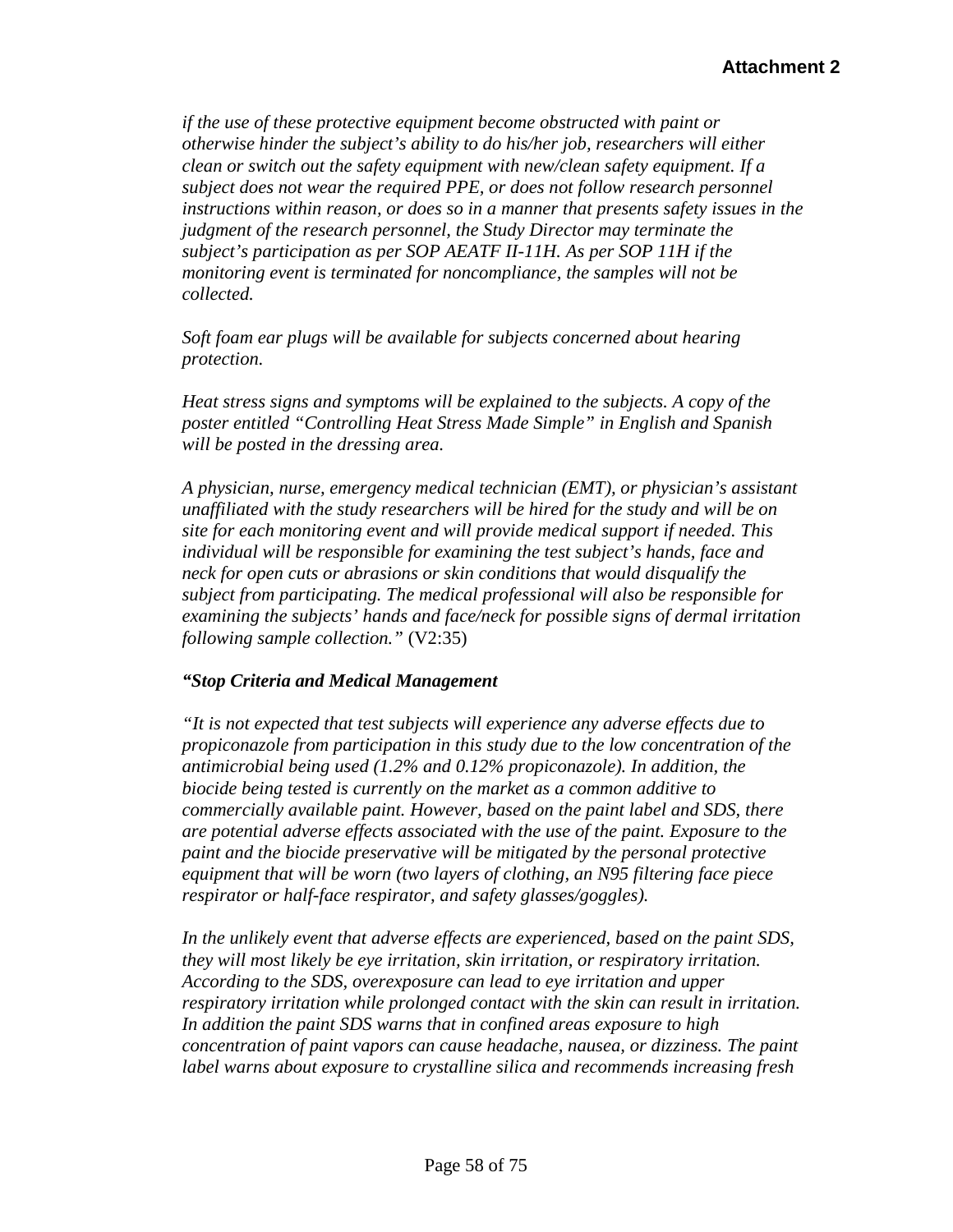*if the use of these protective equipment become obstructed with paint or otherwise hinder the subject's ability to do his/her job, researchers will either clean or switch out the safety equipment with new/clean safety equipment. If a subject does not wear the required PPE, or does not follow research personnel instructions within reason, or does so in a manner that presents safety issues in the judgment of the research personnel, the Study Director may terminate the subject's participation as per SOP AEATF II-11H. As per SOP 11H if the monitoring event is terminated for noncompliance, the samples will not be collected.*

*Soft foam ear plugs will be available for subjects concerned about hearing protection.*

*Heat stress signs and symptoms will be explained to the subjects. A copy of the poster entitled "Controlling Heat Stress Made Simple" in English and Spanish will be posted in the dressing area.*

*A physician, nurse, emergency medical technician (EMT), or physician's assistant unaffiliated with the study researchers will be hired for the study and will be on site for each monitoring event and will provide medical support if needed. This individual will be responsible for examining the test subject's hands, face and neck for open cuts or abrasions or skin conditions that would disqualify the subject from participating. The medical professional will also be responsible for examining the subjects' hands and face/neck for possible signs of dermal irritation following sample collection."* (V2:35)

***"Stop Criteria and Medical Management***

*"It is not expected that test subjects will experience any adverse effects due to propiconazole from participation in this study due to the low concentration of the antimicrobial being used (1.2% and 0.12% propiconazole). In addition, the biocide being tested is currently on the market as a common additive to commercially available paint. However, based on the paint label and SDS, there are potential adverse effects associated with the use of the paint. Exposure to the paint and the biocide preservative will be mitigated by the personal protective equipment that will be worn (two layers of clothing, an N95 filtering face piece respirator or half-face respirator, and safety glasses/goggles).*

*In the unlikely event that adverse effects are experienced, based on the paint SDS, they will most likely be eye irritation, skin irritation, or respiratory irritation. According to the SDS, overexposure can lead to eye irritation and upper respiratory irritation while prolonged contact with the skin can result in irritation. In addition the paint SDS warns that in confined areas exposure to high concentration of paint vapors can cause headache, nausea, or dizziness. The paint label warns about exposure to crystalline silica and recommends increasing fresh*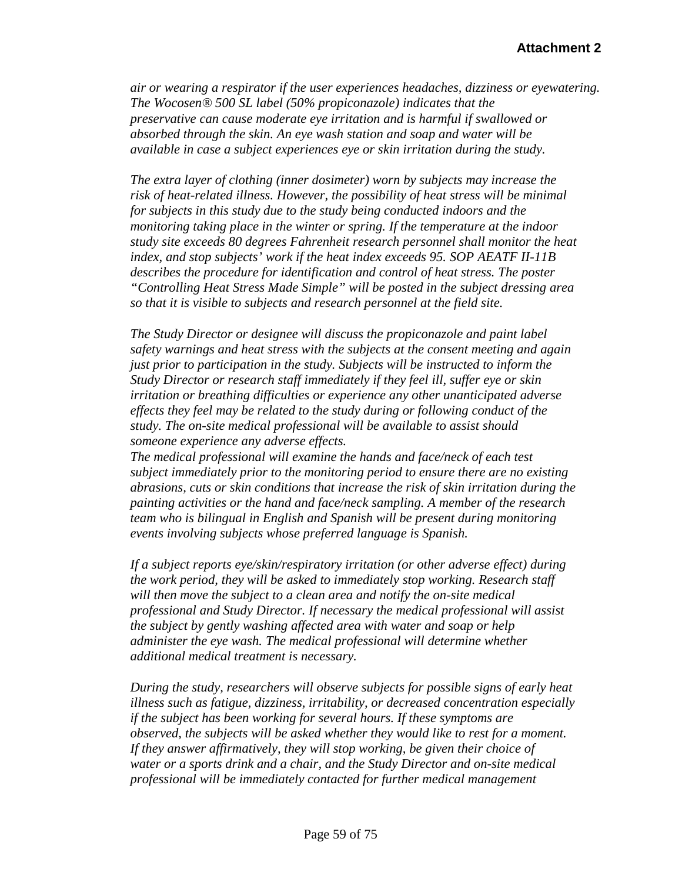*air or wearing a respirator if the user experiences headaches, dizziness or eyewatering. The Wocosen® 500 SL label (50% propiconazole) indicates that the preservative can cause moderate eye irritation and is harmful if swallowed or absorbed through the skin. An eye wash station and soap and water will be available in case a subject experiences eye or skin irritation during the study.*

*The extra layer of clothing (inner dosimeter) worn by subjects may increase the risk of heat-related illness. However, the possibility of heat stress will be minimal for subjects in this study due to the study being conducted indoors and the monitoring taking place in the winter or spring. If the temperature at the indoor study site exceeds 80 degrees Fahrenheit research personnel shall monitor the heat index, and stop subjects' work if the heat index exceeds 95. SOP AEATF II-11B describes the procedure for identification and control of heat stress. The poster "Controlling Heat Stress Made Simple" will be posted in the subject dressing area so that it is visible to subjects and research personnel at the field site.*

*The Study Director or designee will discuss the propiconazole and paint label safety warnings and heat stress with the subjects at the consent meeting and again just prior to participation in the study. Subjects will be instructed to inform the Study Director or research staff immediately if they feel ill, suffer eye or skin irritation or breathing difficulties or experience any other unanticipated adverse effects they feel may be related to the study during or following conduct of the study. The on-site medical professional will be available to assist should someone experience any adverse effects.*
*The medical professional will examine the hands and face/neck of each test subject immediately prior to the monitoring period to ensure there are no existing abrasions, cuts or skin conditions that increase the risk of skin irritation during the painting activities or the hand and face/neck sampling. A member of the research team who is bilingual in English and Spanish will be present during monitoring events involving subjects whose preferred language is Spanish.*

*If a subject reports eye/skin/respiratory irritation (or other adverse effect) during the work period, they will be asked to immediately stop working. Research staff will then move the subject to a clean area and notify the on-site medical professional and Study Director. If necessary the medical professional will assist the subject by gently washing affected area with water and soap or help administer the eye wash. The medical professional will determine whether additional medical treatment is necessary.*

*During the study, researchers will observe subjects for possible signs of early heat illness such as fatigue, dizziness, irritability, or decreased concentration especially if the subject has been working for several hours. If these symptoms are observed, the subjects will be asked whether they would like to rest for a moment. If they answer affirmatively, they will stop working, be given their choice of water or a sports drink and a chair, and the Study Director and on-site medical professional will be immediately contacted for further medical management*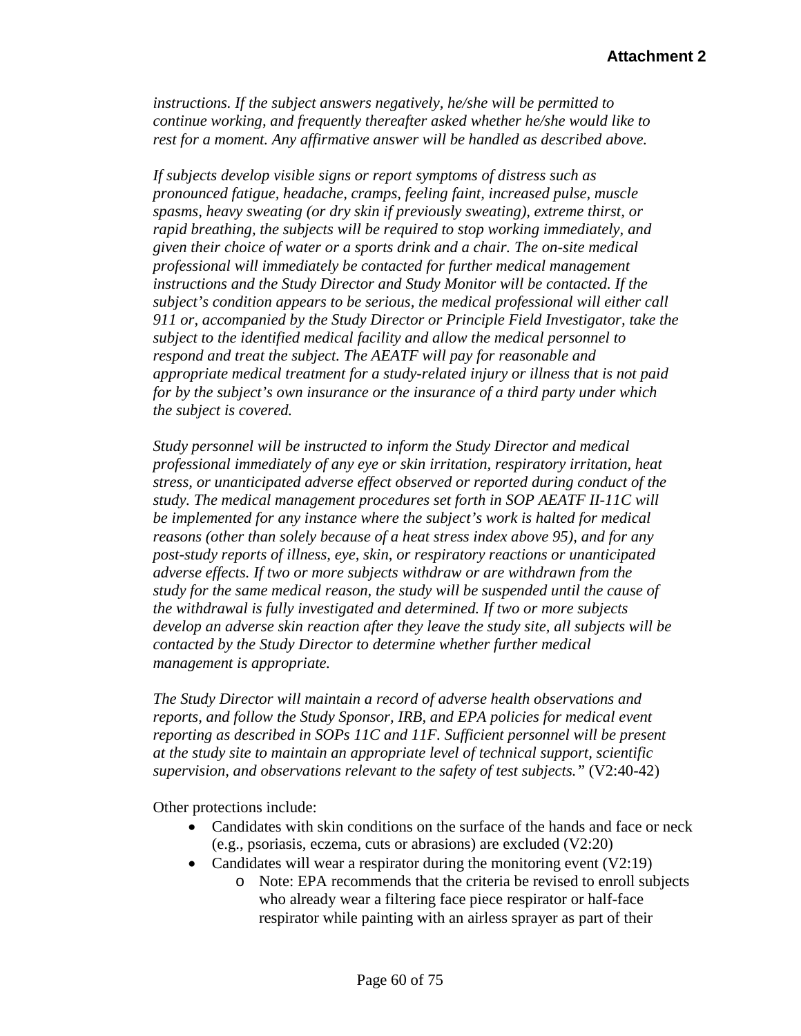*instructions. If the subject answers negatively, he/she will be permitted to continue working, and frequently thereafter asked whether he/she would like to rest for a moment. Any affirmative answer will be handled as described above.*

*If subjects develop visible signs or report symptoms of distress such as pronounced fatigue, headache, cramps, feeling faint, increased pulse, muscle spasms, heavy sweating (or dry skin if previously sweating), extreme thirst, or rapid breathing, the subjects will be required to stop working immediately, and given their choice of water or a sports drink and a chair. The on-site medical professional will immediately be contacted for further medical management instructions and the Study Director and Study Monitor will be contacted. If the subject's condition appears to be serious, the medical professional will either call 911 or, accompanied by the Study Director or Principle Field Investigator, take the subject to the identified medical facility and allow the medical personnel to respond and treat the subject. The AEATF will pay for reasonable and appropriate medical treatment for a study-related injury or illness that is not paid for by the subject's own insurance or the insurance of a third party under which the subject is covered.*

*Study personnel will be instructed to inform the Study Director and medical professional immediately of any eye or skin irritation, respiratory irritation, heat stress, or unanticipated adverse effect observed or reported during conduct of the study. The medical management procedures set forth in SOP AEATF II-11C will be implemented for any instance where the subject's work is halted for medical reasons (other than solely because of a heat stress index above 95), and for any post-study reports of illness, eye, skin, or respiratory reactions or unanticipated adverse effects. If two or more subjects withdraw or are withdrawn from the study for the same medical reason, the study will be suspended until the cause of the withdrawal is fully investigated and determined. If two or more subjects develop an adverse skin reaction after they leave the study site, all subjects will be contacted by the Study Director to determine whether further medical management is appropriate.*

*The Study Director will maintain a record of adverse health observations and reports, and follow the Study Sponsor, IRB, and EPA policies for medical event reporting as described in SOPs 11C and 11F. Sufficient personnel will be present at the study site to maintain an appropriate level of technical support, scientific supervision, and observations relevant to the safety of test subjects."* (V2:40-42)

Other protections include:

- Candidates with skin conditions on the surface of the hands and face or neck (e.g., psoriasis, eczema, cuts or abrasions) are excluded (V2:20)
- Candidates will wear a respirator during the monitoring event (V2:19)
  - Note: EPA recommends that the criteria be revised to enroll subjects who already wear a filtering face piece respirator or half-face respirator while painting with an airless sprayer as part of their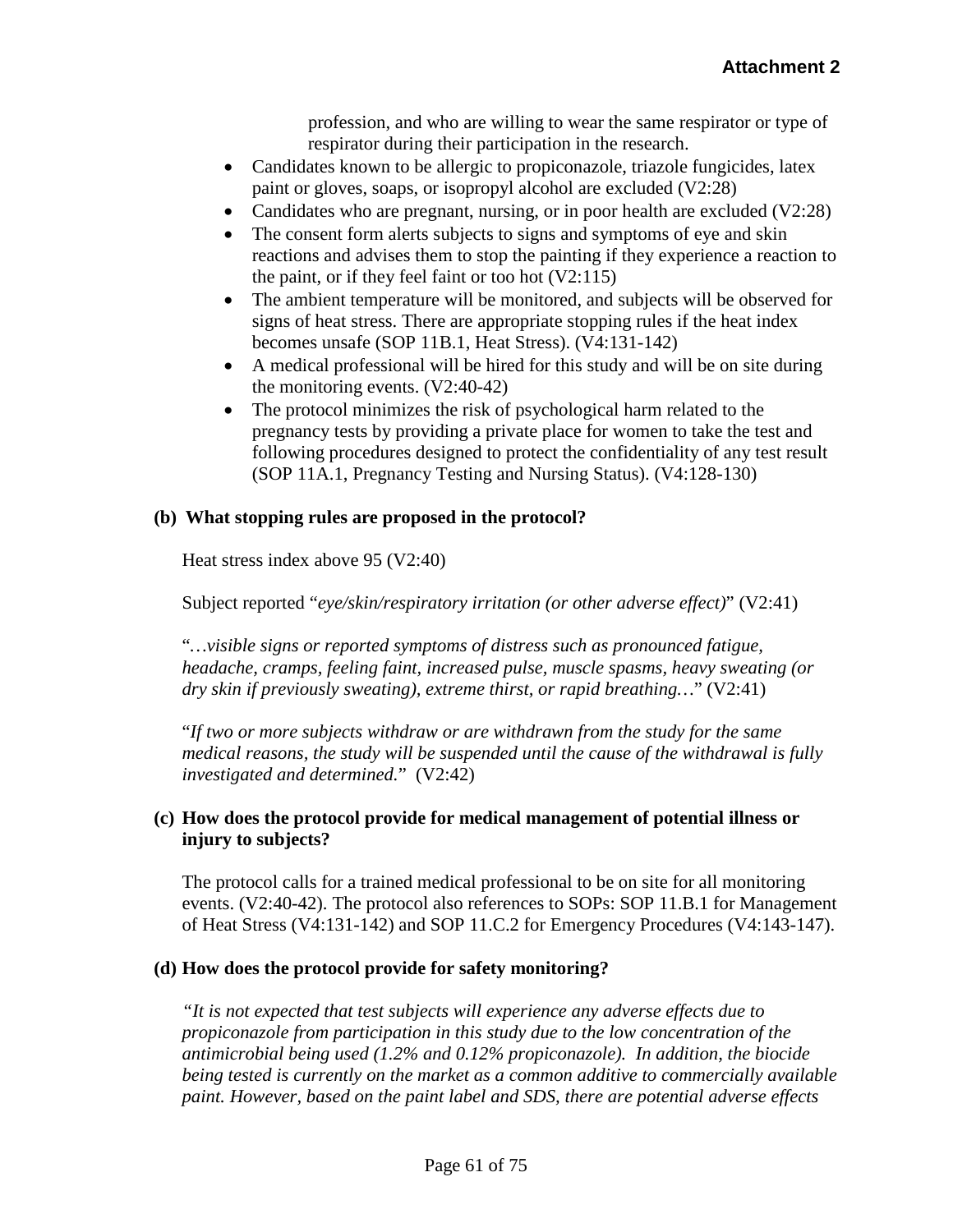profession, and who are willing to wear the same respirator or type of respirator during their participation in the research.

- Candidates known to be allergic to propiconazole, triazole fungicides, latex paint or gloves, soaps, or isopropyl alcohol are excluded (V2:28)
- Candidates who are pregnant, nursing, or in poor health are excluded (V2:28)
- The consent form alerts subjects to signs and symptoms of eye and skin reactions and advises them to stop the painting if they experience a reaction to the paint, or if they feel faint or too hot (V2:115)
- The ambient temperature will be monitored, and subjects will be observed for signs of heat stress. There are appropriate stopping rules if the heat index becomes unsafe (SOP 11B.1, Heat Stress). (V4:131-142)
- A medical professional will be hired for this study and will be on site during the monitoring events. (V2:40-42)
- The protocol minimizes the risk of psychological harm related to the pregnancy tests by providing a private place for women to take the test and following procedures designed to protect the confidentiality of any test result (SOP 11A.1, Pregnancy Testing and Nursing Status). (V4:128-130)

**(b) What stopping rules are proposed in the protocol?**

Heat stress index above 95 (V2:40)

Subject reported "*eye/skin/respiratory irritation (or other adverse effect)*" (V2:41)

"*…visible signs or reported symptoms of distress such as pronounced fatigue, headache, cramps, feeling faint, increased pulse, muscle spasms, heavy sweating (or dry skin if previously sweating), extreme thirst, or rapid breathing…*" (V2:41)

"*If two or more subjects withdraw or are withdrawn from the study for the same medical reasons, the study will be suspended until the cause of the withdrawal is fully investigated and determined.*" (V2:42)

**(c) How does the protocol provide for medical management of potential illness or injury to subjects?**

The protocol calls for a trained medical professional to be on site for all monitoring events. (V2:40-42). The protocol also references to SOPs: SOP 11.B.1 for Management of Heat Stress (V4:131-142) and SOP 11.C.2 for Emergency Procedures (V4:143-147).

**(d) How does the protocol provide for safety monitoring?**

*"It is not expected that test subjects will experience any adverse effects due to propiconazole from participation in this study due to the low concentration of the antimicrobial being used (1.2% and 0.12% propiconazole). In addition, the biocide being tested is currently on the market as a common additive to commercially available paint. However, based on the paint label and SDS, there are potential adverse effects*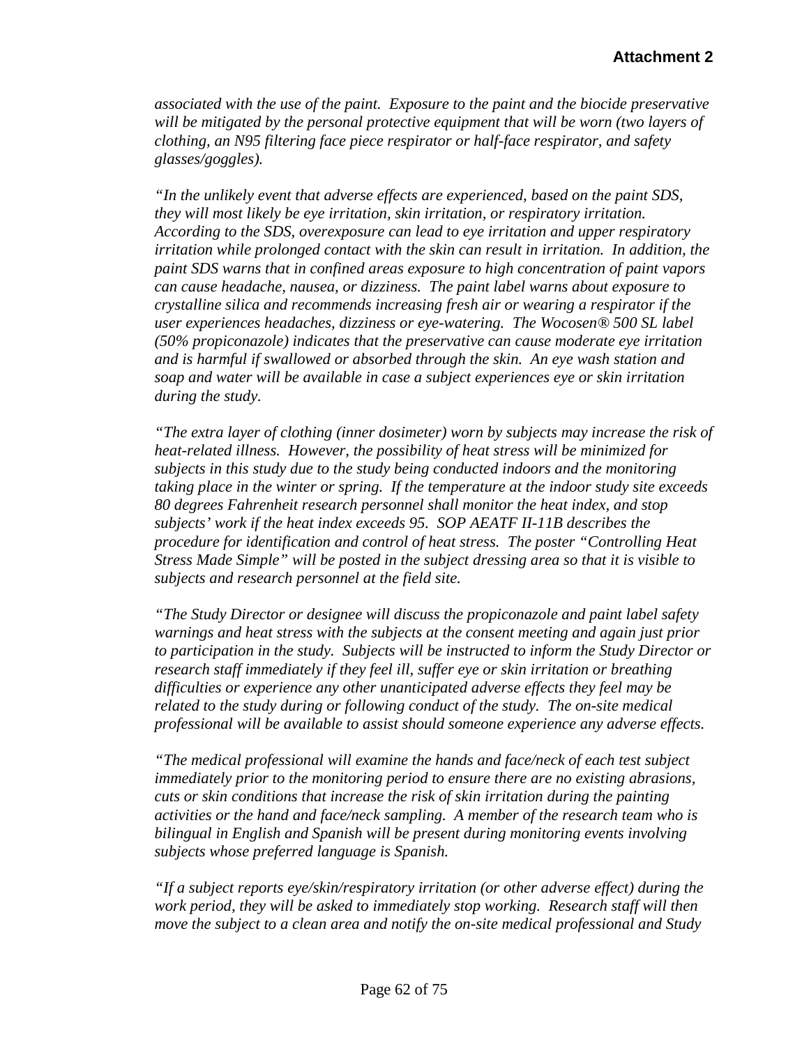**Attachment 2**

*associated with the use of the paint. Exposure to the paint and the biocide preservative will be mitigated by the personal protective equipment that will be worn (two layers of clothing, an N95 filtering face piece respirator or half-face respirator, and safety glasses/goggles).*

*"In the unlikely event that adverse effects are experienced, based on the paint SDS, they will most likely be eye irritation, skin irritation, or respiratory irritation. According to the SDS, overexposure can lead to eye irritation and upper respiratory irritation while prolonged contact with the skin can result in irritation. In addition, the paint SDS warns that in confined areas exposure to high concentration of paint vapors can cause headache, nausea, or dizziness. The paint label warns about exposure to crystalline silica and recommends increasing fresh air or wearing a respirator if the user experiences headaches, dizziness or eye-watering. The Wocosen® 500 SL label (50% propiconazole) indicates that the preservative can cause moderate eye irritation and is harmful if swallowed or absorbed through the skin. An eye wash station and soap and water will be available in case a subject experiences eye or skin irritation during the study.*

*"The extra layer of clothing (inner dosimeter) worn by subjects may increase the risk of heat-related illness. However, the possibility of heat stress will be minimized for subjects in this study due to the study being conducted indoors and the monitoring taking place in the winter or spring. If the temperature at the indoor study site exceeds 80 degrees Fahrenheit research personnel shall monitor the heat index, and stop subjects' work if the heat index exceeds 95. SOP AEATF II-11B describes the procedure for identification and control of heat stress. The poster "Controlling Heat Stress Made Simple" will be posted in the subject dressing area so that it is visible to subjects and research personnel at the field site.*

*"The Study Director or designee will discuss the propiconazole and paint label safety warnings and heat stress with the subjects at the consent meeting and again just prior to participation in the study. Subjects will be instructed to inform the Study Director or research staff immediately if they feel ill, suffer eye or skin irritation or breathing difficulties or experience any other unanticipated adverse effects they feel may be related to the study during or following conduct of the study. The on-site medical professional will be available to assist should someone experience any adverse effects.*

*"The medical professional will examine the hands and face/neck of each test subject immediately prior to the monitoring period to ensure there are no existing abrasions, cuts or skin conditions that increase the risk of skin irritation during the painting activities or the hand and face/neck sampling. A member of the research team who is bilingual in English and Spanish will be present during monitoring events involving subjects whose preferred language is Spanish.*

*"If a subject reports eye/skin/respiratory irritation (or other adverse effect) during the work period, they will be asked to immediately stop working. Research staff will then move the subject to a clean area and notify the on-site medical professional and Study*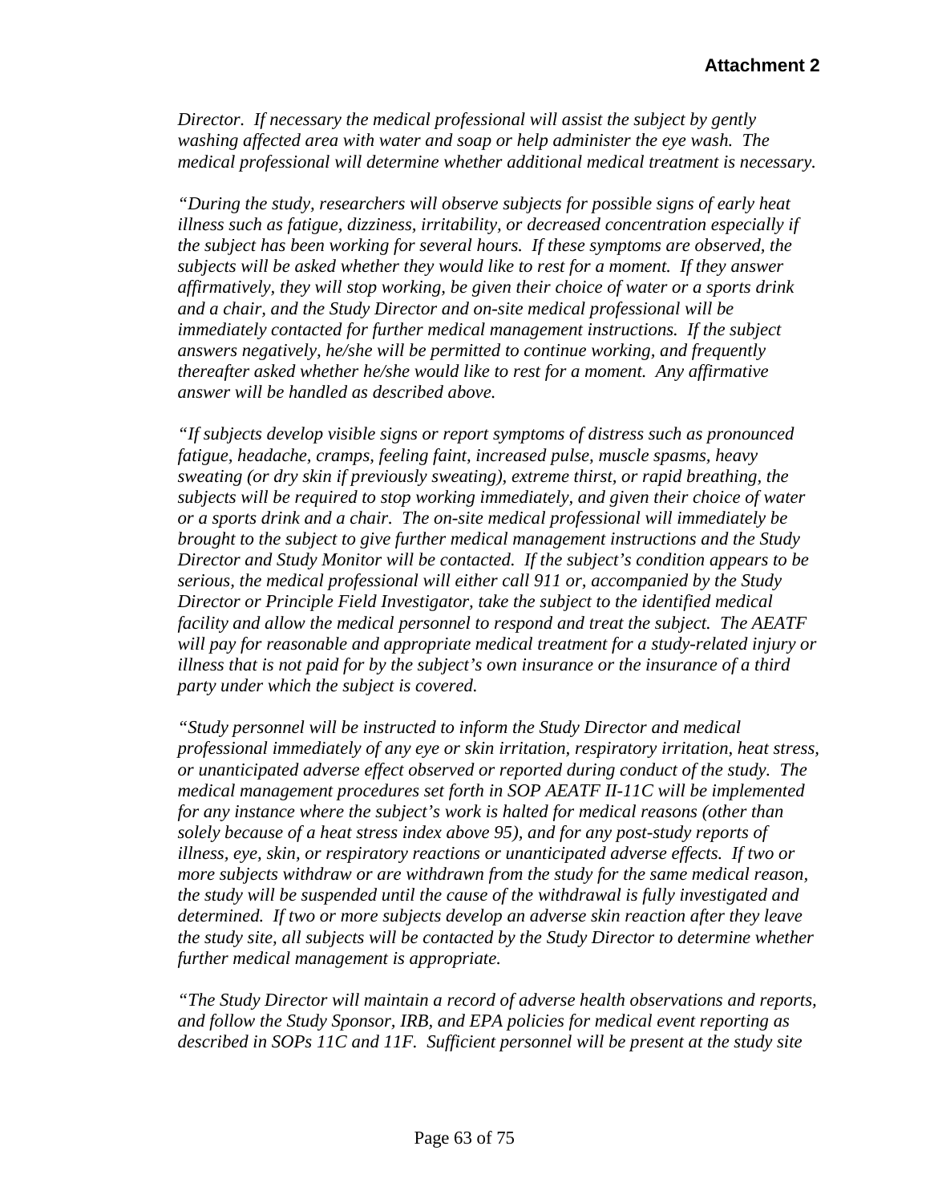*Director. If necessary the medical professional will assist the subject by gently washing affected area with water and soap or help administer the eye wash. The medical professional will determine whether additional medical treatment is necessary.*

*"During the study, researchers will observe subjects for possible signs of early heat illness such as fatigue, dizziness, irritability, or decreased concentration especially if the subject has been working for several hours. If these symptoms are observed, the subjects will be asked whether they would like to rest for a moment. If they answer affirmatively, they will stop working, be given their choice of water or a sports drink and a chair, and the Study Director and on-site medical professional will be immediately contacted for further medical management instructions. If the subject answers negatively, he/she will be permitted to continue working, and frequently thereafter asked whether he/she would like to rest for a moment. Any affirmative answer will be handled as described above.*

*"If subjects develop visible signs or report symptoms of distress such as pronounced fatigue, headache, cramps, feeling faint, increased pulse, muscle spasms, heavy sweating (or dry skin if previously sweating), extreme thirst, or rapid breathing, the subjects will be required to stop working immediately, and given their choice of water or a sports drink and a chair. The on-site medical professional will immediately be brought to the subject to give further medical management instructions and the Study Director and Study Monitor will be contacted. If the subject's condition appears to be serious, the medical professional will either call 911 or, accompanied by the Study Director or Principle Field Investigator, take the subject to the identified medical facility and allow the medical personnel to respond and treat the subject. The AEATF will pay for reasonable and appropriate medical treatment for a study-related injury or illness that is not paid for by the subject's own insurance or the insurance of a third party under which the subject is covered.*

*"Study personnel will be instructed to inform the Study Director and medical professional immediately of any eye or skin irritation, respiratory irritation, heat stress, or unanticipated adverse effect observed or reported during conduct of the study. The medical management procedures set forth in SOP AEATF II-11C will be implemented for any instance where the subject's work is halted for medical reasons (other than solely because of a heat stress index above 95), and for any post-study reports of illness, eye, skin, or respiratory reactions or unanticipated adverse effects. If two or more subjects withdraw or are withdrawn from the study for the same medical reason, the study will be suspended until the cause of the withdrawal is fully investigated and determined. If two or more subjects develop an adverse skin reaction after they leave the study site, all subjects will be contacted by the Study Director to determine whether further medical management is appropriate.*

*"The Study Director will maintain a record of adverse health observations and reports, and follow the Study Sponsor, IRB, and EPA policies for medical event reporting as described in SOPs 11C and 11F. Sufficient personnel will be present at the study site*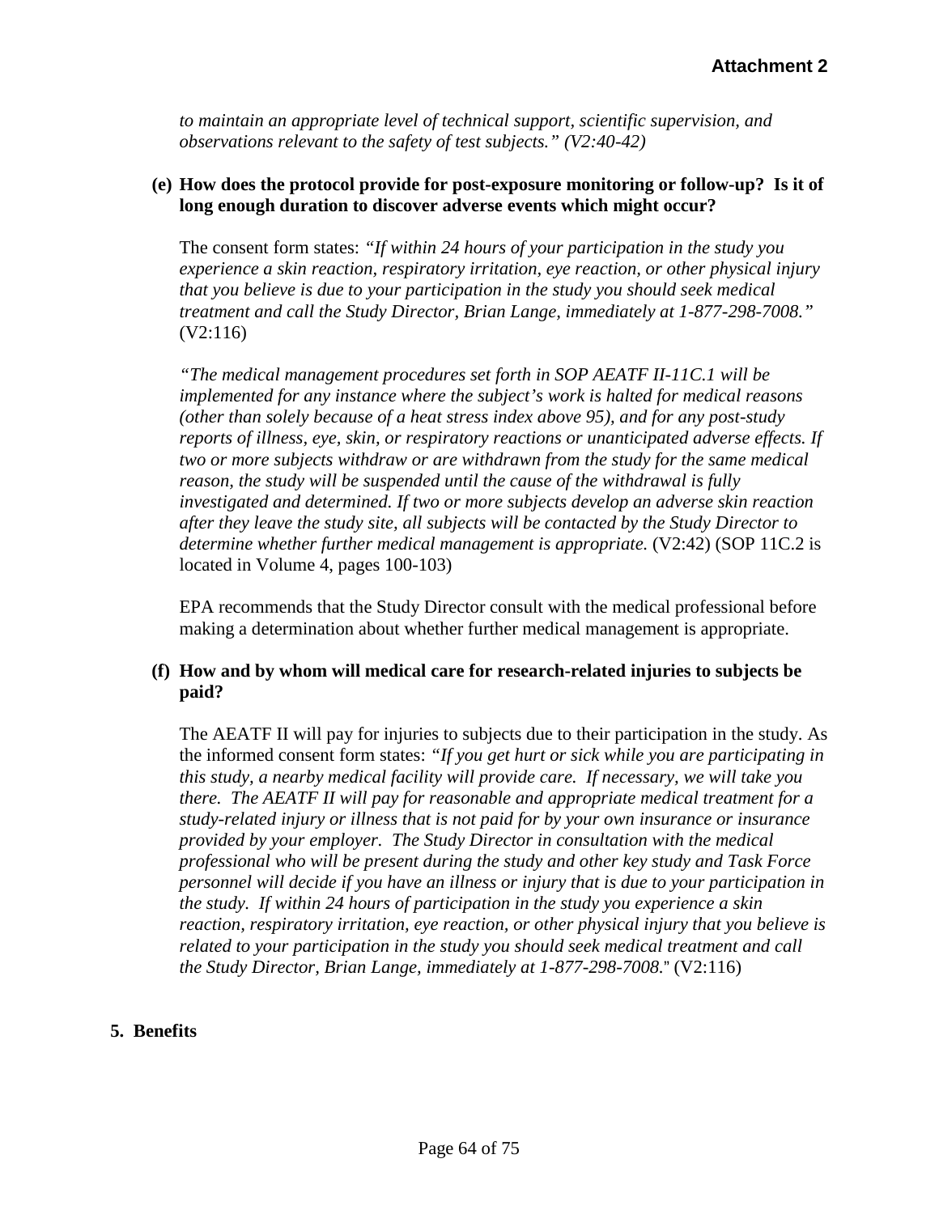*to maintain an appropriate level of technical support, scientific supervision, and observations relevant to the safety of test subjects." (V2:40-42)*

**(e) How does the protocol provide for post-exposure monitoring or follow-up? Is it of long enough duration to discover adverse events which might occur?**

The consent form states: *"If within 24 hours of your participation in the study you experience a skin reaction, respiratory irritation, eye reaction, or other physical injury that you believe is due to your participation in the study you should seek medical treatment and call the Study Director, Brian Lange, immediately at 1-877-298-7008."* (V2:116)

*"The medical management procedures set forth in SOP AEATF II-11C.1 will be implemented for any instance where the subject's work is halted for medical reasons (other than solely because of a heat stress index above 95), and for any post-study reports of illness, eye, skin, or respiratory reactions or unanticipated adverse effects. If two or more subjects withdraw or are withdrawn from the study for the same medical reason, the study will be suspended until the cause of the withdrawal is fully investigated and determined. If two or more subjects develop an adverse skin reaction after they leave the study site, all subjects will be contacted by the Study Director to determine whether further medical management is appropriate.* (V2:42) (SOP 11C.2 is located in Volume 4, pages 100-103)

EPA recommends that the Study Director consult with the medical professional before making a determination about whether further medical management is appropriate.

**(f) How and by whom will medical care for research-related injuries to subjects be paid?**

The AEATF II will pay for injuries to subjects due to their participation in the study. As the informed consent form states: *"If you get hurt or sick while you are participating in this study, a nearby medical facility will provide care. If necessary, we will take you there. The AEATF II will pay for reasonable and appropriate medical treatment for a study-related injury or illness that is not paid for by your own insurance or insurance provided by your employer. The Study Director in consultation with the medical professional who will be present during the study and other key study and Task Force personnel will decide if you have an illness or injury that is due to your participation in the study. If within 24 hours of participation in the study you experience a skin reaction, respiratory irritation, eye reaction, or other physical injury that you believe is related to your participation in the study you should seek medical treatment and call the Study Director, Brian Lange, immediately at 1-877-298-7008."* (V2:116)

**5. Benefits**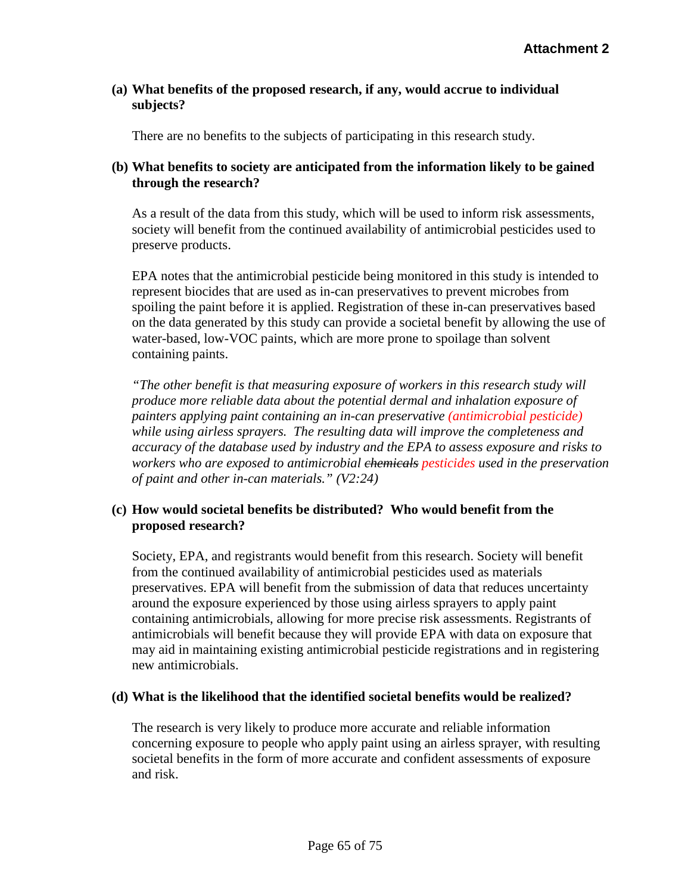**Attachment 2**

**(a) What benefits of the proposed research, if any, would accrue to individual subjects?**

There are no benefits to the subjects of participating in this research study.

**(b) What benefits to society are anticipated from the information likely to be gained through the research?**

As a result of the data from this study, which will be used to inform risk assessments, society will benefit from the continued availability of antimicrobial pesticides used to preserve products.

EPA notes that the antimicrobial pesticide being monitored in this study is intended to represent biocides that are used as in-can preservatives to prevent microbes from spoiling the paint before it is applied. Registration of these in-can preservatives based on the data generated by this study can provide a societal benefit by allowing the use of water-based, low-VOC paints, which are more prone to spoilage than solvent containing paints.

*"The other benefit is that measuring exposure of workers in this research study will produce more reliable data about the potential dermal and inhalation exposure of painters applying paint containing an in-can preservative (antimicrobial pesticide) while using airless sprayers. The resulting data will improve the completeness and accuracy of the database used by industry and the EPA to assess exposure and risks to workers who are exposed to antimicrobial ~~chemicals~~ pesticides used in the preservation of paint and other in-can materials." (V2:24)*

**(c) How would societal benefits be distributed? Who would benefit from the proposed research?**

Society, EPA, and registrants would benefit from this research. Society will benefit from the continued availability of antimicrobial pesticides used as materials preservatives. EPA will benefit from the submission of data that reduces uncertainty around the exposure experienced by those using airless sprayers to apply paint containing antimicrobials, allowing for more precise risk assessments. Registrants of antimicrobials will benefit because they will provide EPA with data on exposure that may aid in maintaining existing antimicrobial pesticide registrations and in registering new antimicrobials.

**(d) What is the likelihood that the identified societal benefits would be realized?**

The research is very likely to produce more accurate and reliable information concerning exposure to people who apply paint using an airless sprayer, with resulting societal benefits in the form of more accurate and confident assessments of exposure and risk.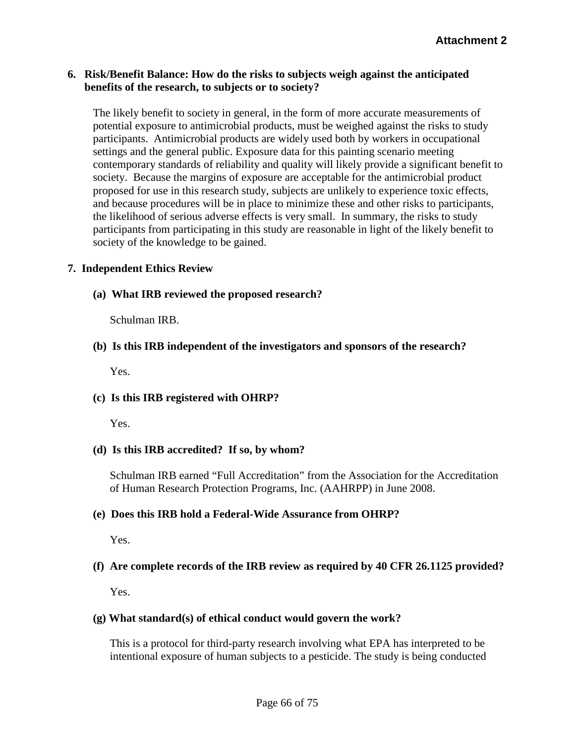**Attachment 2**

**6. Risk/Benefit Balance: How do the risks to subjects weigh against the anticipated benefits of the research, to subjects or to society?**

The likely benefit to society in general, in the form of more accurate measurements of potential exposure to antimicrobial products, must be weighed against the risks to study participants. Antimicrobial products are widely used both by workers in occupational settings and the general public. Exposure data for this painting scenario meeting contemporary standards of reliability and quality will likely provide a significant benefit to society. Because the margins of exposure are acceptable for the antimicrobial product proposed for use in this research study, subjects are unlikely to experience toxic effects, and because procedures will be in place to minimize these and other risks to participants, the likelihood of serious adverse effects is very small. In summary, the risks to study participants from participating in this study are reasonable in light of the likely benefit to society of the knowledge to be gained.

**7. Independent Ethics Review**

**(a) What IRB reviewed the proposed research?**

Schulman IRB.

**(b) Is this IRB independent of the investigators and sponsors of the research?**

Yes.

**(c) Is this IRB registered with OHRP?**

Yes.

**(d) Is this IRB accredited? If so, by whom?**

Schulman IRB earned "Full Accreditation" from the Association for the Accreditation of Human Research Protection Programs, Inc. (AAHRPP) in June 2008.

**(e) Does this IRB hold a Federal-Wide Assurance from OHRP?**

Yes.

**(f) Are complete records of the IRB review as required by 40 CFR 26.1125 provided?**

Yes.

**(g) What standard(s) of ethical conduct would govern the work?**

This is a protocol for third-party research involving what EPA has interpreted to be intentional exposure of human subjects to a pesticide. The study is being conducted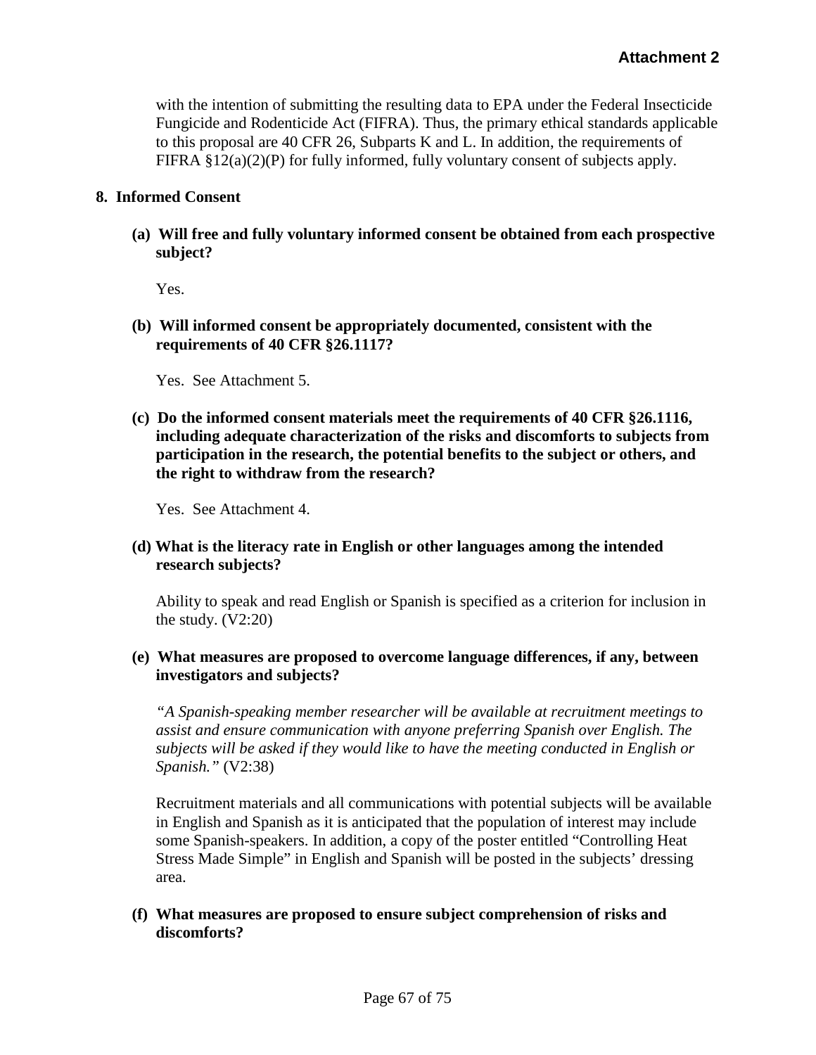with the intention of submitting the resulting data to EPA under the Federal Insecticide Fungicide and Rodenticide Act (FIFRA). Thus, the primary ethical standards applicable to this proposal are 40 CFR 26, Subparts K and L. In addition, the requirements of FIFRA §12(a)(2)(P) for fully informed, fully voluntary consent of subjects apply.

## 8. Informed Consent

**(a) Will free and fully voluntary informed consent be obtained from each prospective subject?**

Yes.

**(b) Will informed consent be appropriately documented, consistent with the requirements of 40 CFR §26.1117?**

Yes. See Attachment 5.

**(c) Do the informed consent materials meet the requirements of 40 CFR §26.1116, including adequate characterization of the risks and discomforts to subjects from participation in the research, the potential benefits to the subject or others, and the right to withdraw from the research?**

Yes. See Attachment 4.

**(d) What is the literacy rate in English or other languages among the intended research subjects?**

Ability to speak and read English or Spanish is specified as a criterion for inclusion in the study. (V2:20)

**(e) What measures are proposed to overcome language differences, if any, between investigators and subjects?**

*"A Spanish-speaking member researcher will be available at recruitment meetings to assist and ensure communication with anyone preferring Spanish over English. The subjects will be asked if they would like to have the meeting conducted in English or Spanish."* (V2:38)

Recruitment materials and all communications with potential subjects will be available in English and Spanish as it is anticipated that the population of interest may include some Spanish-speakers. In addition, a copy of the poster entitled "Controlling Heat Stress Made Simple" in English and Spanish will be posted in the subjects' dressing area.

**(f) What measures are proposed to ensure subject comprehension of risks and discomforts?**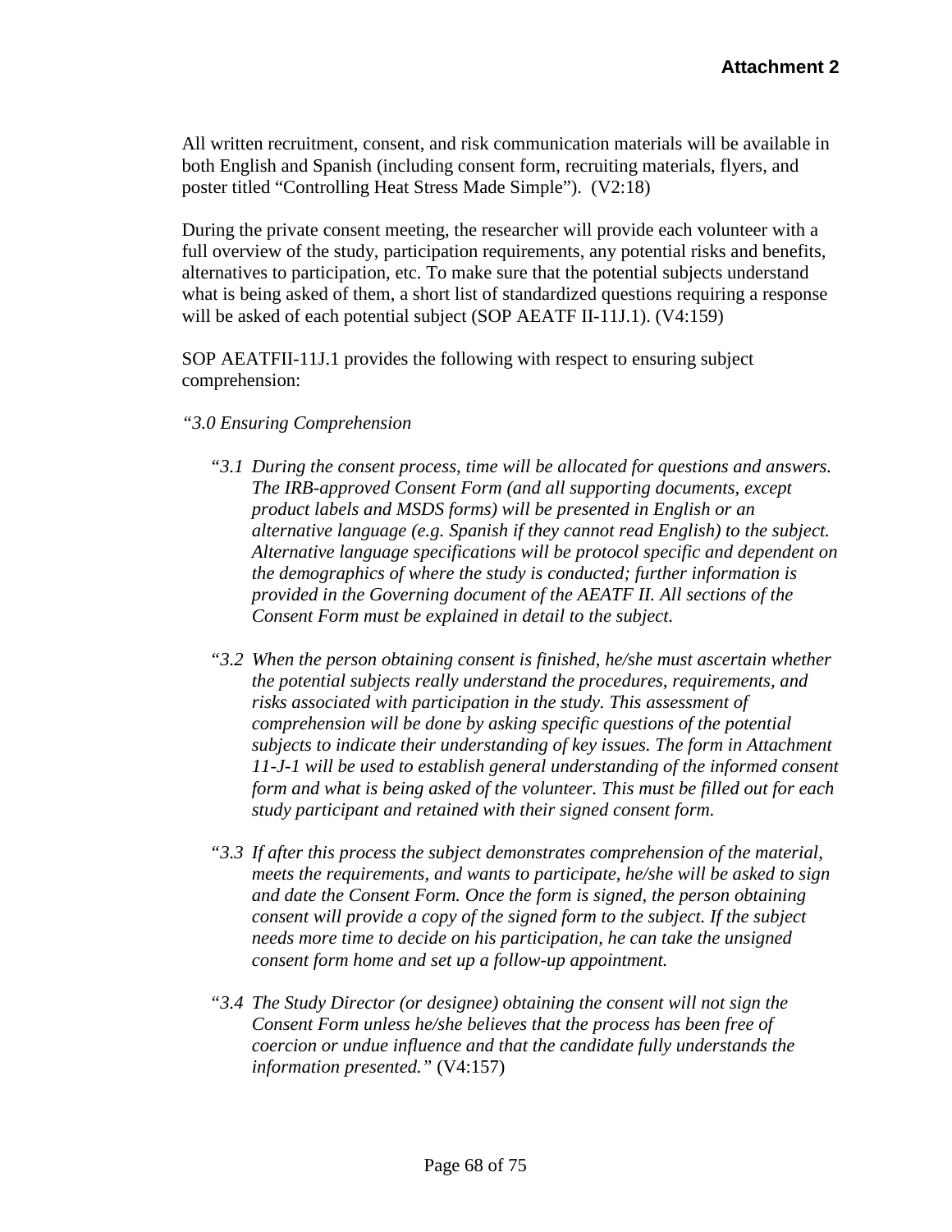**Attachment 2**

All written recruitment, consent, and risk communication materials will be available in both English and Spanish (including consent form, recruiting materials, flyers, and poster titled "Controlling Heat Stress Made Simple"). (V2:18)

During the private consent meeting, the researcher will provide each volunteer with a full overview of the study, participation requirements, any potential risks and benefits, alternatives to participation, etc. To make sure that the potential subjects understand what is being asked of them, a short list of standardized questions requiring a response will be asked of each potential subject (SOP AEATF II-11J.1). (V4:159)

SOP AEATFII-11J.1 provides the following with respect to ensuring subject comprehension:

*"3.0 Ensuring Comprehension*

"*3.1 During the consent process, time will be allocated for questions and answers. The IRB-approved Consent Form (and all supporting documents, except product labels and MSDS forms) will be presented in English or an alternative language (e.g. Spanish if they cannot read English) to the subject. Alternative language specifications will be protocol specific and dependent on the demographics of where the study is conducted; further information is provided in the Governing document of the AEATF II. All sections of the Consent Form must be explained in detail to the subject.*

"*3.2 When the person obtaining consent is finished, he/she must ascertain whether the potential subjects really understand the procedures, requirements, and risks associated with participation in the study. This assessment of comprehension will be done by asking specific questions of the potential subjects to indicate their understanding of key issues. The form in Attachment 11-J-1 will be used to establish general understanding of the informed consent form and what is being asked of the volunteer. This must be filled out for each study participant and retained with their signed consent form.*

"*3.3 If after this process the subject demonstrates comprehension of the material, meets the requirements, and wants to participate, he/she will be asked to sign and date the Consent Form. Once the form is signed, the person obtaining consent will provide a copy of the signed form to the subject. If the subject needs more time to decide on his participation, he can take the unsigned consent form home and set up a follow-up appointment.*

"*3.4 The Study Director (or designee) obtaining the consent will not sign the Consent Form unless he/she believes that the process has been free of coercion or undue influence and that the candidate fully understands the information presented."* (V4:157)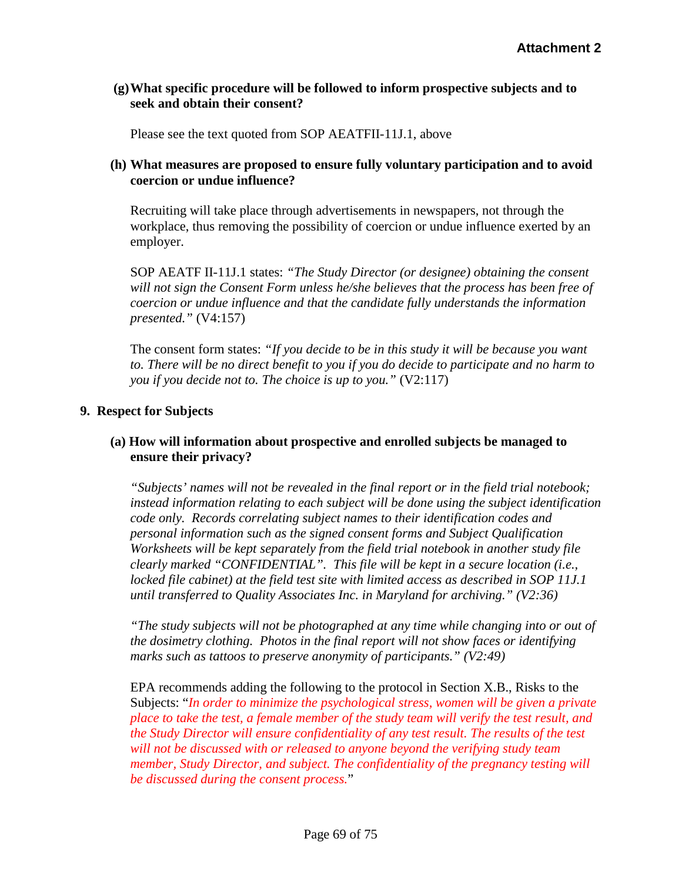**Attachment 2**

**(g) What specific procedure will be followed to inform prospective subjects and to seek and obtain their consent?**

Please see the text quoted from SOP AEATFII-11J.1, above

**(h) What measures are proposed to ensure fully voluntary participation and to avoid coercion or undue influence?**

Recruiting will take place through advertisements in newspapers, not through the workplace, thus removing the possibility of coercion or undue influence exerted by an employer.

SOP AEATF II-11J.1 states: *"The Study Director (or designee) obtaining the consent will not sign the Consent Form unless he/she believes that the process has been free of coercion or undue influence and that the candidate fully understands the information presented."* (V4:157)

The consent form states: *"If you decide to be in this study it will be because you want to. There will be no direct benefit to you if you do decide to participate and no harm to you if you decide not to. The choice is up to you."* (V2:117)

## 9. Respect for Subjects

**(a) How will information about prospective and enrolled subjects be managed to ensure their privacy?**

*"Subjects' names will not be revealed in the final report or in the field trial notebook; instead information relating to each subject will be done using the subject identification code only. Records correlating subject names to their identification codes and personal information such as the signed consent forms and Subject Qualification Worksheets will be kept separately from the field trial notebook in another study file clearly marked "CONFIDENTIAL". This file will be kept in a secure location (i.e., locked file cabinet) at the field test site with limited access as described in SOP 11J.1 until transferred to Quality Associates Inc. in Maryland for archiving." (V2:36)*

*"The study subjects will not be photographed at any time while changing into or out of the dosimetry clothing. Photos in the final report will not show faces or identifying marks such as tattoos to preserve anonymity of participants." (V2:49)*

EPA recommends adding the following to the protocol in Section X.B., Risks to the Subjects: "*In order to minimize the psychological stress, women will be given a private place to take the test, a female member of the study team will verify the test result, and the Study Director will ensure confidentiality of any test result. The results of the test will not be discussed with or released to anyone beyond the verifying study team member, Study Director, and subject. The confidentiality of the pregnancy testing will be discussed during the consent process.*"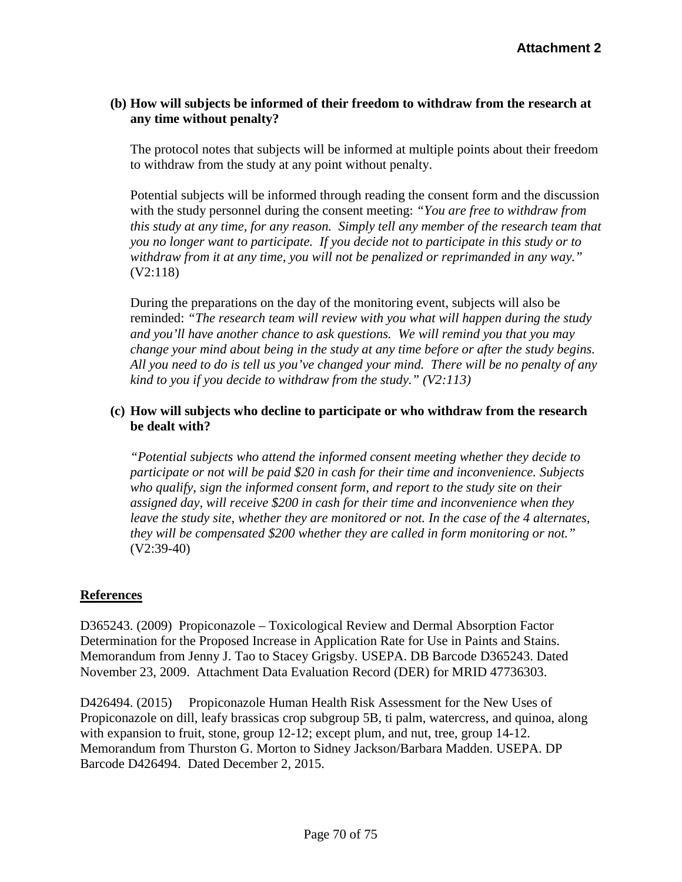**Attachment 2**

**(b) How will subjects be informed of their freedom to withdraw from the research at any time without penalty?**

The protocol notes that subjects will be informed at multiple points about their freedom to withdraw from the study at any point without penalty.

Potential subjects will be informed through reading the consent form and the discussion with the study personnel during the consent meeting: *"You are free to withdraw from this study at any time, for any reason. Simply tell any member of the research team that you no longer want to participate. If you decide not to participate in this study or to withdraw from it at any time, you will not be penalized or reprimanded in any way."* (V2:118)

During the preparations on the day of the monitoring event, subjects will also be reminded: *"The research team will review with you what will happen during the study and you'll have another chance to ask questions. We will remind you that you may change your mind about being in the study at any time before or after the study begins. All you need to do is tell us you've changed your mind. There will be no penalty of any kind to you if you decide to withdraw from the study." (V2:113)*

**(c) How will subjects who decline to participate or who withdraw from the research be dealt with?**

*"Potential subjects who attend the informed consent meeting whether they decide to participate or not will be paid $20 in cash for their time and inconvenience. Subjects who qualify, sign the informed consent form, and report to the study site on their assigned day, will receive $200 in cash for their time and inconvenience when they leave the study site, whether they are monitored or not. In the case of the 4 alternates, they will be compensated $200 whether they are called in form monitoring or not."* (V2:39-40)

## References

D365243. (2009) Propiconazole – Toxicological Review and Dermal Absorption Factor Determination for the Proposed Increase in Application Rate for Use in Paints and Stains. Memorandum from Jenny J. Tao to Stacey Grigsby. USEPA. DB Barcode D365243. Dated November 23, 2009. Attachment Data Evaluation Record (DER) for MRID 47736303.

D426494. (2015) Propiconazole Human Health Risk Assessment for the New Uses of Propiconazole on dill, leafy brassicas crop subgroup 5B, ti palm, watercress, and quinoa, along with expansion to fruit, stone, group 12-12; except plum, and nut, tree, group 14-12. Memorandum from Thurston G. Morton to Sidney Jackson/Barbara Madden. USEPA. DP Barcode D426494. Dated December 2, 2015.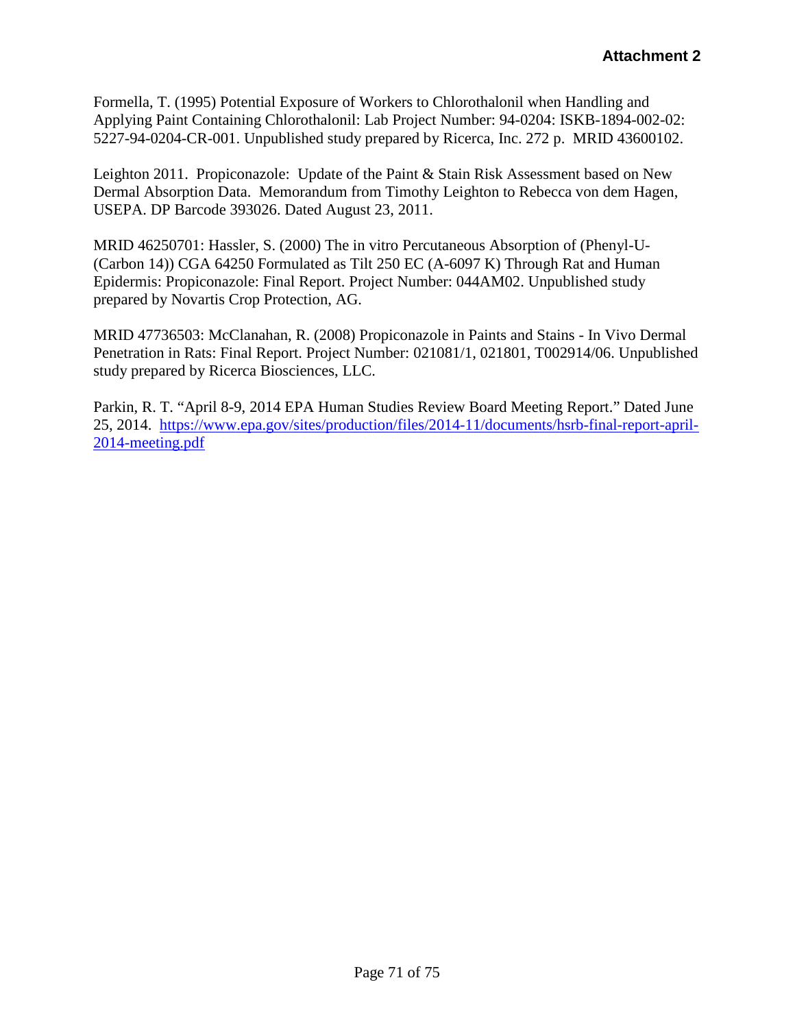Formella, T. (1995) Potential Exposure of Workers to Chlorothalonil when Handling and Applying Paint Containing Chlorothalonil: Lab Project Number: 94-0204: ISKB-1894-002-02: 5227-94-0204-CR-001. Unpublished study prepared by Ricerca, Inc. 272 p. MRID 43600102.

Leighton 2011. Propiconazole: Update of the Paint & Stain Risk Assessment based on New Dermal Absorption Data. Memorandum from Timothy Leighton to Rebecca von dem Hagen, USEPA. DP Barcode 393026. Dated August 23, 2011.

MRID 46250701: Hassler, S. (2000) The in vitro Percutaneous Absorption of (Phenyl-U-(Carbon 14)) CGA 64250 Formulated as Tilt 250 EC (A-6097 K) Through Rat and Human Epidermis: Propiconazole: Final Report. Project Number: 044AM02. Unpublished study prepared by Novartis Crop Protection, AG.

MRID 47736503: McClanahan, R. (2008) Propiconazole in Paints and Stains - In Vivo Dermal Penetration in Rats: Final Report. Project Number: 021081/1, 021801, T002914/06. Unpublished study prepared by Ricerca Biosciences, LLC.

Parkin, R. T. "April 8-9, 2014 EPA Human Studies Review Board Meeting Report." Dated June 25, 2014. [https://www.epa.gov/sites/production/files/2014-11/documents/hsrb-final-report-april-2014-meeting.pdf](https://www.epa.gov/sites/production/files/2014-11/documents/hsrb-final-report-april-2014-meeting.pdf)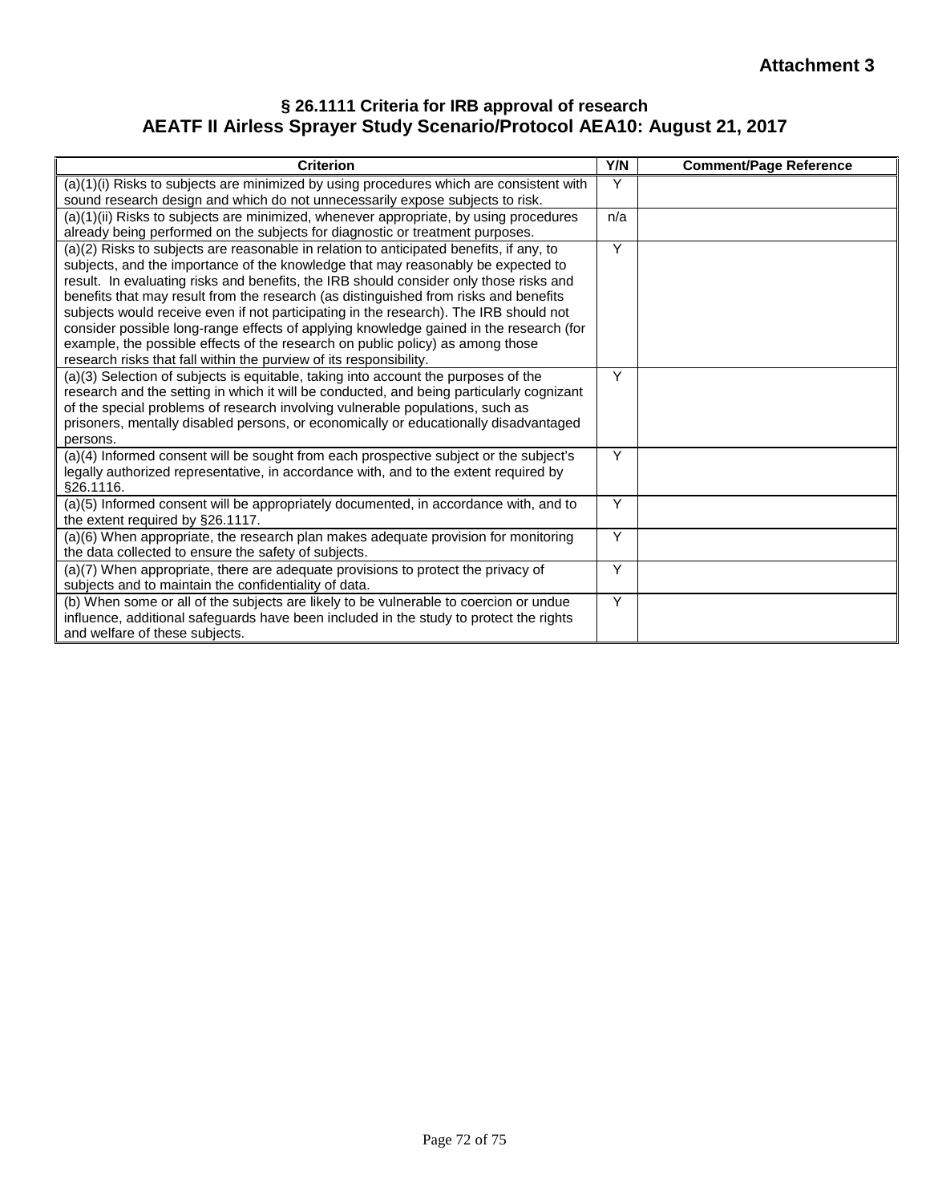**Attachment 3**

## § 26.1111 Criteria for IRB approval of research
## AEATF II Airless Sprayer Study Scenario/Protocol AEA10: August 21, 2017

| Criterion | Y/N | Comment/Page Reference |
|---|---|---|
| (a)(1)(i) Risks to subjects are minimized by using procedures which are consistent with sound research design and which do not unnecessarily expose subjects to risk. | Y | |
| (a)(1)(ii) Risks to subjects are minimized, whenever appropriate, by using procedures already being performed on the subjects for diagnostic or treatment purposes. | n/a | |
| (a)(2) Risks to subjects are reasonable in relation to anticipated benefits, if any, to subjects, and the importance of the knowledge that may reasonably be expected to result. In evaluating risks and benefits, the IRB should consider only those risks and benefits that may result from the research (as distinguished from risks and benefits subjects would receive even if not participating in the research). The IRB should not consider possible long-range effects of applying knowledge gained in the research (for example, the possible effects of the research on public policy) as among those research risks that fall within the purview of its responsibility. | Y | |
| (a)(3) Selection of subjects is equitable, taking into account the purposes of the research and the setting in which it will be conducted, and being particularly cognizant of the special problems of research involving vulnerable populations, such as prisoners, mentally disabled persons, or economically or educationally disadvantaged persons. | Y | |
| (a)(4) Informed consent will be sought from each prospective subject or the subject's legally authorized representative, in accordance with, and to the extent required by §26.1116. | Y | |
| (a)(5) Informed consent will be appropriately documented, in accordance with, and to the extent required by §26.1117. | Y | |
| (a)(6) When appropriate, the research plan makes adequate provision for monitoring the data collected to ensure the safety of subjects. | Y | |
| (a)(7) When appropriate, there are adequate provisions to protect the privacy of subjects and to maintain the confidentiality of data. | Y | |
| (b) When some or all of the subjects are likely to be vulnerable to coercion or undue influence, additional safeguards have been included in the study to protect the rights and welfare of these subjects. | Y | |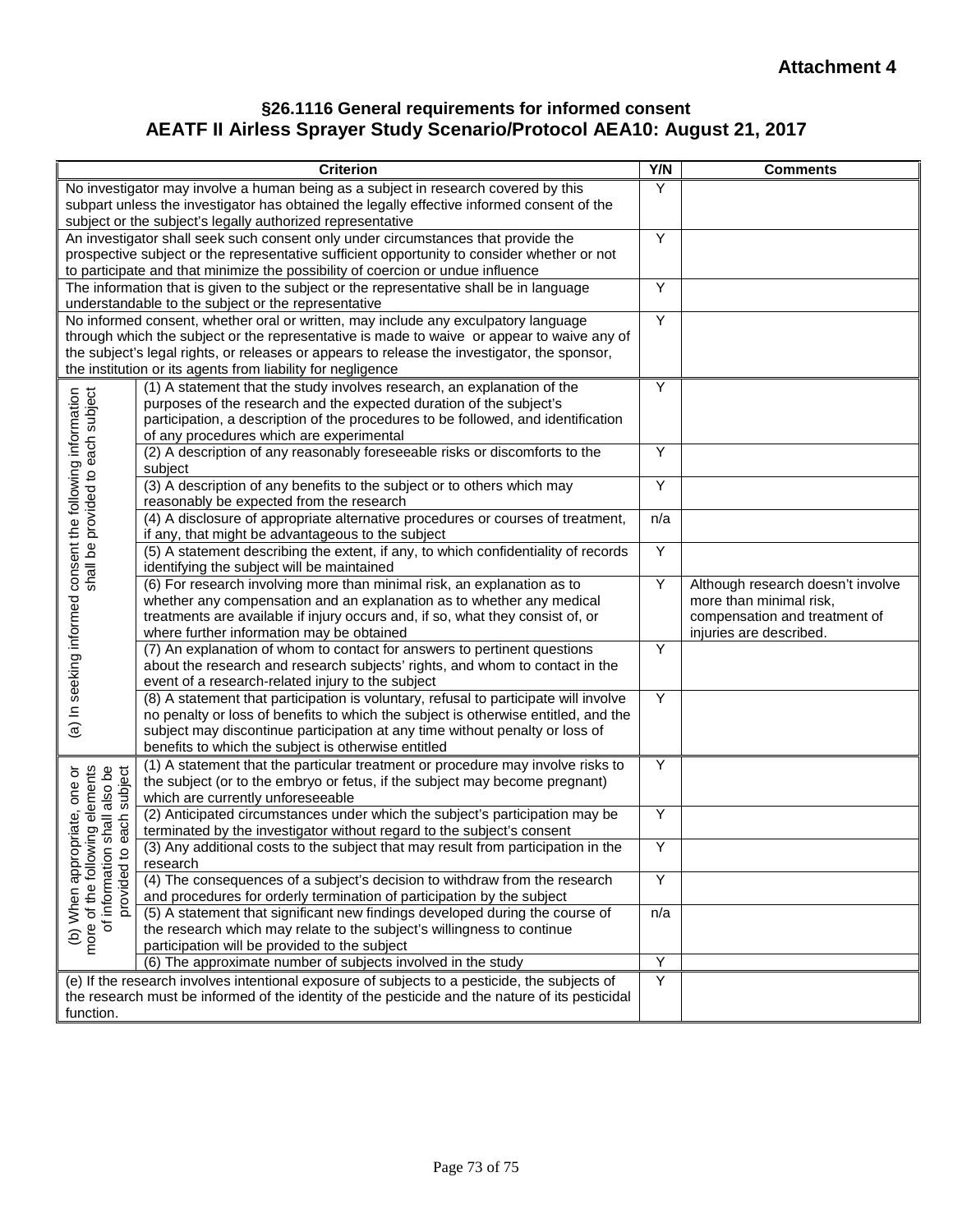**Attachment 4**

## §26.1116 General requirements for informed consent
## AEATF II Airless Sprayer Study Scenario/Protocol AEA10: August 21, 2017

| | Criterion | Y/N | Comments |
|---|---|---|---|
| No investigator may involve a human being as a subject in research covered by this subpart unless the investigator has obtained the legally effective informed consent of the subject or the subject's legally authorized representative | | Y | |
| An investigator shall seek such consent only under circumstances that provide the prospective subject or the representative sufficient opportunity to consider whether or not to participate and that minimize the possibility of coercion or undue influence | | Y | |
| The information that is given to the subject or the representative shall be in language understandable to the subject or the representative | | Y | |
| No informed consent, whether oral or written, may include any exculpatory language through which the subject or the representative is made to waive or appear to waive any of the subject's legal rights, or releases or appears to release the investigator, the sponsor, the institution or its agents from liability for negligence | | Y | |
| (a) In seeking informed consent the following information shall be provided to each subject | (1) A statement that the study involves research, an explanation of the purposes of the research and the expected duration of the subject's participation, a description of the procedures to be followed, and identification of any procedures which are experimental | Y | |
| | (2) A description of any reasonably foreseeable risks or discomforts to the subject | Y | |
| | (3) A description of any benefits to the subject or to others which may reasonably be expected from the research | Y | |
| | (4) A disclosure of appropriate alternative procedures or courses of treatment, if any, that might be advantageous to the subject | n/a | |
| | (5) A statement describing the extent, if any, to which confidentiality of records identifying the subject will be maintained | Y | |
| | (6) For research involving more than minimal risk, an explanation as to whether any compensation and an explanation as to whether any medical treatments are available if injury occurs and, if so, what they consist of, or where further information may be obtained | Y | Although research doesn't involve more than minimal risk, compensation and treatment of injuries are described. |
| | (7) An explanation of whom to contact for answers to pertinent questions about the research and research subjects' rights, and whom to contact in the event of a research-related injury to the subject | Y | |
| | (8) A statement that participation is voluntary, refusal to participate will involve no penalty or loss of benefits to which the subject is otherwise entitled, and the subject may discontinue participation at any time without penalty or loss of benefits to which the subject is otherwise entitled | Y | |
| (b) When appropriate, one or more of the following elements of information shall also be provided to each subject | (1) A statement that the particular treatment or procedure may involve risks to the subject (or to the embryo or fetus, if the subject may become pregnant) which are currently unforeseeable | Y | |
| | (2) Anticipated circumstances under which the subject's participation may be terminated by the investigator without regard to the subject's consent | Y | |
| | (3) Any additional costs to the subject that may result from participation in the research | Y | |
| | (4) The consequences of a subject's decision to withdraw from the research and procedures for orderly termination of participation by the subject | Y | |
| | (5) A statement that significant new findings developed during the course of the research which may relate to the subject's willingness to continue participation will be provided to the subject | n/a | |
| | (6) The approximate number of subjects involved in the study | Y | |
| (e) If the research involves intentional exposure of subjects to a pesticide, the subjects of the research must be informed of the identity of the pesticide and the nature of its pesticidal function. | | Y | |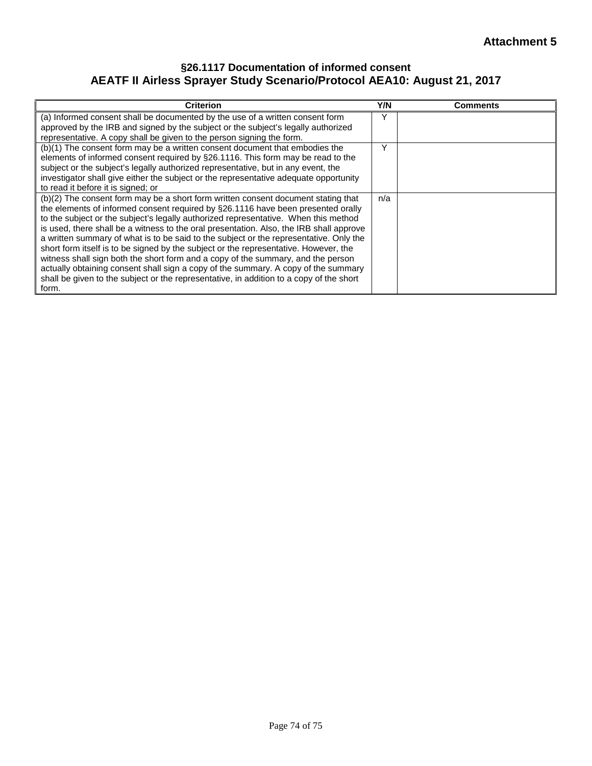**Attachment 5**

## §26.1117 Documentation of informed consent
## AEATF II Airless Sprayer Study Scenario/Protocol AEA10: August 21, 2017

| Criterion | Y/N | Comments |
|---|---|---|
| (a) Informed consent shall be documented by the use of a written consent form approved by the IRB and signed by the subject or the subject's legally authorized representative. A copy shall be given to the person signing the form. | Y | |
| (b)(1) The consent form may be a written consent document that embodies the elements of informed consent required by §26.1116. This form may be read to the subject or the subject's legally authorized representative, but in any event, the investigator shall give either the subject or the representative adequate opportunity to read it before it is signed; or | Y | |
| (b)(2) The consent form may be a short form written consent document stating that the elements of informed consent required by §26.1116 have been presented orally to the subject or the subject's legally authorized representative. When this method is used, there shall be a witness to the oral presentation. Also, the IRB shall approve a written summary of what is to be said to the subject or the representative. Only the short form itself is to be signed by the subject or the representative. However, the witness shall sign both the short form and a copy of the summary, and the person actually obtaining consent shall sign a copy of the summary. A copy of the summary shall be given to the subject or the representative, in addition to a copy of the short form. | n/a | |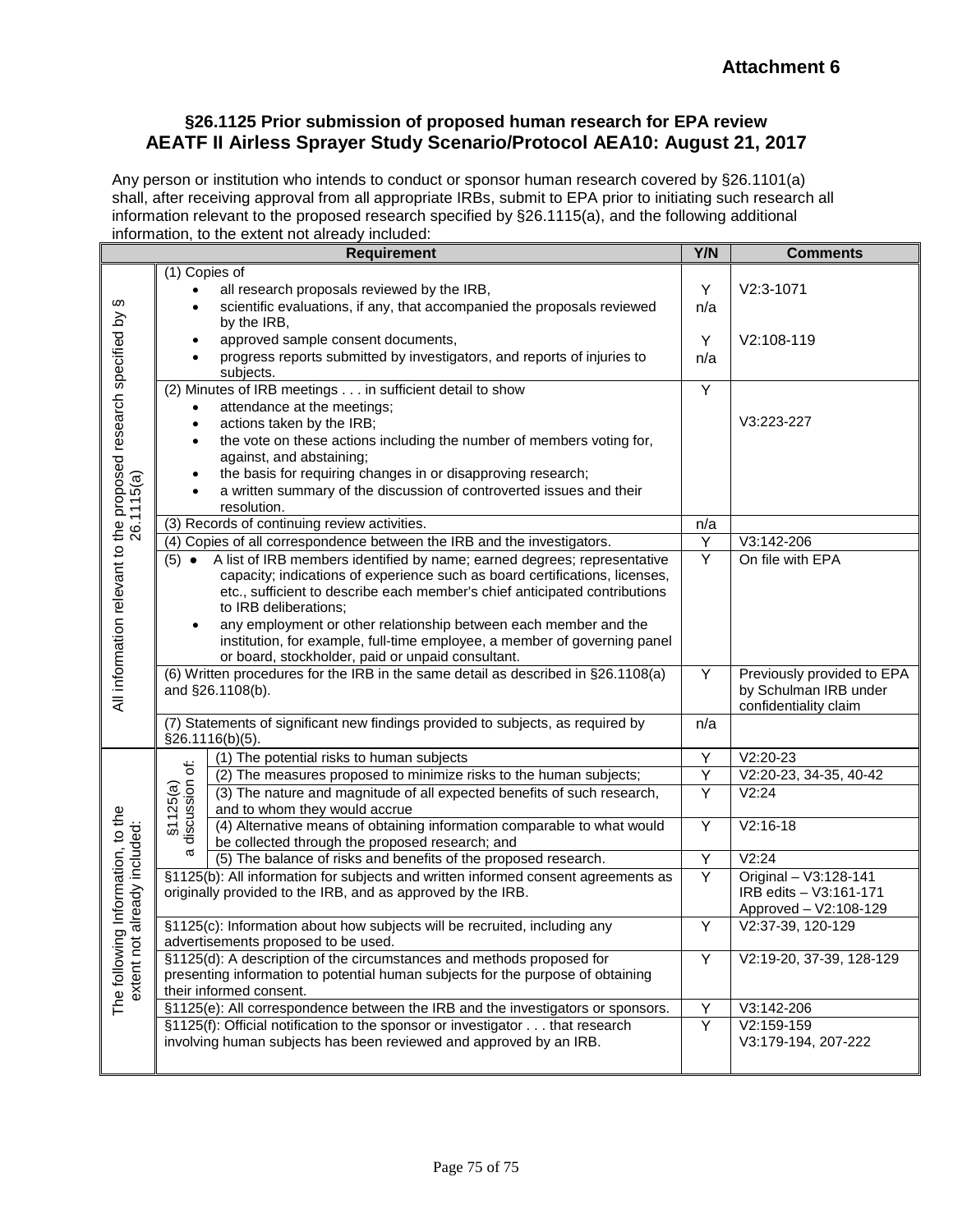**Attachment 6**

## §26.1125 Prior submission of proposed human research for EPA review
## AEATF II Airless Sprayer Study Scenario/Protocol AEA10: August 21, 2017

Any person or institution who intends to conduct or sponsor human research covered by §26.1101(a) shall, after receiving approval from all appropriate IRBs, submit to EPA prior to initiating such research all information relevant to the proposed research specified by §26.1115(a), and the following additional information, to the extent not already included:

| | Requirement | | Y/N | Comments |
|---|---|---|---|---|
| All information relevant to the proposed research specified by § 26.1115(a) | (1) Copies of<br>• all research proposals reviewed by the IRB,<br>• scientific evaluations, if any, that accompanied the proposals reviewed by the IRB,<br>• approved sample consent documents,<br>• progress reports submitted by investigators, and reports of injuries to subjects. | | Y<br>n/a<br>Y<br>n/a | V2:3-1071<br><br>V2:108-119 |
| | (2) Minutes of IRB meetings . . . in sufficient detail to show<br>• attendance at the meetings;<br>• actions taken by the IRB;<br>• the vote on these actions including the number of members voting for, against, and abstaining;<br>• the basis for requiring changes in or disapproving research;<br>• a written summary of the discussion of controverted issues and their resolution. | | Y | V3:223-227 |
| | (3) Records of continuing review activities. | | n/a | |
| | (4) Copies of all correspondence between the IRB and the investigators. | | Y | V3:142-206 |
| | (5) • A list of IRB members identified by name; earned degrees; representative capacity; indications of experience such as board certifications, licenses, etc., sufficient to describe each member's chief anticipated contributions to IRB deliberations;<br>• any employment or other relationship between each member and the institution, for example, full-time employee, a member of governing panel or board, stockholder, paid or unpaid consultant. | | Y | On file with EPA |
| | (6) Written procedures for the IRB in the same detail as described in §26.1108(a) and §26.1108(b). | | Y | Previously provided to EPA by Schulman IRB under confidentiality claim |
| | (7) Statements of significant new findings provided to subjects, as required by §26.1116(b)(5). | | n/a | |
| The following Information, to the extent not already included: | §1125(a) a discussion of: | (1) The potential risks to human subjects | Y | V2:20-23 |
| | | (2) The measures proposed to minimize risks to the human subjects; | Y | V2:20-23, 34-35, 40-42 |
| | | (3) The nature and magnitude of all expected benefits of such research, and to whom they would accrue | Y | V2:24 |
| | | (4) Alternative means of obtaining information comparable to what would be collected through the proposed research; and | Y | V2:16-18 |
| | | (5) The balance of risks and benefits of the proposed research. | Y | V2:24 |
| | §1125(b): All information for subjects and written informed consent agreements as originally provided to the IRB, and as approved by the IRB. | | Y | Original – V3:128-141<br>IRB edits – V3:161-171<br>Approved – V2:108-129 |
| | §1125(c): Information about how subjects will be recruited, including any advertisements proposed to be used. | | Y | V2:37-39, 120-129 |
| | §1125(d): A description of the circumstances and methods proposed for presenting information to potential human subjects for the purpose of obtaining their informed consent. | | Y | V2:19-20, 37-39, 128-129 |
| | §1125(e): All correspondence between the IRB and the investigators or sponsors. | | Y | V3:142-206 |
| | §1125(f): Official notification to the sponsor or investigator . . . that research involving human subjects has been reviewed and approved by an IRB. | | Y | V2:159-159<br>V3:179-194, 207-222 |